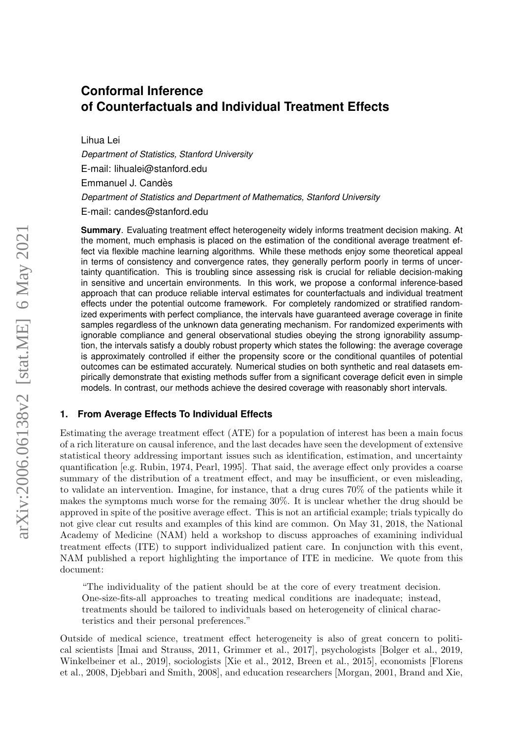# Conformal Inference of Counterfactuals and Individual Treatment Effects

Lihua Lei

*Department of Statistics, Stanford University*

E-mail: lihualei@stanford.edu

Emmanuel J. Candès

*Department of Statistics and Department of Mathematics, Stanford University*

E-mail: candes@stanford.edu

**Summary**. Evaluating treatment effect heterogeneity widely informs treatment decision making. At the moment, much emphasis is placed on the estimation of the conditional average treatment effect via flexible machine learning algorithms. While these methods enjoy some theoretical appeal in terms of consistency and convergence rates, they generally perform poorly in terms of uncertainty quantification. This is troubling since assessing risk is crucial for reliable decision-making in sensitive and uncertain environments. In this work, we propose a conformal inference-based approach that can produce reliable interval estimates for counterfactuals and individual treatment effects under the potential outcome framework. For completely randomized or stratified randomized experiments with perfect compliance, the intervals have guaranteed average coverage in finite samples regardless of the unknown data generating mechanism. For randomized experiments with ignorable compliance and general observational studies obeying the strong ignorability assumption, the intervals satisfy a doubly robust property which states the following: the average coverage is approximately controlled if either the propensity score or the conditional quantiles of potential outcomes can be estimated accurately. Numerical studies on both synthetic and real datasets empirically demonstrate that existing methods suffer from a significant coverage deficit even in simple models. In contrast, our methods achieve the desired coverage with reasonably short intervals.

## 1. From Average Effects To Individual Effects

Estimating the average treatment effect (ATE) for a population of interest has been a main focus of a rich literature on causal inference, and the last decades have seen the development of extensive statistical theory addressing important issues such as identification, estimation, and uncertainty quantification [e.g. Rubin, 1974, Pearl, 1995]. That said, the average effect only provides a coarse summary of the distribution of a treatment effect, and may be insufficient, or even misleading, to validate an intervention. Imagine, for instance, that a drug cures 70% of the patients while it makes the symptoms much worse for the remaing 30%. It is unclear whether the drug should be approved in spite of the positive average effect. This is not an artificial example; trials typically do not give clear cut results and examples of this kind are common. On May 31, 2018, the National Academy of Medicine (NAM) held a workshop to discuss approaches of examining individual treatment effects (ITE) to support individualized patient care. In conjunction with this event, NAM published a report highlighting the importance of ITE in medicine. We quote from this document:

> "The individuality of the patient should be at the core of every treatment decision. One-size-fits-all approaches to treating medical conditions are inadequate; instead, treatments should be tailored to individuals based on heterogeneity of clinical characteristics and their personal preferences."

Outside of medical science, treatment effect heterogeneity is also of great concern to political scientists [Imai and Strauss, 2011, Grimmer et al., 2017], psychologists [Bolger et al., 2019, Winkelbeiner et al., 2019], sociologists [Xie et al., 2012, Breen et al., 2015], economists [Florens et al., 2008, Djebbari and Smith, 2008], and education researchers [Morgan, 2001, Brand and Xie,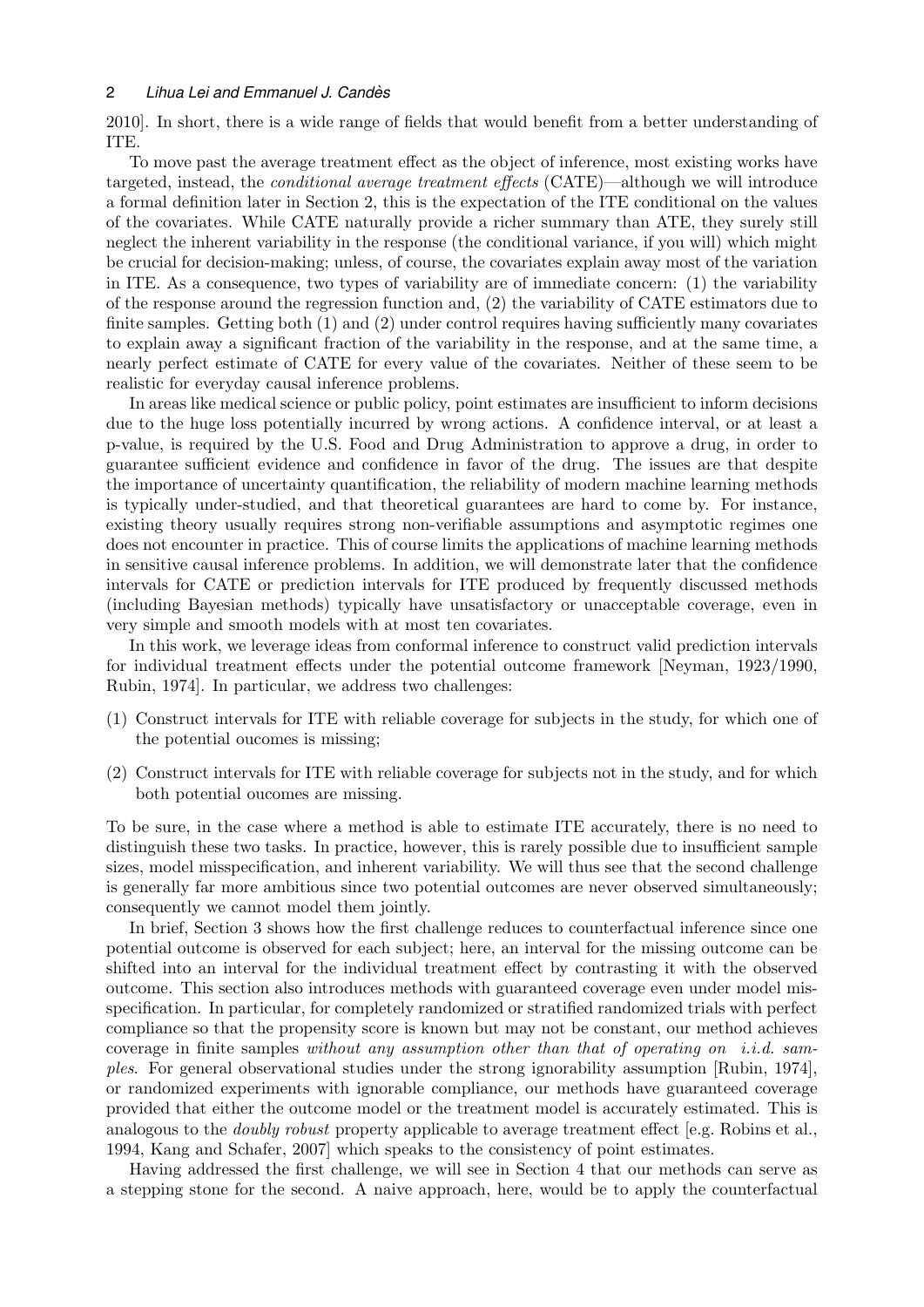2010]. In short, there is a wide range of fields that would benefit from a better understanding of ITE.

To move past the average treatment effect as the object of inference, most existing works have targeted, instead, the *conditional average treatment effects* (CATE)—although we will introduce a formal definition later in Section 2, this is the expectation of the ITE conditional on the values of the covariates. While CATE naturally provide a richer summary than ATE, they surely still neglect the inherent variability in the response (the conditional variance, if you will) which might be crucial for decision-making; unless, of course, the covariates explain away most of the variation in ITE. As a consequence, two types of variability are of immediate concern: (1) the variability of the response around the regression function and, (2) the variability of CATE estimators due to finite samples. Getting both (1) and (2) under control requires having sufficiently many covariates to explain away a significant fraction of the variability in the response, and at the same time, a nearly perfect estimate of CATE for every value of the covariates. Neither of these seem to be realistic for everyday causal inference problems.

In areas like medical science or public policy, point estimates are insufficient to inform decisions due to the huge loss potentially incurred by wrong actions. A confidence interval, or at least a p-value, is required by the U.S. Food and Drug Administration to approve a drug, in order to guarantee sufficient evidence and confidence in favor of the drug. The issues are that despite the importance of uncertainty quantification, the reliability of modern machine learning methods is typically under-studied, and that theoretical guarantees are hard to come by. For instance, existing theory usually requires strong non-verifiable assumptions and asymptotic regimes one does not encounter in practice. This of course limits the applications of machine learning methods in sensitive causal inference problems. In addition, we will demonstrate later that the confidence intervals for CATE or prediction intervals for ITE produced by frequently discussed methods (including Bayesian methods) typically have unsatisfactory or unacceptable coverage, even in very simple and smooth models with at most ten covariates.

In this work, we leverage ideas from conformal inference to construct valid prediction intervals for individual treatment effects under the potential outcome framework [Neyman, 1923/1990, Rubin, 1974]. In particular, we address two challenges:

(1) Construct intervals for ITE with reliable coverage for subjects in the study, for which one of the potential oucomes is missing;

(2) Construct intervals for ITE with reliable coverage for subjects not in the study, and for which both potential oucomes are missing.

To be sure, in the case where a method is able to estimate ITE accurately, there is no need to distinguish these two tasks. In practice, however, this is rarely possible due to insufficient sample sizes, model misspecification, and inherent variability. We will thus see that the second challenge is generally far more ambitious since two potential outcomes are never observed simultaneously; consequently we cannot model them jointly.

In brief, Section 3 shows how the first challenge reduces to counterfactual inference since one potential outcome is observed for each subject; here, an interval for the missing outcome can be shifted into an interval for the individual treatment effect by contrasting it with the observed outcome. This section also introduces methods with guaranteed coverage even under model misspecification. In particular, for completely randomized or stratified randomized trials with perfect compliance so that the propensity score is known but may not be constant, our method achieves coverage in finite samples *without any assumption other than that of operating on i.i.d. samples*. For general observational studies under the strong ignorability assumption [Rubin, 1974], or randomized experiments with ignorable compliance, our methods have guaranteed coverage provided that either the outcome model or the treatment model is accurately estimated. This is analogous to the *doubly robust* property applicable to average treatment effect [e.g. Robins et al., 1994, Kang and Schafer, 2007] which speaks to the consistency of point estimates.

Having addressed the first challenge, we will see in Section 4 that our methods can serve as a stepping stone for the second. A naive approach, here, would be to apply the counterfactual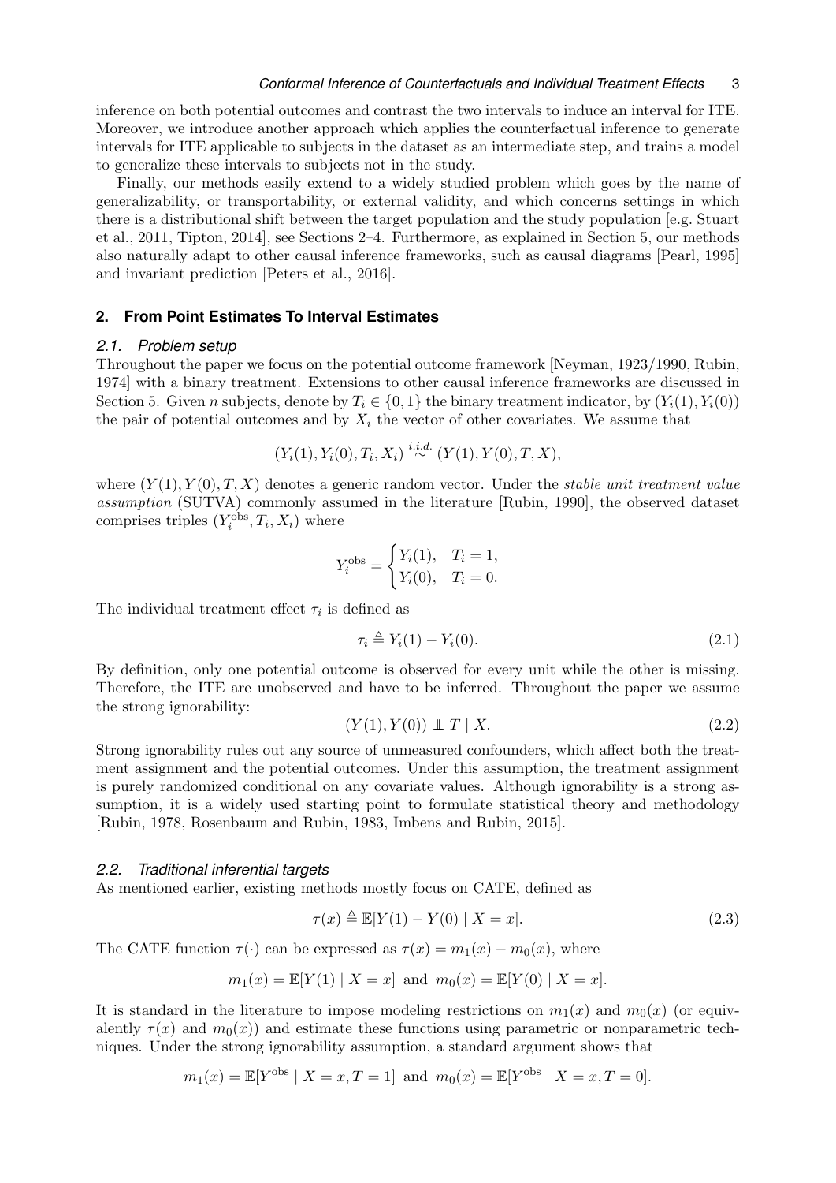inference on both potential outcomes and contrast the two intervals to induce an interval for ITE. Moreover, we introduce another approach which applies the counterfactual inference to generate intervals for ITE applicable to subjects in the dataset as an intermediate step, and trains a model to generalize these intervals to subjects not in the study.

Finally, our methods easily extend to a widely studied problem which goes by the name of generalizability, or transportability, or external validity, and which concerns settings in which there is a distributional shift between the target population and the study population [e.g. Stuart et al., 2011, Tipton, 2014], see Sections 2–4. Furthermore, as explained in Section 5, our methods also naturally adapt to other causal inference frameworks, such as causal diagrams [Pearl, 1995] and invariant prediction [Peters et al., 2016].

## 2. From Point Estimates To Interval Estimates

### 2.1. Problem setup

Throughout the paper we focus on the potential outcome framework [Neyman, 1923/1990, Rubin, 1974] with a binary treatment. Extensions to other causal inference frameworks are discussed in Section 5. Given $n$ subjects, denote by $T_i \in \{0, 1\}$ the binary treatment indicator, by $(Y_i(1), Y_i(0))$ the pair of potential outcomes and by $X_i$ the vector of other covariates. We assume that

$$(Y_i(1), Y_i(0), T_i, X_i) \overset{i.i.d.}{\sim} (Y(1), Y(0), T, X),$$

where $(Y(1), Y(0), T, X)$ denotes a generic random vector. Under the *stable unit treatment value assumption* (SUTVA) commonly assumed in the literature [Rubin, 1990], the observed dataset comprises triples $(Y_i^{\text{obs}}, T_i, X_i)$ where

$$Y_i^{\text{obs}} = \begin{cases} Y_i(1), & T_i = 1, \\ Y_i(0), & T_i = 0. \end{cases}$$

The individual treatment effect $\tau_i$ is defined as

$$\tau_i \triangleq Y_i(1) - Y_i(0). \tag{2.1}$$

By definition, only one potential outcome is observed for every unit while the other is missing. Therefore, the ITE are unobserved and have to be inferred. Throughout the paper we assume the strong ignorability:

$$(Y(1), Y(0)) \perp\!\!\!\perp T \mid X. \tag{2.2}$$

Strong ignorability rules out any source of unmeasured confounders, which affect both the treatment assignment and the potential outcomes. Under this assumption, the treatment assignment is purely randomized conditional on any covariate values. Although ignorability is a strong assumption, it is a widely used starting point to formulate statistical theory and methodology [Rubin, 1978, Rosenbaum and Rubin, 1983, Imbens and Rubin, 2015].

### 2.2. Traditional inferential targets

As mentioned earlier, existing methods mostly focus on CATE, defined as

$$\tau(x) \triangleq \mathbb{E}[Y(1) - Y(0) \mid X = x]. \tag{2.3}$$

The CATE function $\tau(\cdot)$ can be expressed as $\tau(x) = m_1(x) - m_0(x)$, where

$$m_1(x) = \mathbb{E}[Y(1) \mid X = x] \text{ and } m_0(x) = \mathbb{E}[Y(0) \mid X = x].$$

It is standard in the literature to impose modeling restrictions on $m_1(x)$ and $m_0(x)$ (or equivalently $\tau(x)$ and $m_0(x)$) and estimate these functions using parametric or nonparametric techniques. Under the strong ignorability assumption, a standard argument shows that

$$m_1(x) = \mathbb{E}[Y^{\text{obs}} \mid X = x, T = 1] \text{ and } m_0(x) = \mathbb{E}[Y^{\text{obs}} \mid X = x, T = 0].$$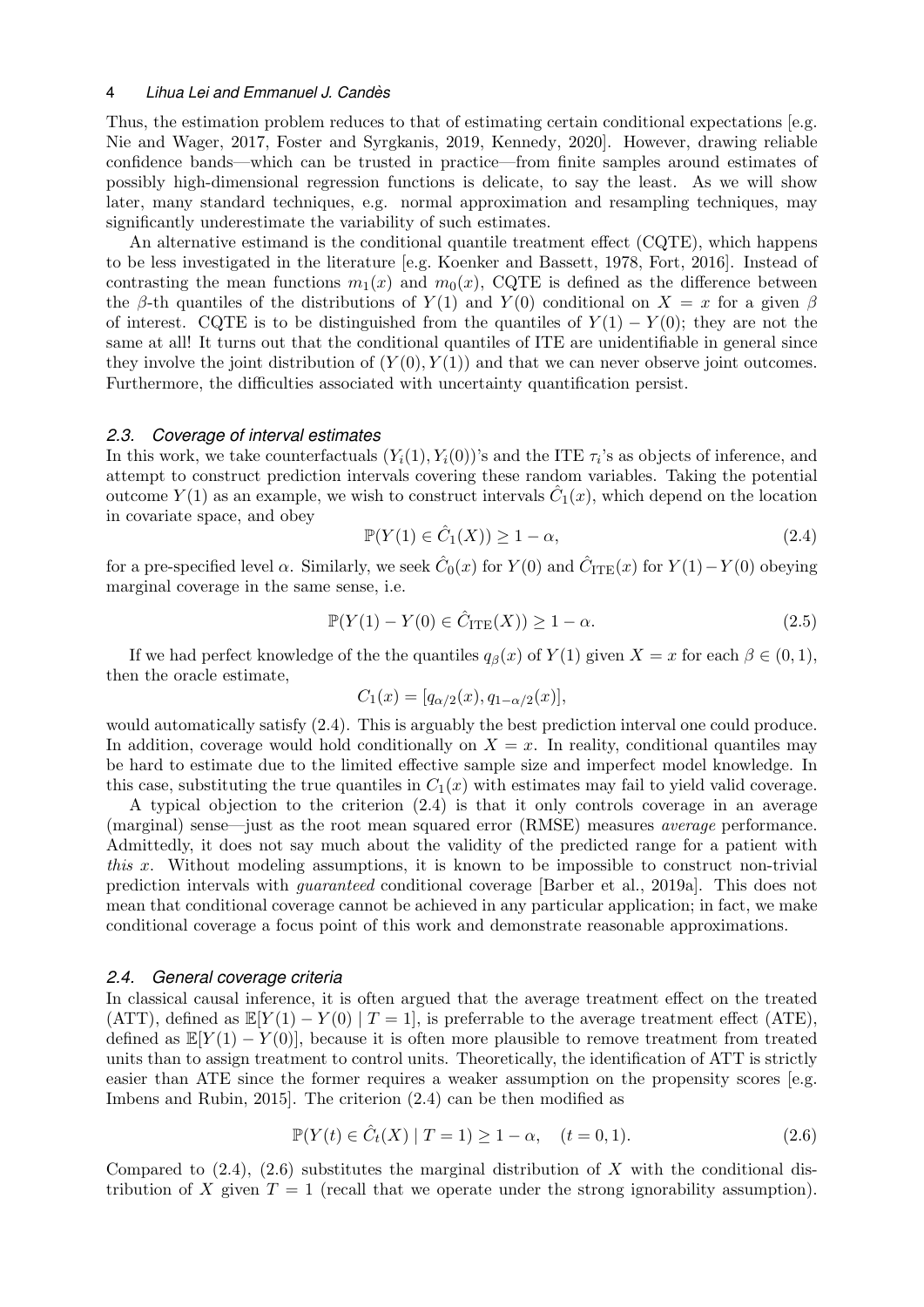Thus, the estimation problem reduces to that of estimating certain conditional expectations [e.g. Nie and Wager, 2017, Foster and Syrgkanis, 2019, Kennedy, 2020]. However, drawing reliable confidence bands—which can be trusted in practice—from finite samples around estimates of possibly high-dimensional regression functions is delicate, to say the least. As we will show later, many standard techniques, e.g. normal approximation and resampling techniques, may significantly underestimate the variability of such estimates.

An alternative estimand is the conditional quantile treatment effect (CQTE), which happens to be less investigated in the literature [e.g. Koenker and Bassett, 1978, Fort, 2016]. Instead of contrasting the mean functions $m_1(x)$ and $m_0(x)$, CQTE is defined as the difference between the $\beta$-th quantiles of the distributions of $Y(1)$ and $Y(0)$ conditional on $X = x$ for a given $\beta$ of interest. CQTE is to be distinguished from the quantiles of $Y(1) - Y(0)$; they are not the same at all! It turns out that the conditional quantiles of ITE are unidentifiable in general since they involve the joint distribution of $(Y(0), Y(1))$ and that we can never observe joint outcomes. Furthermore, the difficulties associated with uncertainty quantification persist.

### 2.3. Coverage of interval estimates

In this work, we take counterfactuals $(Y_i(1), Y_i(0))$'s and the ITE $\tau_i$'s as objects of inference, and attempt to construct prediction intervals covering these random variables. Taking the potential outcome $Y(1)$ as an example, we wish to construct intervals $\hat{C}_1(x)$, which depend on the location in covariate space, and obey

$$\mathbb{P}(Y(1) \in \hat{C}_1(X)) \geq 1 - \alpha, \tag{2.4}$$

for a pre-specified level $\alpha$. Similarly, we seek $\hat{C}_0(x)$ for $Y(0)$ and $\hat{C}_{\mathrm{ITE}}(x)$ for $Y(1) - Y(0)$ obeying marginal coverage in the same sense, i.e.

$$\mathbb{P}(Y(1) - Y(0) \in \hat{C}_{\mathrm{ITE}}(X)) \geq 1 - \alpha. \tag{2.5}$$

If we had perfect knowledge of the the quantiles $q_\beta(x)$ of $Y(1)$ given $X = x$ for each $\beta \in (0, 1)$, then the oracle estimate,

$$C_1(x) = [q_{\alpha/2}(x), q_{1-\alpha/2}(x)],$$

would automatically satisfy (2.4). This is arguably the best prediction interval one could produce. In addition, coverage would hold conditionally on $X = x$. In reality, conditional quantiles may be hard to estimate due to the limited effective sample size and imperfect model knowledge. In this case, substituting the true quantiles in $C_1(x)$ with estimates may fail to yield valid coverage.

A typical objection to the criterion (2.4) is that it only controls coverage in an average (marginal) sense—just as the root mean squared error (RMSE) measures *average* performance. Admittedly, it does not say much about the validity of the predicted range for a patient with *this* $x$. Without modeling assumptions, it is known to be impossible to construct non-trivial prediction intervals with *guaranteed* conditional coverage [Barber et al., 2019a]. This does not mean that conditional coverage cannot be achieved in any particular application; in fact, we make conditional coverage a focus point of this work and demonstrate reasonable approximations.

### 2.4. General coverage criteria

In classical causal inference, it is often argued that the average treatment effect on the treated (ATT), defined as $\mathbb{E}[Y(1) - Y(0) \mid T = 1]$, is preferrable to the average treatment effect (ATE), defined as $\mathbb{E}[Y(1) - Y(0)]$, because it is often more plausible to remove treatment from treated units than to assign treatment to control units. Theoretically, the identification of ATT is strictly easier than ATE since the former requires a weaker assumption on the propensity scores [e.g. Imbens and Rubin, 2015]. The criterion (2.4) can be then modified as

$$\mathbb{P}(Y(t) \in \hat{C}_t(X) \mid T = 1) \geq 1 - \alpha, \quad (t = 0, 1). \tag{2.6}$$

Compared to (2.4), (2.6) substitutes the marginal distribution of $X$ with the conditional distribution of $X$ given $T = 1$ (recall that we operate under the strong ignorability assumption).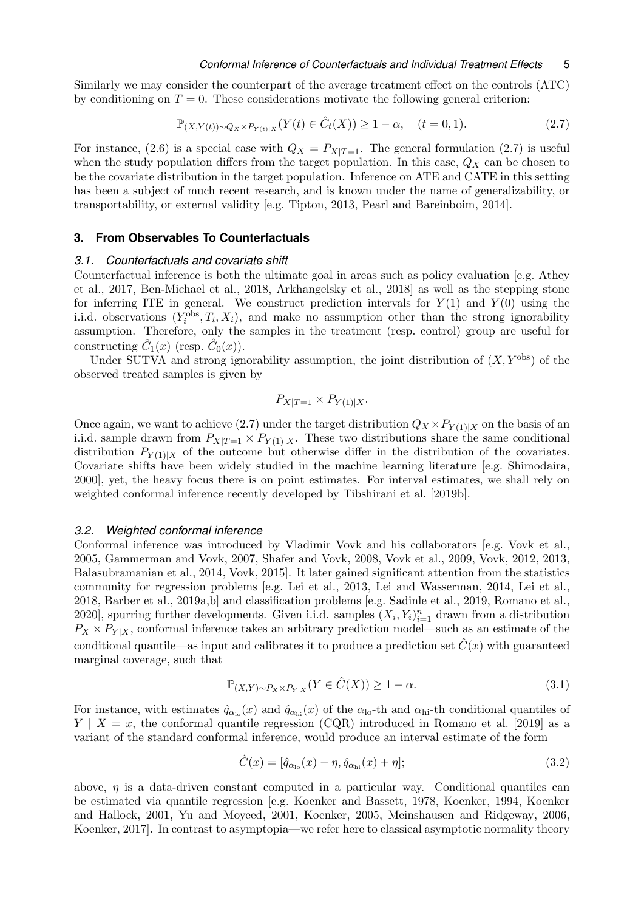Similarly we may consider the counterpart of the average treatment effect on the controls (ATC) by conditioning on $T = 0$. These considerations motivate the following general criterion:

$$\mathbb{P}_{(X,Y(t))\sim Q_X \times P_{Y(t)|X}}(Y(t) \in \hat{C}_t(X)) \geq 1 - \alpha, \quad (t = 0, 1). \tag{2.7}$$

For instance, (2.6) is a special case with $Q_X = P_{X|T=1}$. The general formulation (2.7) is useful when the study population differs from the target population. In this case, $Q_X$ can be chosen to be the covariate distribution in the target population. Inference on ATE and CATE in this setting has been a subject of much recent research, and is known under the name of generalizability, or transportability, or external validity [e.g. Tipton, 2013, Pearl and Bareinboim, 2014].

## 3. From Observables To Counterfactuals

### 3.1. Counterfactuals and covariate shift

Counterfactual inference is both the ultimate goal in areas such as policy evaluation [e.g. Athey et al., 2017, Ben-Michael et al., 2018, Arkhangelsky et al., 2018] as well as the stepping stone for inferring ITE in general. We construct prediction intervals for $Y(1)$ and $Y(0)$ using the i.i.d. observations $(Y_i^{\text{obs}}, T_i, X_i)$, and make no assumption other than the strong ignorability assumption. Therefore, only the samples in the treatment (resp. control) group are useful for constructing $\hat{C}_1(x)$ (resp. $\hat{C}_0(x)$).

Under SUTVA and strong ignorability assumption, the joint distribution of $(X, Y^{\text{obs}})$ of the observed treated samples is given by

$$P_{X|T=1} \times P_{Y(1)|X}.$$

Once again, we want to achieve (2.7) under the target distribution $Q_X \times P_{Y(1)|X}$ on the basis of an i.i.d. sample drawn from $P_{X|T=1} \times P_{Y(1)|X}$. These two distributions share the same conditional distribution $P_{Y(1)|X}$ of the outcome but otherwise differ in the distribution of the covariates. Covariate shifts have been widely studied in the machine learning literature [e.g. Shimodaira, 2000], yet, the heavy focus there is on point estimates. For interval estimates, we shall rely on weighted conformal inference recently developed by Tibshirani et al. [2019b].

### 3.2. Weighted conformal inference

Conformal inference was introduced by Vladimir Vovk and his collaborators [e.g. Vovk et al., 2005, Gammerman and Vovk, 2007, Shafer and Vovk, 2008, Vovk et al., 2009, Vovk, 2012, 2013, Balasubramanian et al., 2014, Vovk, 2015]. It later gained significant attention from the statistics community for regression problems [e.g. Lei et al., 2013, Lei and Wasserman, 2014, Lei et al., 2018, Barber et al., 2019a,b] and classification problems [e.g. Sadinle et al., 2019, Romano et al., 2020], spurring further developments. Given i.i.d. samples $(X_i, Y_i)_{i=1}^n$ drawn from a distribution $P_X \times P_{Y|X}$, conformal inference takes an arbitrary prediction model—such as an estimate of the conditional quantile—as input and calibrates it to produce a prediction set $\hat{C}(x)$ with guaranteed marginal coverage, such that

$$\mathbb{P}_{(X,Y)\sim P_X \times P_{Y|X}}(Y \in \hat{C}(X)) \geq 1 - \alpha. \tag{3.1}$$

For instance, with estimates $\hat{q}_{\alpha_{\text{lo}}}(x)$ and $\hat{q}_{\alpha_{\text{hi}}}(x)$ of the $\alpha_{\text{lo}}$-th and $\alpha_{\text{hi}}$-th conditional quantiles of $Y \mid X = x$, the conformal quantile regression (CQR) introduced in Romano et al. [2019] as a variant of the standard conformal inference, would produce an interval estimate of the form

$$\hat{C}(x) = [\hat{q}_{\alpha_{\text{lo}}}(x) - \eta, \hat{q}_{\alpha_{\text{hi}}}(x) + \eta]; \tag{3.2}$$

above, $\eta$ is a data-driven constant computed in a particular way. Conditional quantiles can be estimated via quantile regression [e.g. Koenker and Bassett, 1978, Koenker, 1994, Koenker and Hallock, 2001, Yu and Moyeed, 2001, Koenker, 2005, Meinshausen and Ridgeway, 2006, Koenker, 2017]. In contrast to asymptopia—we refer here to classical asymptotic normality theory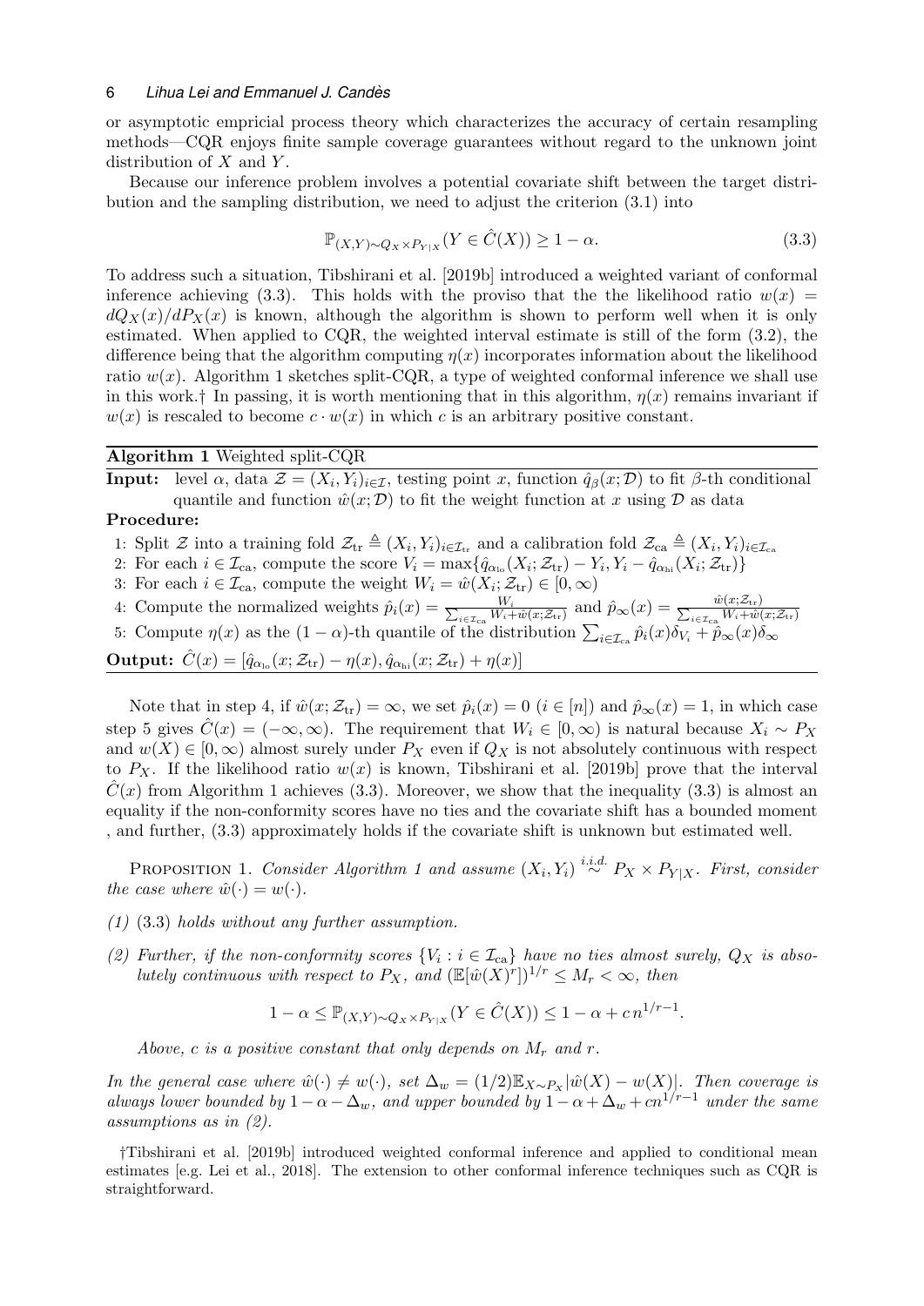or asymptotic empricial process theory which characterizes the accuracy of certain resampling methods—CQR enjoys finite sample coverage guarantees without regard to the unknown joint distribution of $X$ and $Y$.

Because our inference problem involves a potential covariate shift between the target distribution and the sampling distribution, we need to adjust the criterion (3.1) into

$$\mathbb{P}_{(X,Y)\sim Q_X \times P_{Y|X}}(Y \in \hat{C}(X)) \geq 1 - \alpha. \tag{3.3}$$

To address such a situation, Tibshirani et al. [2019b] introduced a weighted variant of conformal inference achieving (3.3). This holds with the proviso that the the likelihood ratio $w(x) = dQ_X(x)/dP_X(x)$ is known, although the algorithm is shown to perform well when it is only estimated. When applied to CQR, the weighted interval estimate is still of the form (3.2), the difference being that the algorithm computing $\eta(x)$ incorporates information about the likelihood ratio $w(x)$. Algorithm 1 sketches split-CQR, a type of weighted conformal inference we shall use in this work.† In passing, it is worth mentioning that in this algorithm, $\eta(x)$ remains invariant if $w(x)$ is rescaled to become $c \cdot w(x)$ in which $c$ is an arbitrary positive constant.

---

**Algorithm 1** Weighted split-CQR

**Input:** level $\alpha$, data $\mathcal{Z} = (X_i, Y_i)_{i\in\mathcal{I}}$, testing point $x$, function $\hat{q}_\beta(x; \mathcal{D})$ to fit $\beta$-th conditional quantile and function $\hat{w}(x; \mathcal{D})$ to fit the weight function at $x$ using $\mathcal{D}$ as data

**Procedure:**

1: Split $\mathcal{Z}$ into a training fold $\mathcal{Z}_{\mathrm{tr}} \triangleq (X_i, Y_i)_{i\in\mathcal{I}_{\mathrm{tr}}}$ and a calibration fold $\mathcal{Z}_{\mathrm{ca}} \triangleq (X_i, Y_i)_{i\in\mathcal{I}_{\mathrm{ca}}}$

2: For each $i \in \mathcal{I}_{\mathrm{ca}}$, compute the score $V_i = \max\{\hat{q}_{\alpha_{\mathrm{lo}}}(X_i; \mathcal{Z}_{\mathrm{tr}}) - Y_i, Y_i - \hat{q}_{\alpha_{\mathrm{hi}}}(X_i; \mathcal{Z}_{\mathrm{tr}})\}$

3: For each $i \in \mathcal{I}_{\mathrm{ca}}$, compute the weight $W_i = \hat{w}(X_i; \mathcal{Z}_{\mathrm{tr}}) \in [0, \infty)$

4: Compute the normalized weights $\hat{p}_i(x) = \frac{W_i}{\sum_{i\in\mathcal{I}_{\mathrm{ca}}} W_i + \hat{w}(x;\mathcal{Z}_{\mathrm{tr}})}$ and $\hat{p}_\infty(x) = \frac{\hat{w}(x;\mathcal{Z}_{\mathrm{tr}})}{\sum_{i\in\mathcal{I}_{\mathrm{ca}}} W_i + \hat{w}(x;\mathcal{Z}_{\mathrm{tr}})}$

5: Compute $\eta(x)$ as the $(1-\alpha)$-th quantile of the distribution $\sum_{i\in\mathcal{I}_{\mathrm{ca}}} \hat{p}_i(x)\delta_{V_i} + \hat{p}_\infty(x)\delta_\infty$

**Output:** $\hat{C}(x) = [\hat{q}_{\alpha_{\mathrm{lo}}}(x; \mathcal{Z}_{\mathrm{tr}}) - \eta(x), \hat{q}_{\alpha_{\mathrm{hi}}}(x; \mathcal{Z}_{\mathrm{tr}}) + \eta(x)]$

---

Note that in step 4, if $\hat{w}(x; \mathcal{Z}_{\mathrm{tr}}) = \infty$, we set $\hat{p}_i(x) = 0$ $(i \in [n])$ and $\hat{p}_\infty(x) = 1$, in which case step 5 gives $\hat{C}(x) = (-\infty, \infty)$. The requirement that $W_i \in [0, \infty)$ is natural because $X_i \sim P_X$ and $w(X) \in [0, \infty)$ almost surely under $P_X$ even if $Q_X$ is not absolutely continuous with respect to $P_X$. If the likelihood ratio $w(x)$ is known, Tibshirani et al. [2019b] prove that the interval $\hat{C}(x)$ from Algorithm 1 achieves (3.3). Moreover, we show that the inequality (3.3) is almost an equality if the non-conformity scores have no ties and the covariate shift has a bounded moment , and further, (3.3) approximately holds if the covariate shift is unknown but estimated well.

Proposition 1. *Consider Algorithm 1 and assume $(X_i, Y_i) \overset{i.i.d.}{\sim} P_X \times P_{Y|X}$. First, consider the case where $\hat{w}(\cdot) = w(\cdot)$.*

*(1)* (3.3) *holds without any further assumption.*

*(2) Further, if the non-conformity scores $\{V_i : i \in \mathcal{I}_{\mathrm{ca}}\}$ have no ties almost surely, $Q_X$ is absolutely continuous with respect to $P_X$, and $(\mathbb{E}[\hat{w}(X)^r])^{1/r} \leq M_r < \infty$, then*

$$1 - \alpha \leq \mathbb{P}_{(X,Y)\sim Q_X \times P_{Y|X}}(Y \in \hat{C}(X)) \leq 1 - \alpha + c\, n^{1/r-1}.$$

*Above, $c$ is a positive constant that only depends on $M_r$ and $r$.*

*In the general case where $\hat{w}(\cdot) \neq w(\cdot)$, set $\Delta_w = (1/2)\mathbb{E}_{X\sim P_X}|\hat{w}(X) - w(X)|$. Then coverage is always lower bounded by $1 - \alpha - \Delta_w$, and upper bounded by $1 - \alpha + \Delta_w + cn^{1/r-1}$ under the same assumptions as in (2).*

†Tibshirani et al. [2019b] introduced weighted conformal inference and applied to conditional mean estimates [e.g. Lei et al., 2018]. The extension to other conformal inference techniques such as CQR is straightforward.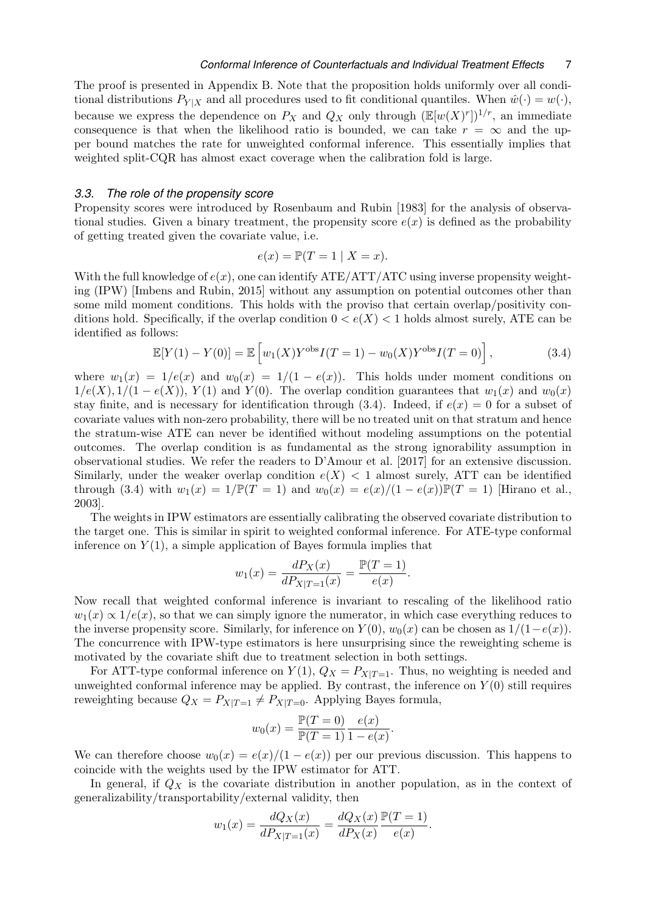The proof is presented in Appendix B. Note that the proposition holds uniformly over all conditional distributions $P_{Y|X}$ and all procedures used to fit conditional quantiles. When $\hat{w}(\cdot) = w(\cdot)$, because we express the dependence on $P_X$ and $Q_X$ only through $(\mathbb{E}[w(X)^r])^{1/r}$, an immediate consequence is that when the likelihood ratio is bounded, we can take $r = \infty$ and the upper bound matches the rate for unweighted conformal inference. This essentially implies that weighted split-CQR has almost exact coverage when the calibration fold is large.

### 3.3. The role of the propensity score

Propensity scores were introduced by Rosenbaum and Rubin [1983] for the analysis of observational studies. Given a binary treatment, the propensity score $e(x)$ is defined as the probability of getting treated given the covariate value, i.e.

$$e(x) = \mathbb{P}(T = 1 \mid X = x).$$

With the full knowledge of $e(x)$, one can identify ATE/ATT/ATC using inverse propensity weighting (IPW) [Imbens and Rubin, 2015] without any assumption on potential outcomes other than some mild moment conditions. This holds with the proviso that certain overlap/positivity conditions hold. Specifically, if the overlap condition $0 < e(X) < 1$ holds almost surely, ATE can be identified as follows:

$$\mathbb{E}[Y(1) - Y(0)] = \mathbb{E}\left[w_1(X)Y^{\text{obs}}I(T = 1) - w_0(X)Y^{\text{obs}}I(T = 0)\right], \tag{3.4}$$

where $w_1(x) = 1/e(x)$ and $w_0(x) = 1/(1 - e(x))$. This holds under moment conditions on $1/e(X), 1/(1 - e(X))$, $Y(1)$ and $Y(0)$. The overlap condition guarantees that $w_1(x)$ and $w_0(x)$ stay finite, and is necessary for identification through (3.4). Indeed, if $e(x) = 0$ for a subset of covariate values with non-zero probability, there will be no treated unit on that stratum and hence the stratum-wise ATE can never be identified without modeling assumptions on the potential outcomes. The overlap condition is as fundamental as the strong ignorability assumption in observational studies. We refer the readers to D'Amour et al. [2017] for an extensive discussion. Similarly, under the weaker overlap condition $e(X) < 1$ almost surely, ATT can be identified through (3.4) with $w_1(x) = 1/\mathbb{P}(T = 1)$ and $w_0(x) = e(x)/(1 - e(x))\mathbb{P}(T = 1)$ [Hirano et al., 2003].

The weights in IPW estimators are essentially calibrating the observed covariate distribution to the target one. This is similar in spirit to weighted conformal inference. For ATE-type conformal inference on $Y(1)$, a simple application of Bayes formula implies that

$$w_1(x) = \frac{dP_X(x)}{dP_{X|T=1}(x)} = \frac{\mathbb{P}(T = 1)}{e(x)}.$$

Now recall that weighted conformal inference is invariant to rescaling of the likelihood ratio $w_1(x) \propto 1/e(x)$, so that we can simply ignore the numerator, in which case everything reduces to the inverse propensity score. Similarly, for inference on $Y(0)$, $w_0(x)$ can be chosen as $1/(1-e(x))$. The concurrence with IPW-type estimators is here unsurprising since the reweighting scheme is motivated by the covariate shift due to treatment selection in both settings.

For ATT-type conformal inference on $Y(1)$, $Q_X = P_{X|T=1}$. Thus, no weighting is needed and unweighted conformal inference may be applied. By contrast, the inference on $Y(0)$ still requires reweighting because $Q_X = P_{X|T=1} \neq P_{X|T=0}$. Applying Bayes formula,

$$w_0(x) = \frac{\mathbb{P}(T = 0)}{\mathbb{P}(T = 1)} \frac{e(x)}{1 - e(x)}.$$

We can therefore choose $w_0(x) = e(x)/(1 - e(x))$ per our previous discussion. This happens to coincide with the weights used by the IPW estimator for ATT.

In general, if $Q_X$ is the covariate distribution in another population, as in the context of generalizability/transportability/external validity, then

$$w_1(x) = \frac{dQ_X(x)}{dP_{X|T=1}(x)} = \frac{dQ_X(x)}{dP_X(x)} \frac{\mathbb{P}(T = 1)}{e(x)}.$$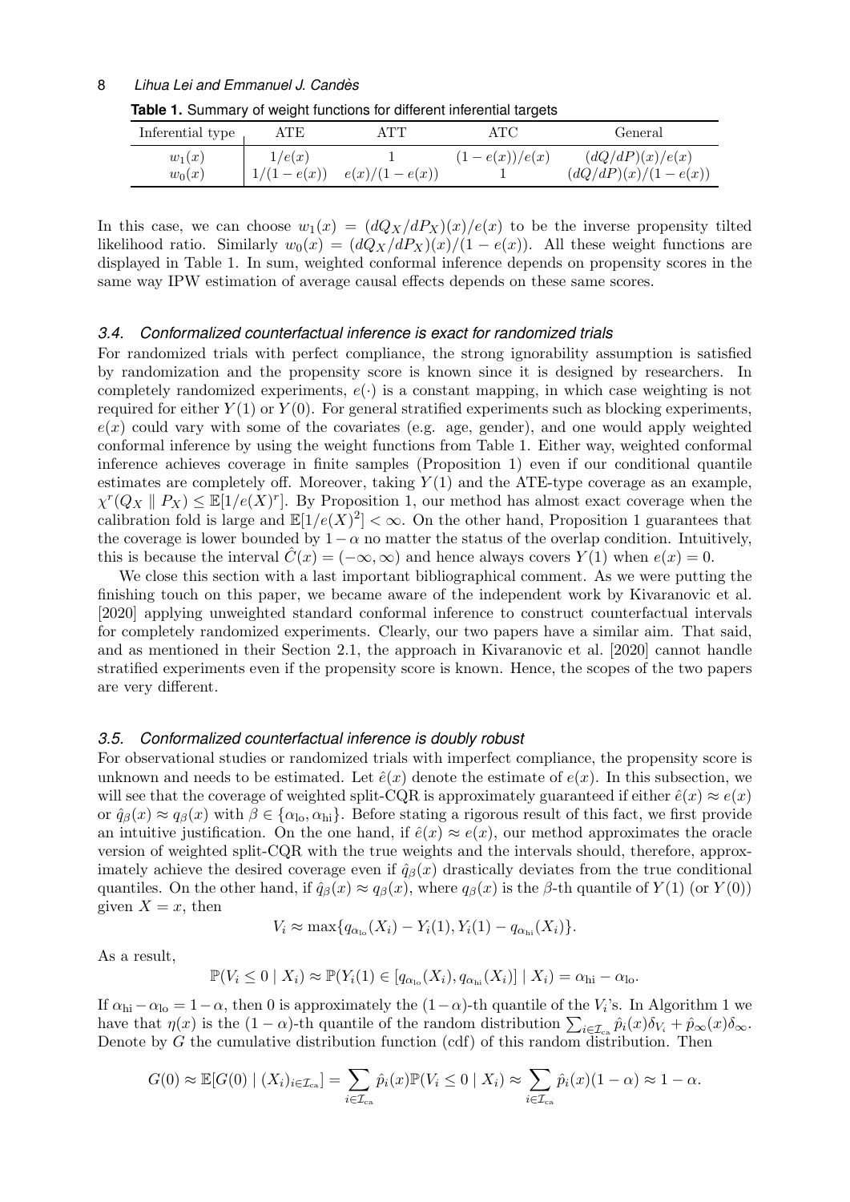**Table 1.** Summary of weight functions for different inferential targets

| Inferential type | ATE | ATT | ATC | General |
|---|---|---|---|---|
| $w_1(x)$ | $1/e(x)$ | $1$ | $(1-e(x))/e(x)$ | $(dQ/dP)(x)/e(x)$ |
| $w_0(x)$ | $1/(1-e(x))$ | $e(x)/(1-e(x))$ | $1$ | $(dQ/dP)(x)/(1-e(x))$ |

In this case, we can choose $w_1(x) = (dQ_X/dP_X)(x)/e(x)$ to be the inverse propensity tilted likelihood ratio. Similarly $w_0(x) = (dQ_X/dP_X)(x)/(1-e(x))$. All these weight functions are displayed in Table 1. In sum, weighted conformal inference depends on propensity scores in the same way IPW estimation of average causal effects depends on these same scores.

### 3.4. Conformalized counterfactual inference is exact for randomized trials

For randomized trials with perfect compliance, the strong ignorability assumption is satisfied by randomization and the propensity score is known since it is designed by researchers. In completely randomized experiments, $e(\cdot)$ is a constant mapping, in which case weighting is not required for either $Y(1)$ or $Y(0)$. For general stratified experiments such as blocking experiments, $e(x)$ could vary with some of the covariates (e.g. age, gender), and one would apply weighted conformal inference by using the weight functions from Table 1. Either way, weighted conformal inference achieves coverage in finite samples (Proposition 1) even if our conditional quantile estimates are completely off. Moreover, taking $Y(1)$ and the ATE-type coverage as an example, $\chi^r(Q_X \parallel P_X) \le \mathbb{E}[1/e(X)^r]$. By Proposition 1, our method has almost exact coverage when the calibration fold is large and $\mathbb{E}[1/e(X)^2] < \infty$. On the other hand, Proposition 1 guarantees that the coverage is lower bounded by $1-\alpha$ no matter the status of the overlap condition. Intuitively, this is because the interval $\hat{C}(x) = (-\infty, \infty)$ and hence always covers $Y(1)$ when $e(x) = 0$.

We close this section with a last important bibliographical comment. As we were putting the finishing touch on this paper, we became aware of the independent work by Kivaranovic et al. [2020] applying unweighted standard conformal inference to construct counterfactual intervals for completely randomized experiments. Clearly, our two papers have a similar aim. That said, and as mentioned in their Section 2.1, the approach in Kivaranovic et al. [2020] cannot handle stratified experiments even if the propensity score is known. Hence, the scopes of the two papers are very different.

### 3.5. Conformalized counterfactual inference is doubly robust

For observational studies or randomized trials with imperfect compliance, the propensity score is unknown and needs to be estimated. Let $\hat{e}(x)$ denote the estimate of $e(x)$. In this subsection, we will see that the coverage of weighted split-CQR is approximately guaranteed if either $\hat{e}(x) \approx e(x)$ or $\hat{q}_\beta(x) \approx q_\beta(x)$ with $\beta \in \{\alpha_{\text{lo}}, \alpha_{\text{hi}}\}$. Before stating a rigorous result of this fact, we first provide an intuitive justification. On the one hand, if $\hat{e}(x) \approx e(x)$, our method approximates the oracle version of weighted split-CQR with the true weights and the intervals should, therefore, approximately achieve the desired coverage even if $\hat{q}_\beta(x)$ drastically deviates from the true conditional quantiles. On the other hand, if $\hat{q}_\beta(x) \approx q_\beta(x)$, where $q_\beta(x)$ is the $\beta$-th quantile of $Y(1)$ (or $Y(0)$) given $X = x$, then

$$V_i \approx \max\{q_{\alpha_{\text{lo}}}(X_i) - Y_i(1), Y_i(1) - q_{\alpha_{\text{hi}}}(X_i)\}.$$

As a result,

$$\mathbb{P}(V_i \le 0 \mid X_i) \approx \mathbb{P}(Y_i(1) \in [q_{\alpha_{\text{lo}}}(X_i), q_{\alpha_{\text{hi}}}(X_i)] \mid X_i) = \alpha_{\text{hi}} - \alpha_{\text{lo}}.$$

If $\alpha_{\text{hi}} - \alpha_{\text{lo}} = 1-\alpha$, then 0 is approximately the $(1-\alpha)$-th quantile of the $V_i$'s. In Algorithm 1 we have that $\eta(x)$ is the $(1-\alpha)$-th quantile of the random distribution $\sum_{i \in \mathcal{I}_{\text{ca}}} \hat{p}_i(x)\delta_{V_i} + \hat{p}_\infty(x)\delta_\infty$. Denote by $G$ the cumulative distribution function (cdf) of this random distribution. Then

$$G(0) \approx \mathbb{E}[G(0) \mid (X_i)_{i \in \mathcal{I}_{\text{ca}}}] = \sum_{i \in \mathcal{I}_{\text{ca}}} \hat{p}_i(x)\mathbb{P}(V_i \le 0 \mid X_i) \approx \sum_{i \in \mathcal{I}_{\text{ca}}} \hat{p}_i(x)(1-\alpha) \approx 1-\alpha.$$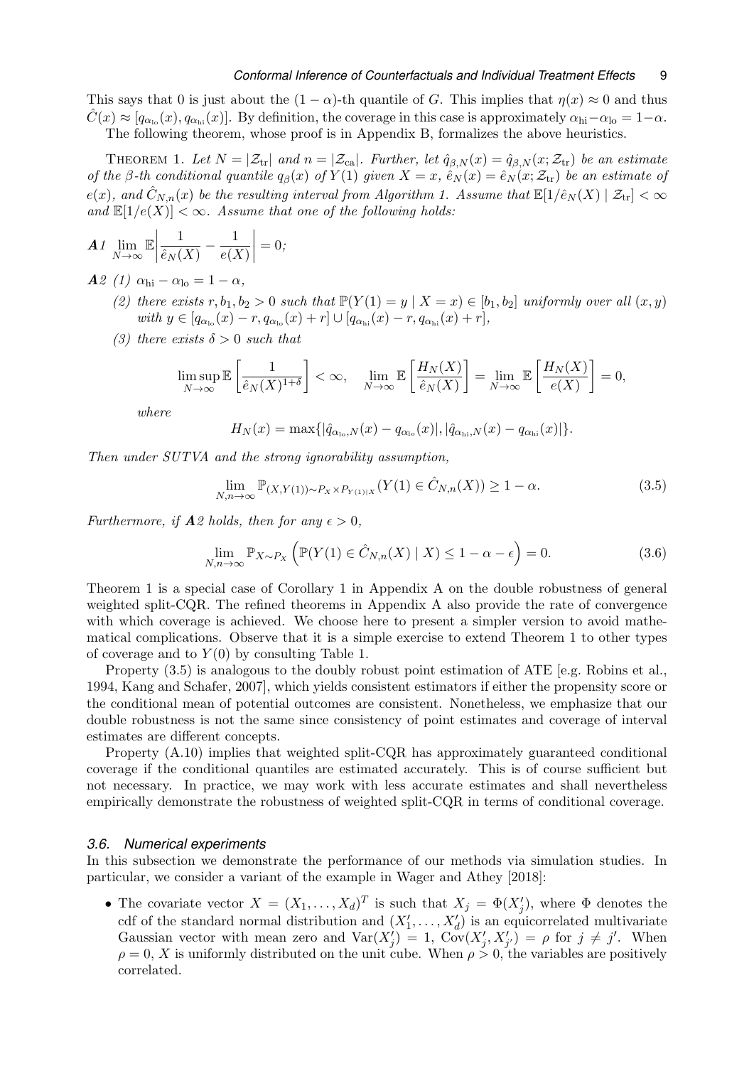This says that 0 is just about the $(1-\alpha)$-th quantile of $G$. This implies that $\eta(x) \approx 0$ and thus $\hat{C}(x) \approx [q_{\alpha_{\text{lo}}}(x), q_{\alpha_{\text{hi}}}(x)]$. By definition, the coverage in this case is approximately $\alpha_{\text{hi}} - \alpha_{\text{lo}} = 1-\alpha$.

The following theorem, whose proof is in Appendix B, formalizes the above heuristics.

Theorem 1. *Let $N = |\mathcal{Z}_{\text{tr}}|$ and $n = |\mathcal{Z}_{\text{ca}}|$. Further, let $\hat{q}_{\beta,N}(x) = \hat{q}_{\beta,N}(x; \mathcal{Z}_{\text{tr}})$ be an estimate of the $\beta$-th conditional quantile $q_\beta(x)$ of $Y(1)$ given $X = x$, $\hat{e}_N(x) = \hat{e}_N(x; \mathcal{Z}_{\text{tr}})$ be an estimate of $e(x)$, and $\hat{C}_{N,n}(x)$ be the resulting interval from Algorithm 1. Assume that $\mathbb{E}[1/\hat{e}_N(X) \mid \mathcal{Z}_{\text{tr}}] < \infty$ and $\mathbb{E}[1/e(X)] < \infty$. Assume that one of the following holds:*

**A1** $\lim_{N\to\infty} \mathbb{E}\left|\frac{1}{\hat{e}_N(X)} - \frac{1}{e(X)}\right| = 0$;

**A2** *(1)* $\alpha_{\text{hi}} - \alpha_{\text{lo}} = 1-\alpha$,

*(2) there exists $r, b_1, b_2 > 0$ such that $\mathbb{P}(Y(1) = y \mid X = x) \in [b_1, b_2]$ uniformly over all $(x, y)$ with $y \in [q_{\alpha_{\text{lo}}}(x) - r, q_{\alpha_{\text{lo}}}(x) + r] \cup [q_{\alpha_{\text{hi}}}(x) - r, q_{\alpha_{\text{hi}}}(x) + r]$,*

*(3) there exists $\delta > 0$ such that*

$$\limsup_{N\to\infty} \mathbb{E}\left[\frac{1}{\hat{e}_N(X)^{1+\delta}}\right] < \infty, \quad \lim_{N\to\infty} \mathbb{E}\left[\frac{H_N(X)}{\hat{e}_N(X)}\right] = \lim_{N\to\infty} \mathbb{E}\left[\frac{H_N(X)}{e(X)}\right] = 0,$$

*where*

$$H_N(x) = \max\{|\hat{q}_{\alpha_{\text{lo}},N}(x) - q_{\alpha_{\text{lo}}}(x)|, |\hat{q}_{\alpha_{\text{hi}},N}(x) - q_{\alpha_{\text{hi}}}(x)|\}.$$

*Then under SUTVA and the strong ignorability assumption,*

$$\lim_{N,n\to\infty} \mathbb{P}_{(X,Y(1))\sim P_X \times P_{Y(1)|X}}(Y(1) \in \hat{C}_{N,n}(X)) \geq 1-\alpha. \tag{3.5}$$

*Furthermore, if **A2** holds, then for any $\epsilon > 0$,*

$$\lim_{N,n\to\infty} \mathbb{P}_{X\sim P_X}\left(\mathbb{P}(Y(1) \in \hat{C}_{N,n}(X) \mid X) \leq 1-\alpha-\epsilon\right) = 0. \tag{3.6}$$

Theorem 1 is a special case of Corollary 1 in Appendix A on the double robustness of general weighted split-CQR. The refined theorems in Appendix A also provide the rate of convergence with which coverage is achieved. We choose here to present a simpler version to avoid mathematical complications. Observe that it is a simple exercise to extend Theorem 1 to other types of coverage and to $Y(0)$ by consulting Table 1.

Property (3.5) is analogous to the doubly robust point estimation of ATE [e.g. Robins et al., 1994, Kang and Schafer, 2007], which yields consistent estimators if either the propensity score or the conditional mean of potential outcomes are consistent. Nonetheless, we emphasize that our double robustness is not the same since consistency of point estimates and coverage of interval estimates are different concepts.

Property (A.10) implies that weighted split-CQR has approximately guaranteed conditional coverage if the conditional quantiles are estimated accurately. This is of course sufficient but not necessary. In practice, we may work with less accurate estimates and shall nevertheless empirically demonstrate the robustness of weighted split-CQR in terms of conditional coverage.

### *3.6. Numerical experiments*

In this subsection we demonstrate the performance of our methods via simulation studies. In particular, we consider a variant of the example in Wager and Athey [2018]:

- The covariate vector $X = (X_1, \ldots, X_d)^T$ is such that $X_j = \Phi(X_j')$, where $\Phi$ denotes the cdf of the standard normal distribution and $(X_1', \ldots, X_d')$ is an equicorrelated multivariate Gaussian vector with mean zero and $\text{Var}(X_j') = 1$, $\text{Cov}(X_j', X_{j'}') = \rho$ for $j \neq j'$. When $\rho = 0$, $X$ is uniformly distributed on the unit cube. When $\rho > 0$, the variables are positively correlated.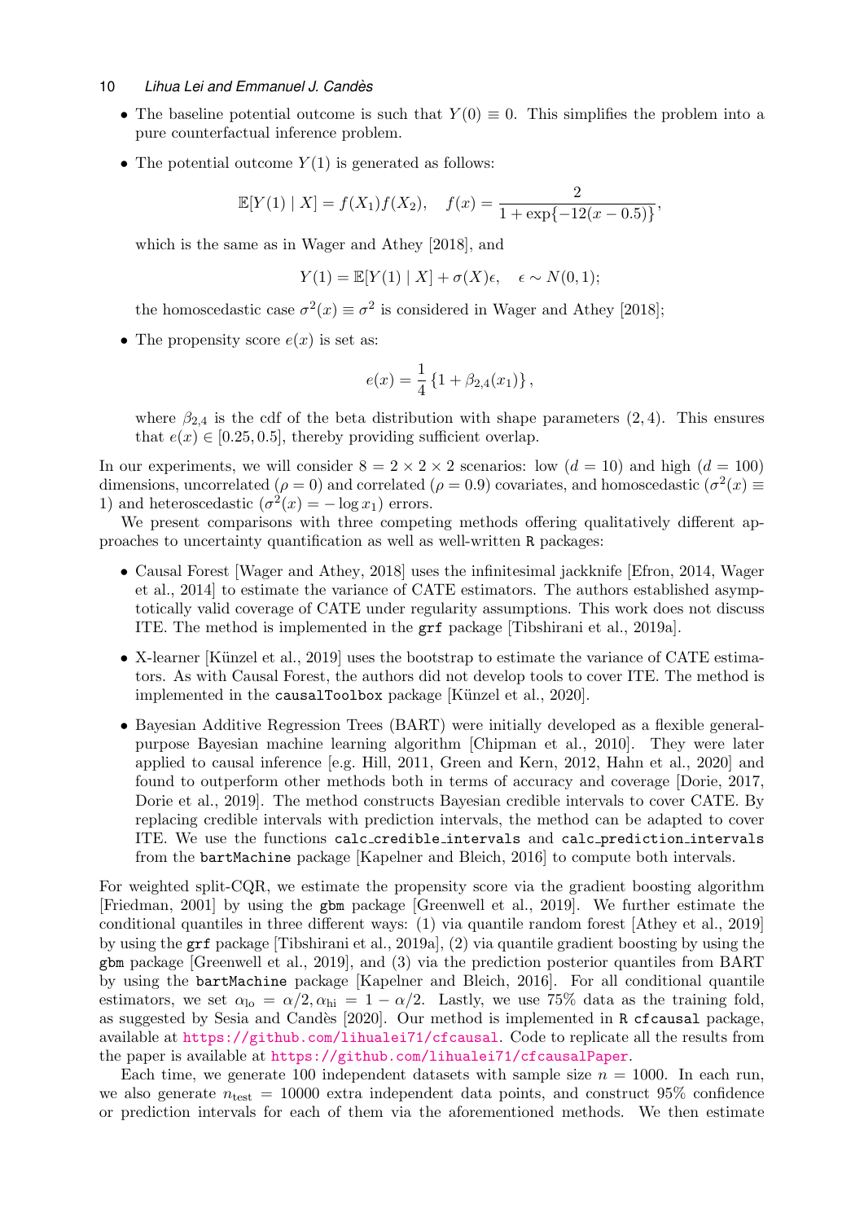- The baseline potential outcome is such that $Y(0) \equiv 0$. This simplifies the problem into a pure counterfactual inference problem.
- The potential outcome $Y(1)$ is generated as follows:

$$\mathbb{E}[Y(1) \mid X] = f(X_1)f(X_2), \quad f(x) = \frac{2}{1 + \exp\{-12(x - 0.5)\}},$$

  which is the same as in Wager and Athey [2018], and

$$Y(1) = \mathbb{E}[Y(1) \mid X] + \sigma(X)\epsilon, \quad \epsilon \sim N(0, 1);$$

  the homoscedastic case $\sigma^2(x) \equiv \sigma^2$ is considered in Wager and Athey [2018];
- The propensity score $e(x)$ is set as:

$$e(x) = \frac{1}{4}\{1 + \beta_{2,4}(x_1)\},$$

  where $\beta_{2,4}$ is the cdf of the beta distribution with shape parameters $(2, 4)$. This ensures that $e(x) \in [0.25, 0.5]$, thereby providing sufficient overlap.

In our experiments, we will consider $8 = 2 \times 2 \times 2$ scenarios: low ($d = 10$) and high ($d = 100$) dimensions, uncorrelated ($\rho = 0$) and correlated ($\rho = 0.9$) covariates, and homoscedastic ($\sigma^2(x) \equiv 1$) and heteroscedastic ($\sigma^2(x) = -\log x_1$) errors.

We present comparisons with three competing methods offering qualitatively different approaches to uncertainty quantification as well as well-written `R` packages:

- Causal Forest [Wager and Athey, 2018] uses the infinitesimal jackknife [Efron, 2014, Wager et al., 2014] to estimate the variance of CATE estimators. The authors established asymptotically valid coverage of CATE under regularity assumptions. This work does not discuss ITE. The method is implemented in the `grf` package [Tibshirani et al., 2019a].
- X-learner [Künzel et al., 2019] uses the bootstrap to estimate the variance of CATE estimators. As with Causal Forest, the authors did not develop tools to cover ITE. The method is implemented in the `causalToolbox` package [Künzel et al., 2020].
- Bayesian Additive Regression Trees (BART) were initially developed as a flexible general-purpose Bayesian machine learning algorithm [Chipman et al., 2010]. They were later applied to causal inference [e.g. Hill, 2011, Green and Kern, 2012, Hahn et al., 2020] and found to outperform other methods both in terms of accuracy and coverage [Dorie, 2017, Dorie et al., 2019]. The method constructs Bayesian credible intervals to cover CATE. By replacing credible intervals with prediction intervals, the method can be adapted to cover ITE. We use the functions `calc_credible_intervals` and `calc_prediction_intervals` from the `bartMachine` package [Kapelner and Bleich, 2016] to compute both intervals.

For weighted split-CQR, we estimate the propensity score via the gradient boosting algorithm [Friedman, 2001] by using the `gbm` package [Greenwell et al., 2019]. We further estimate the conditional quantiles in three different ways: (1) via quantile random forest [Athey et al., 2019] by using the `grf` package [Tibshirani et al., 2019a], (2) via quantile gradient boosting by using the `gbm` package [Greenwell et al., 2019], and (3) via the prediction posterior quantiles from BART by using the `bartMachine` package [Kapelner and Bleich, 2016]. For all conditional quantile estimators, we set $\alpha_{\mathrm{lo}} = \alpha/2, \alpha_{\mathrm{hi}} = 1 - \alpha/2$. Lastly, we use 75% data as the training fold, as suggested by Sesia and Candès [2020]. Our method is implemented in `R` `cfcausal` package, available at https://github.com/lihualei71/cfcausal. Code to replicate all the results from the paper is available at https://github.com/lihualei71/cfcausalPaper.

Each time, we generate 100 independent datasets with sample size $n = 1000$. In each run, we also generate $n_{\mathrm{test}} = 10000$ extra independent data points, and construct 95% confidence or prediction intervals for each of them via the aforementioned methods. We then estimate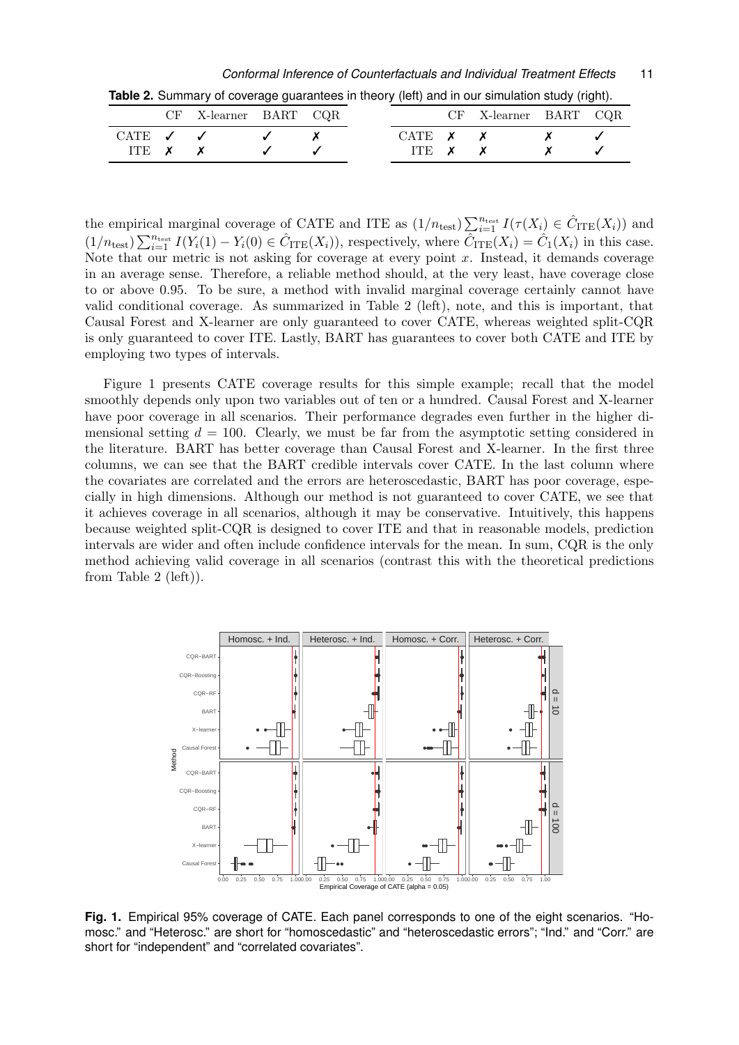**Table 2.** Summary of coverage guarantees in theory (left) and in our simulation study (right).

|  | CF | X-learner | BART | CQR |
|---|---|---|---|---|
| CATE | ✓ | ✓ | ✓ | ✗ |
| ITE | ✗ | ✗ | ✓ | ✓ |

|  | CF | X-learner | BART | CQR |
|---|---|---|---|---|
| CATE | ✗ | ✗ | ✗ | ✓ |
| ITE | ✗ | ✗ | ✗ | ✓ |

the empirical marginal coverage of CATE and ITE as $(1/n_{\text{test}}) \sum_{i=1}^{n_{\text{test}}} I(\tau(X_i) \in \hat{C}_{\text{ITE}}(X_i))$ and $(1/n_{\text{test}}) \sum_{i=1}^{n_{\text{test}}} I(Y_i(1) - Y_i(0) \in \hat{C}_{\text{ITE}}(X_i))$, respectively, where $\hat{C}_{\text{ITE}}(X_i) = \hat{C}_1(X_i)$ in this case. Note that our metric is not asking for coverage at every point $x$. Instead, it demands coverage in an average sense. Therefore, a reliable method should, at the very least, have coverage close to or above 0.95. To be sure, a method with invalid marginal coverage certainly cannot have valid conditional coverage. As summarized in Table 2 (left), note, and this is important, that Causal Forest and X-learner are only guaranteed to cover CATE, whereas weighted split-CQR is only guaranteed to cover ITE. Lastly, BART has guarantees to cover both CATE and ITE by employing two types of intervals.

Figure 1 presents CATE coverage results for this simple example; recall that the model smoothly depends only upon two variables out of ten or a hundred. Causal Forest and X-learner have poor coverage in all scenarios. Their performance degrades even further in the higher dimensional setting $d = 100$. Clearly, we must be far from the asymptotic setting considered in the literature. BART has better coverage than Causal Forest and X-learner. In the first three columns, we can see that the BART credible intervals cover CATE. In the last column where the covariates are correlated and the errors are heteroscedastic, BART has poor coverage, especially in high dimensions. Although our method is not guaranteed to cover CATE, we see that it achieves coverage in all scenarios, although it may be conservative. Intuitively, this happens because weighted split-CQR is designed to cover ITE and that in reasonable models, prediction intervals are wider and often include confidence intervals for the mean. In sum, CQR is the only method achieving valid coverage in all scenarios (contrast this with the theoretical predictions from Table 2 (left)).

**Fig. 1.** Empirical 95% coverage of CATE. Each panel corresponds to one of the eight scenarios. "Homosc." and "Heterosc." are short for "homoscedastic" and "heteroscedastic errors"; "Ind." and "Corr." are short for "independent" and "correlated covariates".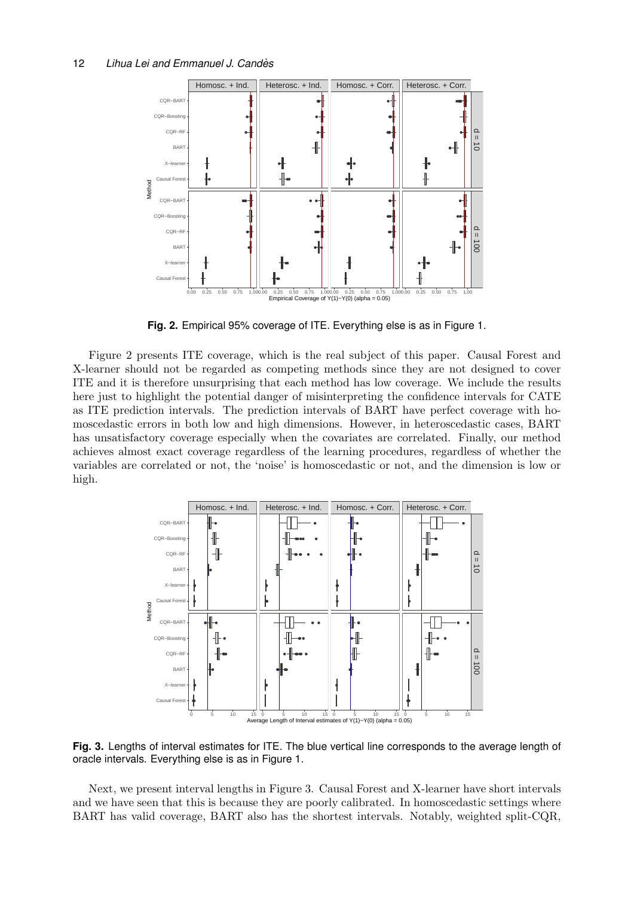**Fig. 2.** Empirical 95% coverage of ITE. Everything else is as in Figure 1.

Figure 2 presents ITE coverage, which is the real subject of this paper. Causal Forest and X-learner should not be regarded as competing methods since they are not designed to cover ITE and it is therefore unsurprising that each method has low coverage. We include the results here just to highlight the potential danger of misinterpreting the confidence intervals for CATE as ITE prediction intervals. The prediction intervals of BART have perfect coverage with homoscedastic errors in both low and high dimensions. However, in heteroscedastic cases, BART has unsatisfactory coverage especially when the covariates are correlated. Finally, our method achieves almost exact coverage regardless of the learning procedures, regardless of whether the variables are correlated or not, the 'noise' is homoscedastic or not, and the dimension is low or high.

**Fig. 3.** Lengths of interval estimates for ITE. The blue vertical line corresponds to the average length of oracle intervals. Everything else is as in Figure 1.

Next, we present interval lengths in Figure 3. Causal Forest and X-learner have short intervals and we have seen that this is because they are poorly calibrated. In homoscedastic settings where BART has valid coverage, BART also has the shortest intervals. Notably, weighted split-CQR,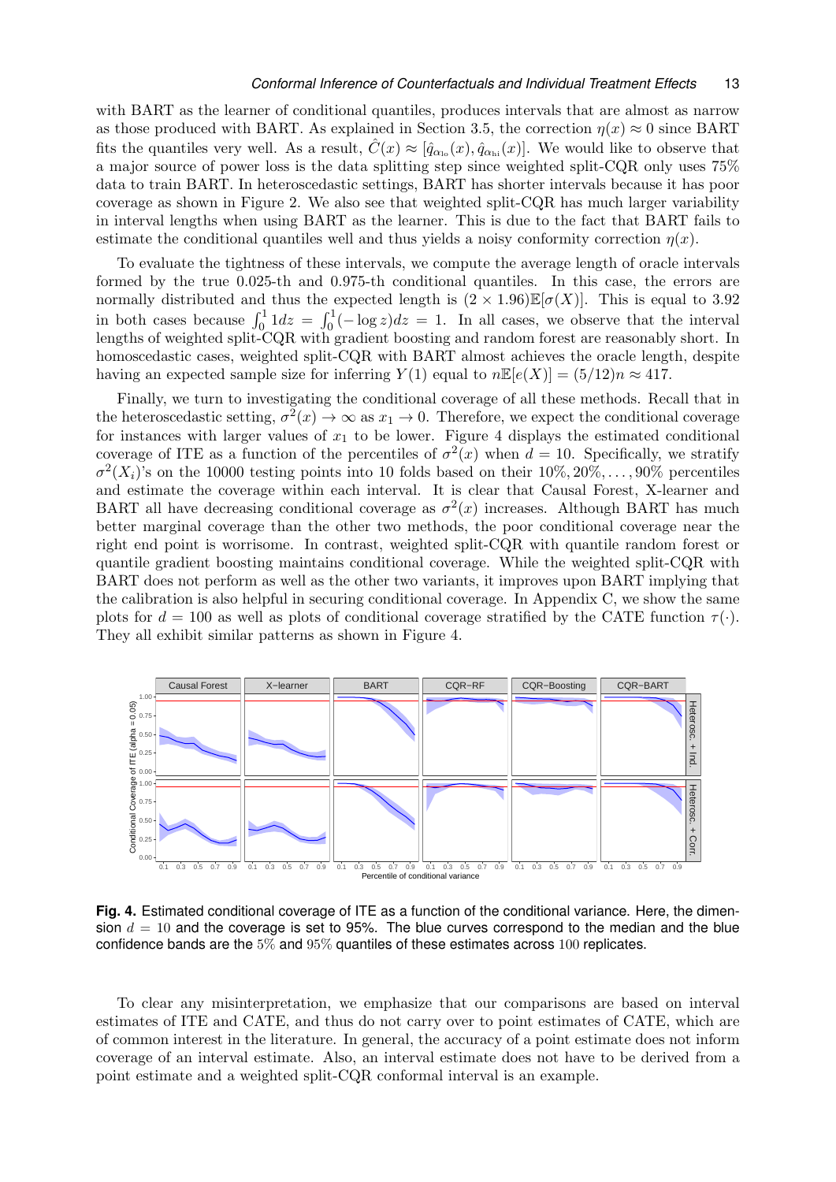with BART as the learner of conditional quantiles, produces intervals that are almost as narrow as those produced with BART. As explained in Section 3.5, the correction $\eta(x) \approx 0$ since BART fits the quantiles very well. As a result, $\hat{C}(x) \approx [\hat{q}_{\alpha_{\text{lo}}}(x), \hat{q}_{\alpha_{\text{hi}}}(x)]$. We would like to observe that a major source of power loss is the data splitting step since weighted split-CQR only uses 75% data to train BART. In heteroscedastic settings, BART has shorter intervals because it has poor coverage as shown in Figure 2. We also see that weighted split-CQR has much larger variability in interval lengths when using BART as the learner. This is due to the fact that BART fails to estimate the conditional quantiles well and thus yields a noisy conformity correction $\eta(x)$.

To evaluate the tightness of these intervals, we compute the average length of oracle intervals formed by the true 0.025-th and 0.975-th conditional quantiles. In this case, the errors are normally distributed and thus the expected length is $(2 \times 1.96)\mathbb{E}[\sigma(X)]$. This is equal to 3.92 in both cases because $\int_0^1 1dz = \int_0^1 (-\log z)dz = 1$. In all cases, we observe that the interval lengths of weighted split-CQR with gradient boosting and random forest are reasonably short. In homoscedastic cases, weighted split-CQR with BART almost achieves the oracle length, despite having an expected sample size for inferring $Y(1)$ equal to $n\mathbb{E}[e(X)] = (5/12)n \approx 417$.

Finally, we turn to investigating the conditional coverage of all these methods. Recall that in the heteroscedastic setting, $\sigma^2(x) \to \infty$ as $x_1 \to 0$. Therefore, we expect the conditional coverage for instances with larger values of $x_1$ to be lower. Figure 4 displays the estimated conditional coverage of ITE as a function of the percentiles of $\sigma^2(x)$ when $d = 10$. Specifically, we stratify $\sigma^2(X_i)$'s on the 10000 testing points into 10 folds based on their $10\%, 20\%, \ldots, 90\%$ percentiles and estimate the coverage within each interval. It is clear that Causal Forest, X-learner and BART all have decreasing conditional coverage as $\sigma^2(x)$ increases. Although BART has much better marginal coverage than the other two methods, the poor conditional coverage near the right end point is worrisome. In contrast, weighted split-CQR with quantile random forest or quantile gradient boosting maintains conditional coverage. While the weighted split-CQR with BART does not perform as well as the other two variants, it improves upon BART implying that the calibration is also helpful in securing conditional coverage. In Appendix C, we show the same plots for $d = 100$ as well as plots of conditional coverage stratified by the CATE function $\tau(\cdot)$. They all exhibit similar patterns as shown in Figure 4.

**Fig. 4.** Estimated conditional coverage of ITE as a function of the conditional variance. Here, the dimension $d = 10$ and the coverage is set to 95%. The blue curves correspond to the median and the blue confidence bands are the $5\%$ and $95\%$ quantiles of these estimates across $100$ replicates.

To clear any misinterpretation, we emphasize that our comparisons are based on interval estimates of ITE and CATE, and thus do not carry over to point estimates of CATE, which are of common interest in the literature. In general, the accuracy of a point estimate does not inform coverage of an interval estimate. Also, an interval estimate does not have to be derived from a point estimate and a weighted split-CQR conformal interval is an example.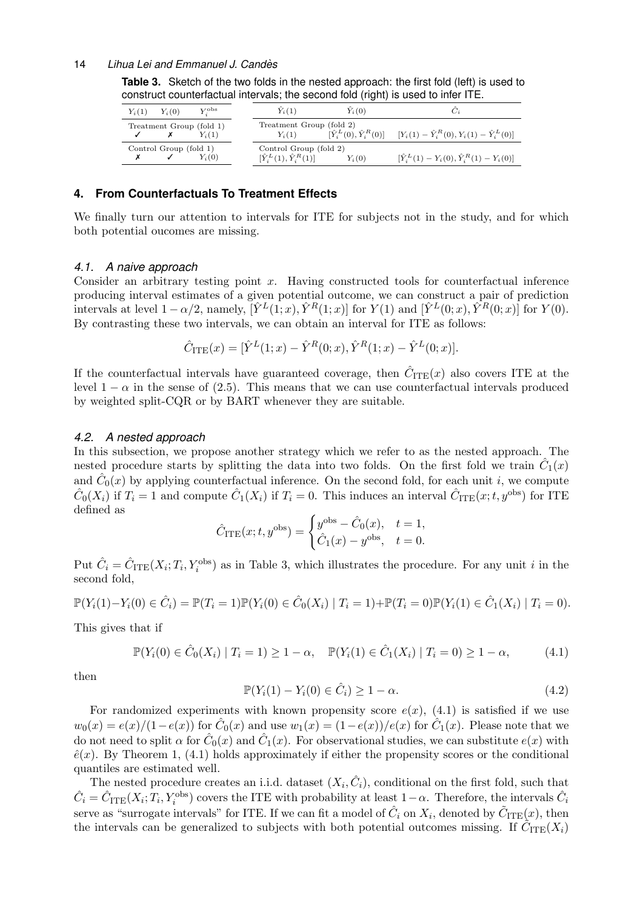**Table 3.** Sketch of the two folds in the nested approach: the first fold (left) is used to construct counterfactual intervals; the second fold (right) is used to infer ITE.

| $Y_i(1)$ | $Y_i(0)$ | $Y_i^{\text{obs}}$ |
|---|---|---|
| Treatment Group (fold 1) | | |
| ✓ | ✗ | $Y_i(1)$ |
| Control Group (fold 1) | | |
| ✗ | ✓ | $Y_i(0)$ |

| $\hat{Y}_i(1)$ | $\hat{Y}_i(0)$ | $\hat{C}_i$ |
|---|---|---|
| Treatment Group (fold 2) | | |
| $Y_i(1)$ | $[\hat{Y}_i^L(0), \hat{Y}_i^R(0)]$ | $[Y_i(1) - \hat{Y}_i^R(0), Y_i(1) - \hat{Y}_i^L(0)]$ |
| Control Group (fold 2) | | |
| $[\hat{Y}_i^L(1), \hat{Y}_i^R(1)]$ | $Y_i(0)$ | $[\hat{Y}_i^L(1) - Y_i(0), \hat{Y}_i^R(1) - Y_i(0)]$ |

## 4. From Counterfactuals To Treatment Effects

We finally turn our attention to intervals for ITE for subjects not in the study, and for which both potential oucomes are missing.

### 4.1. A naive approach

Consider an arbitrary testing point $x$. Having constructed tools for counterfactual inference producing interval estimates of a given potential outcome, we can construct a pair of prediction intervals at level $1-\alpha/2$, namely, $[\hat{Y}^L(1; x), \hat{Y}^R(1; x)]$ for $Y(1)$ and $[\hat{Y}^L(0; x), \hat{Y}^R(0; x)]$ for $Y(0)$. By contrasting these two intervals, we can obtain an interval for ITE as follows:

$$\hat{C}_{\text{ITE}}(x) = [\hat{Y}^L(1; x) - \hat{Y}^R(0; x), \hat{Y}^R(1; x) - \hat{Y}^L(0; x)].$$

If the counterfactual intervals have guaranteed coverage, then $\hat{C}_{\text{ITE}}(x)$ also covers ITE at the level $1-\alpha$ in the sense of (2.5). This means that we can use counterfactual intervals produced by weighted split-CQR or by BART whenever they are suitable.

### 4.2. A nested approach

In this subsection, we propose another strategy which we refer to as the nested approach. The nested procedure starts by splitting the data into two folds. On the first fold we train $\hat{C}_1(x)$ and $\hat{C}_0(x)$ by applying counterfactual inference. On the second fold, for each unit $i$, we compute $\hat{C}_0(X_i)$ if $T_i = 1$ and compute $\hat{C}_1(X_i)$ if $T_i = 0$. This induces an interval $\hat{C}_{\text{ITE}}(x; t, y^{\text{obs}})$ for ITE defined as

$$\hat{C}_{\text{ITE}}(x; t, y^{\text{obs}}) = \begin{cases} y^{\text{obs}} - \hat{C}_0(x), & t = 1, \\ \hat{C}_1(x) - y^{\text{obs}}, & t = 0. \end{cases}$$

Put $\hat{C}_i = \hat{C}_{\text{ITE}}(X_i; T_i, Y_i^{\text{obs}})$ as in Table 3, which illustrates the procedure. For any unit $i$ in the second fold,

$$\mathbb{P}(Y_i(1)-Y_i(0) \in \hat{C}_i) = \mathbb{P}(T_i = 1)\mathbb{P}(Y_i(0) \in \hat{C}_0(X_i) \mid T_i = 1)+\mathbb{P}(T_i = 0)\mathbb{P}(Y_i(1) \in \hat{C}_1(X_i) \mid T_i = 0).$$

This gives that if

$$\mathbb{P}(Y_i(0) \in \hat{C}_0(X_i) \mid T_i = 1) \geq 1-\alpha, \quad \mathbb{P}(Y_i(1) \in \hat{C}_1(X_i) \mid T_i = 0) \geq 1-\alpha, \tag{4.1}$$

then

$$\mathbb{P}(Y_i(1) - Y_i(0) \in \hat{C}_i) \geq 1-\alpha. \tag{4.2}$$

For randomized experiments with known propensity score $e(x)$, (4.1) is satisfied if we use $w_0(x) = e(x)/(1-e(x))$ for $\hat{C}_0(x)$ and use $w_1(x) = (1-e(x))/e(x)$ for $\hat{C}_1(x)$. Please note that we do not need to split $\alpha$ for $\hat{C}_0(x)$ and $\hat{C}_1(x)$. For observational studies, we can substitute $e(x)$ with $\hat{e}(x)$. By Theorem 1, (4.1) holds approximately if either the propensity scores or the conditional quantiles are estimated well.

The nested procedure creates an i.i.d. dataset $(X_i, \hat{C}_i)$, conditional on the first fold, such that $\hat{C}_i = \hat{C}_{\text{ITE}}(X_i; T_i, Y_i^{\text{obs}})$ covers the ITE with probability at least $1-\alpha$. Therefore, the intervals $\hat{C}_i$ serve as "surrogate intervals" for ITE. If we can fit a model of $\hat{C}_i$ on $X_i$, denoted by $\tilde{C}_{\text{ITE}}(x)$, then the intervals can be generalized to subjects with both potential outcomes missing. If $\tilde{C}_{\text{ITE}}(X_i)$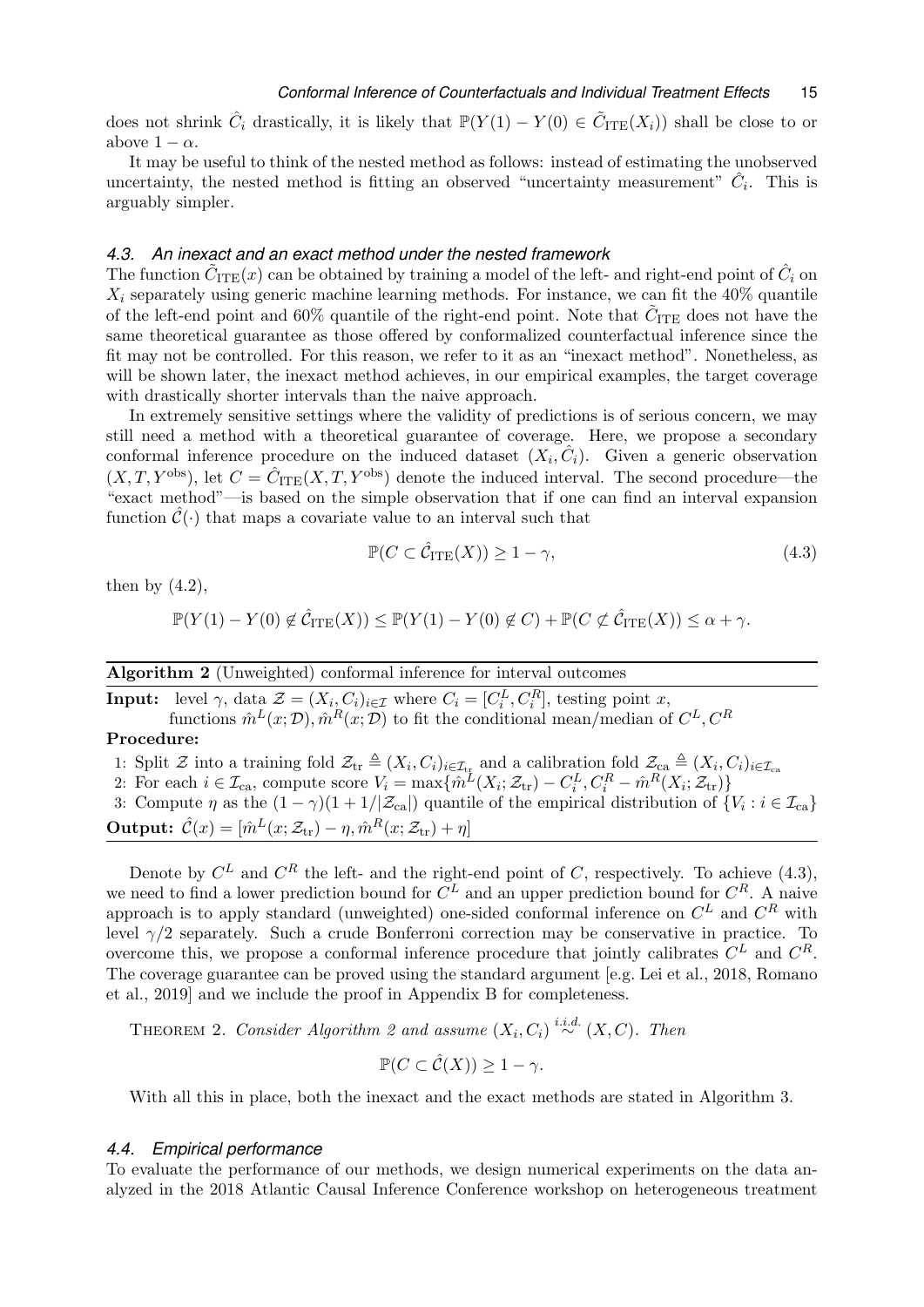does not shrink $\hat{C}_i$ drastically, it is likely that $\mathbb{P}(Y(1) - Y(0) \in \tilde{C}_{\mathrm{ITE}}(X_i))$ shall be close to or above $1 - \alpha$.

It may be useful to think of the nested method as follows: instead of estimating the unobserved uncertainty, the nested method is fitting an observed "uncertainty measurement" $\hat{C}_i$. This is arguably simpler.

### *4.3. An inexact and an exact method under the nested framework*

The function $\tilde{C}_{\mathrm{ITE}}(x)$ can be obtained by training a model of the left- and right-end point of $\hat{C}_i$ on $X_i$ separately using generic machine learning methods. For instance, we can fit the 40% quantile of the left-end point and 60% quantile of the right-end point. Note that $\tilde{C}_{\mathrm{ITE}}$ does not have the same theoretical guarantee as those offered by conformalized counterfactual inference since the fit may not be controlled. For this reason, we refer to it as an "inexact method". Nonetheless, as will be shown later, the inexact method achieves, in our empirical examples, the target coverage with drastically shorter intervals than the naive approach.

In extremely sensitive settings where the validity of predictions is of serious concern, we may still need a method with a theoretical guarantee of coverage. Here, we propose a secondary conformal inference procedure on the induced dataset $(X_i, \hat{C}_i)$. Given a generic observation $(X, T, Y^{\mathrm{obs}})$, let $C = \hat{C}_{\mathrm{ITE}}(X, T, Y^{\mathrm{obs}})$ denote the induced interval. The second procedure—the "exact method"—is based on the simple observation that if one can find an interval expansion function $\hat{\mathcal{C}}(\cdot)$ that maps a covariate value to an interval such that

$$\mathbb{P}(C \subset \hat{\mathcal{C}}_{\mathrm{ITE}}(X)) \geq 1 - \gamma, \tag{4.3}$$

then by (4.2),

$$\mathbb{P}(Y(1) - Y(0) \notin \hat{\mathcal{C}}_{\mathrm{ITE}}(X)) \leq \mathbb{P}(Y(1) - Y(0) \notin C) + \mathbb{P}(C \not\subset \hat{\mathcal{C}}_{\mathrm{ITE}}(X)) \leq \alpha + \gamma.$$

---

**Algorithm 2** (Unweighted) conformal inference for interval outcomes

---

**Input:** level $\gamma$, data $\mathcal{Z} = (X_i, C_i)_{i \in \mathcal{I}}$ where $C_i = [C_i^L, C_i^R]$, testing point $x$,
functions $\hat{m}^L(x; \mathcal{D}), \hat{m}^R(x; \mathcal{D})$ to fit the conditional mean/median of $C^L, C^R$

**Procedure:**

1: Split $\mathcal{Z}$ into a training fold $\mathcal{Z}_{\mathrm{tr}} \triangleq (X_i, C_i)_{i \in \mathcal{I}_{\mathrm{tr}}}$ and a calibration fold $\mathcal{Z}_{\mathrm{ca}} \triangleq (X_i, C_i)_{i \in \mathcal{I}_{\mathrm{ca}}}$
2: For each $i \in \mathcal{I}_{\mathrm{ca}}$, compute score $V_i = \max\{\hat{m}^L(X_i; \mathcal{Z}_{\mathrm{tr}}) - C_i^L, C_i^R - \hat{m}^R(X_i; \mathcal{Z}_{\mathrm{tr}})\}$
3: Compute $\eta$ as the $(1 - \gamma)(1 + 1/|\mathcal{Z}_{\mathrm{ca}}|)$ quantile of the empirical distribution of $\{V_i : i \in \mathcal{I}_{\mathrm{ca}}\}$

**Output:** $\hat{\mathcal{C}}(x) = [\hat{m}^L(x; \mathcal{Z}_{\mathrm{tr}}) - \eta, \hat{m}^R(x; \mathcal{Z}_{\mathrm{tr}}) + \eta]$

---

Denote by $C^L$ and $C^R$ the left- and the right-end point of $C$, respectively. To achieve (4.3), we need to find a lower prediction bound for $C^L$ and an upper prediction bound for $C^R$. A naive approach is to apply standard (unweighted) one-sided conformal inference on $C^L$ and $C^R$ with level $\gamma/2$ separately. Such a crude Bonferroni correction may be conservative in practice. To overcome this, we propose a conformal inference procedure that jointly calibrates $C^L$ and $C^R$. The coverage guarantee can be proved using the standard argument [e.g. Lei et al., 2018, Romano et al., 2019] and we include the proof in Appendix B for completeness.

THEOREM 2. *Consider Algorithm 2 and assume $(X_i, C_i) \overset{i.i.d.}{\sim} (X, C)$. Then*

$$\mathbb{P}(C \subset \hat{\mathcal{C}}(X)) \geq 1 - \gamma.$$

With all this in place, both the inexact and the exact methods are stated in Algorithm 3.

### *4.4. Empirical performance*

To evaluate the performance of our methods, we design numerical experiments on the data analyzed in the 2018 Atlantic Causal Inference Conference workshop on heterogeneous treatment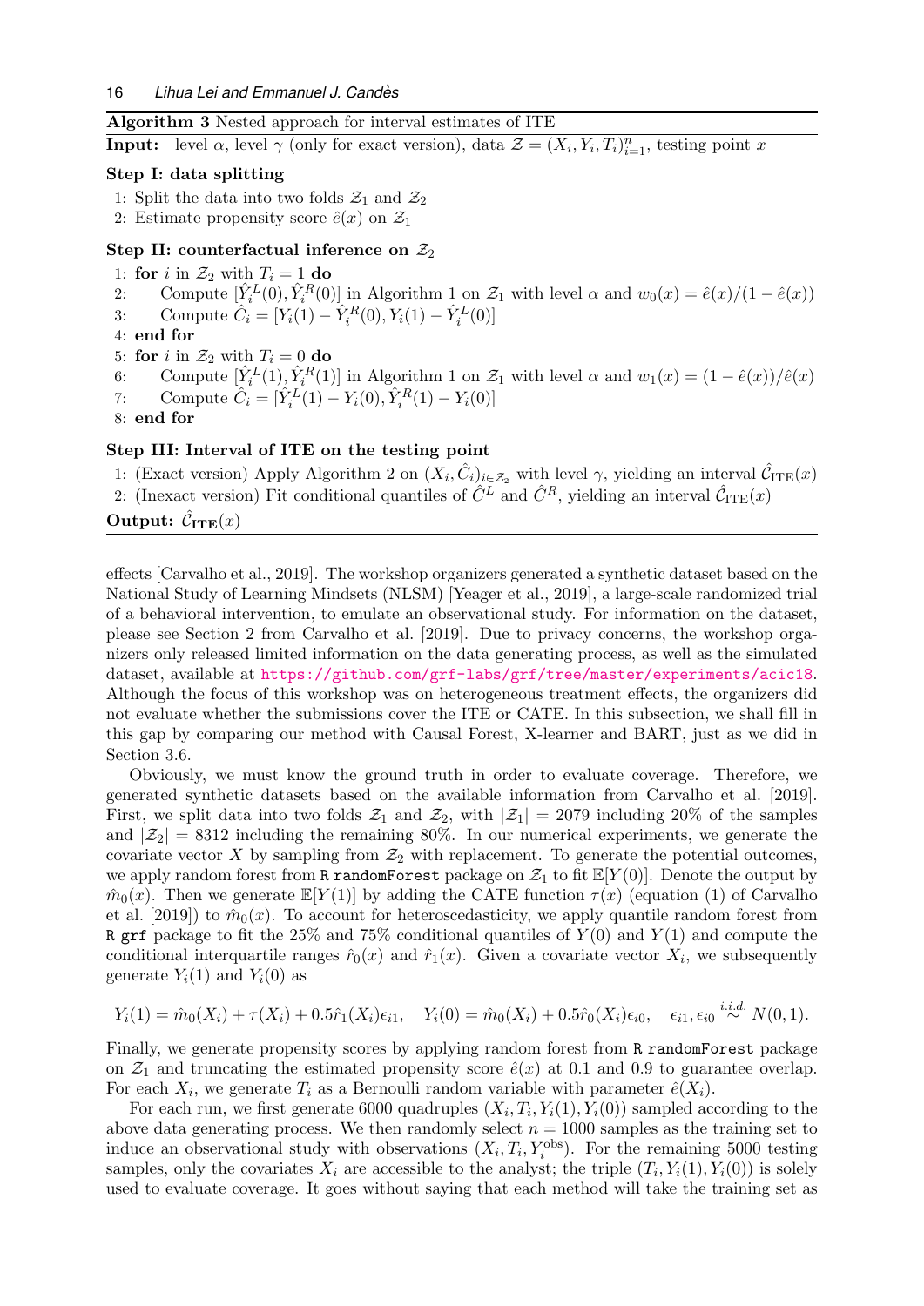**Algorithm 3** Nested approach for interval estimates of ITE

**Input:** level $\alpha$, level $\gamma$ (only for exact version), data $\mathcal{Z} = (X_i, Y_i, T_i)_{i=1}^n$, testing point $x$

**Step I: data splitting**

1: Split the data into two folds $\mathcal{Z}_1$ and $\mathcal{Z}_2$
2: Estimate propensity score $\hat{e}(x)$ on $\mathcal{Z}_1$

**Step II: counterfactual inference on $\mathcal{Z}_2$**

1: **for** $i$ in $\mathcal{Z}_2$ with $T_i = 1$ **do**
2: Compute $[\hat{Y}_i^L(0), \hat{Y}_i^R(0)]$ in Algorithm 1 on $\mathcal{Z}_1$ with level $\alpha$ and $w_0(x) = \hat{e}(x)/(1-\hat{e}(x))$
3: Compute $\hat{C}_i = [Y_i(1) - \hat{Y}_i^R(0), Y_i(1) - \hat{Y}_i^L(0)]$
4: **end for**
5: **for** $i$ in $\mathcal{Z}_2$ with $T_i = 0$ **do**
6: Compute $[\hat{Y}_i^L(1), \hat{Y}_i^R(1)]$ in Algorithm 1 on $\mathcal{Z}_1$ with level $\alpha$ and $w_1(x) = (1-\hat{e}(x))/\hat{e}(x)$
7: Compute $\hat{C}_i = [\hat{Y}_i^L(1) - Y_i(0), \hat{Y}_i^R(1) - Y_i(0)]$
8: **end for**

**Step III: Interval of ITE on the testing point**

1: (Exact version) Apply Algorithm 2 on $(X_i, \hat{C}_i)_{i \in \mathcal{Z}_2}$ with level $\gamma$, yielding an interval $\hat{\mathcal{C}}_{\mathrm{ITE}}(x)$
2: (Inexact version) Fit conditional quantiles of $\hat{C}^L$ and $\hat{C}^R$, yielding an interval $\hat{\mathcal{C}}_{\mathrm{ITE}}(x)$

**Output:** $\hat{\mathcal{C}}_{\mathbf{ITE}}(x)$

effects [Carvalho et al., 2019]. The workshop organizers generated a synthetic dataset based on the National Study of Learning Mindsets (NLSM) [Yeager et al., 2019], a large-scale randomized trial of a behavioral intervention, to emulate an observational study. For information on the dataset, please see Section 2 from Carvalho et al. [2019]. Due to privacy concerns, the workshop organizers only released limited information on the data generating process, as well as the simulated dataset, available at https://github.com/grf-labs/grf/tree/master/experiments/acic18. Although the focus of this workshop was on heterogeneous treatment effects, the organizers did not evaluate whether the submissions cover the ITE or CATE. In this subsection, we shall fill in this gap by comparing our method with Causal Forest, X-learner and BART, just as we did in Section 3.6.

Obviously, we must know the ground truth in order to evaluate coverage. Therefore, we generated synthetic datasets based on the available information from Carvalho et al. [2019]. First, we split data into two folds $\mathcal{Z}_1$ and $\mathcal{Z}_2$, with $|\mathcal{Z}_1| = 2079$ including 20% of the samples and $|\mathcal{Z}_2| = 8312$ including the remaining 80%. In our numerical experiments, we generate the covariate vector $X$ by sampling from $\mathcal{Z}_2$ with replacement. To generate the potential outcomes, we apply random forest from `R` `randomForest` package on $\mathcal{Z}_1$ to fit $\mathbb{E}[Y(0)]$. Denote the output by $\hat{m}_0(x)$. Then we generate $\mathbb{E}[Y(1)]$ by adding the CATE function $\tau(x)$ (equation (1) of Carvalho et al. [2019]) to $\hat{m}_0(x)$. To account for heteroscedasticity, we apply quantile random forest from `R` `grf` package to fit the 25% and 75% conditional quantiles of $Y(0)$ and $Y(1)$ and compute the conditional interquartile ranges $\hat{r}_0(x)$ and $\hat{r}_1(x)$. Given a covariate vector $X_i$, we subsequently generate $Y_i(1)$ and $Y_i(0)$ as

$$Y_i(1) = \hat{m}_0(X_i) + \tau(X_i) + 0.5\hat{r}_1(X_i)\epsilon_{i1}, \quad Y_i(0) = \hat{m}_0(X_i) + 0.5\hat{r}_0(X_i)\epsilon_{i0}, \quad \epsilon_{i1}, \epsilon_{i0} \overset{i.i.d.}{\sim} N(0,1).$$

Finally, we generate propensity scores by applying random forest from `R` `randomForest` package on $\mathcal{Z}_1$ and truncating the estimated propensity score $\hat{e}(x)$ at 0.1 and 0.9 to guarantee overlap. For each $X_i$, we generate $T_i$ as a Bernoulli random variable with parameter $\hat{e}(X_i)$.

For each run, we first generate 6000 quadruples $(X_i, T_i, Y_i(1), Y_i(0))$ sampled according to the above data generating process. We then randomly select $n = 1000$ samples as the training set to induce an observational study with observations $(X_i, T_i, Y_i^{\mathrm{obs}})$. For the remaining 5000 testing samples, only the covariates $X_i$ are accessible to the analyst; the triple $(T_i, Y_i(1), Y_i(0))$ is solely used to evaluate coverage. It goes without saying that each method will take the training set as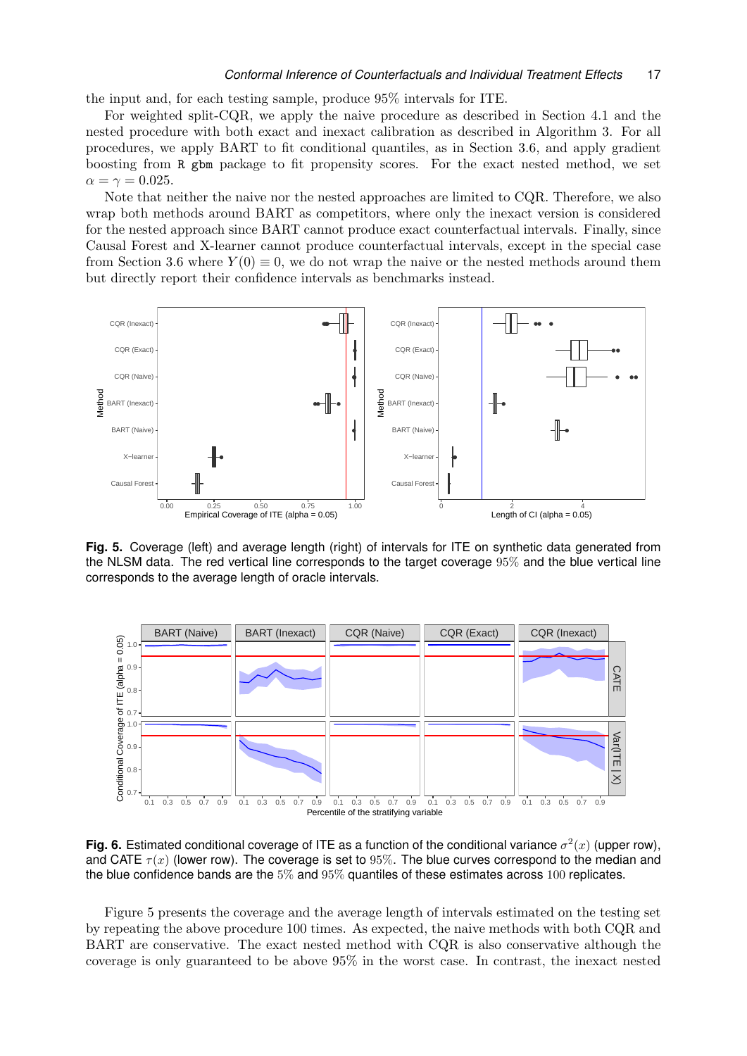the input and, for each testing sample, produce 95% intervals for ITE.

For weighted split-CQR, we apply the naive procedure as described in Section 4.1 and the nested procedure with both exact and inexact calibration as described in Algorithm 3. For all procedures, we apply BART to fit conditional quantiles, as in Section 3.6, and apply gradient boosting from `R gbm` package to fit propensity scores. For the exact nested method, we set $\alpha = \gamma = 0.025$.

Note that neither the naive nor the nested approaches are limited to CQR. Therefore, we also wrap both methods around BART as competitors, where only the inexact version is considered for the nested approach since BART cannot produce exact counterfactual intervals. Finally, since Causal Forest and X-learner cannot produce counterfactual intervals, except in the special case from Section 3.6 where $Y(0) \equiv 0$, we do not wrap the naive or the nested methods around them but directly report their confidence intervals as benchmarks instead.

**Fig. 5.** Coverage (left) and average length (right) of intervals for ITE on synthetic data generated from the NLSM data. The red vertical line corresponds to the target coverage 95% and the blue vertical line corresponds to the average length of oracle intervals.

**Fig. 6.** Estimated conditional coverage of ITE as a function of the conditional variance $\sigma^2(x)$ (upper row), and CATE $\tau(x)$ (lower row). The coverage is set to 95%. The blue curves correspond to the median and the blue confidence bands are the 5% and 95% quantiles of these estimates across 100 replicates.

Figure 5 presents the coverage and the average length of intervals estimated on the testing set by repeating the above procedure 100 times. As expected, the naive methods with both CQR and BART are conservative. The exact nested method with CQR is also conservative although the coverage is only guaranteed to be above 95% in the worst case. In contrast, the inexact nested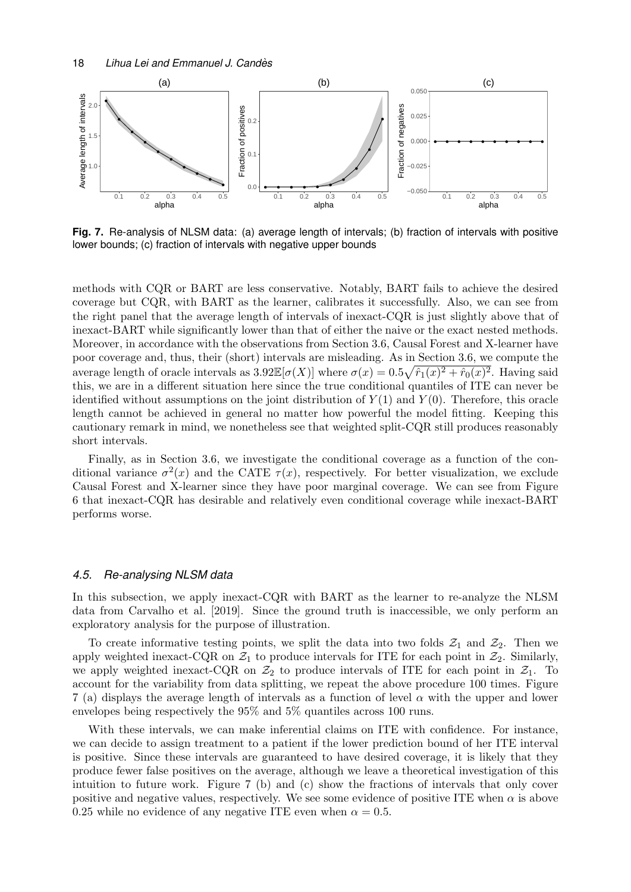**Fig. 7.** Re-analysis of NLSM data: (a) average length of intervals; (b) fraction of intervals with positive lower bounds; (c) fraction of intervals with negative upper bounds

methods with CQR or BART are less conservative. Notably, BART fails to achieve the desired coverage but CQR, with BART as the learner, calibrates it successfully. Also, we can see from the right panel that the average length of intervals of inexact-CQR is just slightly above that of inexact-BART while significantly lower than that of either the naive or the exact nested methods. Moreover, in accordance with the observations from Section 3.6, Causal Forest and X-learner have poor coverage and, thus, their (short) intervals are misleading. As in Section 3.6, we compute the average length of oracle intervals as $3.92\mathbb{E}[\sigma(X)]$ where $\sigma(x) = 0.5\sqrt{\hat{r}_1(x)^2 + \hat{r}_0(x)^2}$. Having said this, we are in a different situation here since the true conditional quantiles of ITE can never be identified without assumptions on the joint distribution of $Y(1)$ and $Y(0)$. Therefore, this oracle length cannot be achieved in general no matter how powerful the model fitting. Keeping this cautionary remark in mind, we nonetheless see that weighted split-CQR still produces reasonably short intervals.

Finally, as in Section 3.6, we investigate the conditional coverage as a function of the conditional variance $\sigma^2(x)$ and the CATE $\tau(x)$, respectively. For better visualization, we exclude Causal Forest and X-learner since they have poor marginal coverage. We can see from Figure 6 that inexact-CQR has desirable and relatively even conditional coverage while inexact-BART performs worse.

### *4.5. Re-analysing NLSM data*

In this subsection, we apply inexact-CQR with BART as the learner to re-analyze the NLSM data from Carvalho et al. [2019]. Since the ground truth is inaccessible, we only perform an exploratory analysis for the purpose of illustration.

To create informative testing points, we split the data into two folds $\mathcal{Z}_1$ and $\mathcal{Z}_2$. Then we apply weighted inexact-CQR on $\mathcal{Z}_1$ to produce intervals for ITE for each point in $\mathcal{Z}_2$. Similarly, we apply weighted inexact-CQR on $\mathcal{Z}_2$ to produce intervals of ITE for each point in $\mathcal{Z}_1$. To account for the variability from data splitting, we repeat the above procedure 100 times. Figure 7 (a) displays the average length of intervals as a function of level $\alpha$ with the upper and lower envelopes being respectively the 95% and 5% quantiles across 100 runs.

With these intervals, we can make inferential claims on ITE with confidence. For instance, we can decide to assign treatment to a patient if the lower prediction bound of her ITE interval is positive. Since these intervals are guaranteed to have desired coverage, it is likely that they produce fewer false positives on the average, although we leave a theoretical investigation of this intuition to future work. Figure 7 (b) and (c) show the fractions of intervals that only cover positive and negative values, respectively. We see some evidence of positive ITE when $\alpha$ is above 0.25 while no evidence of any negative ITE even when $\alpha = 0.5$.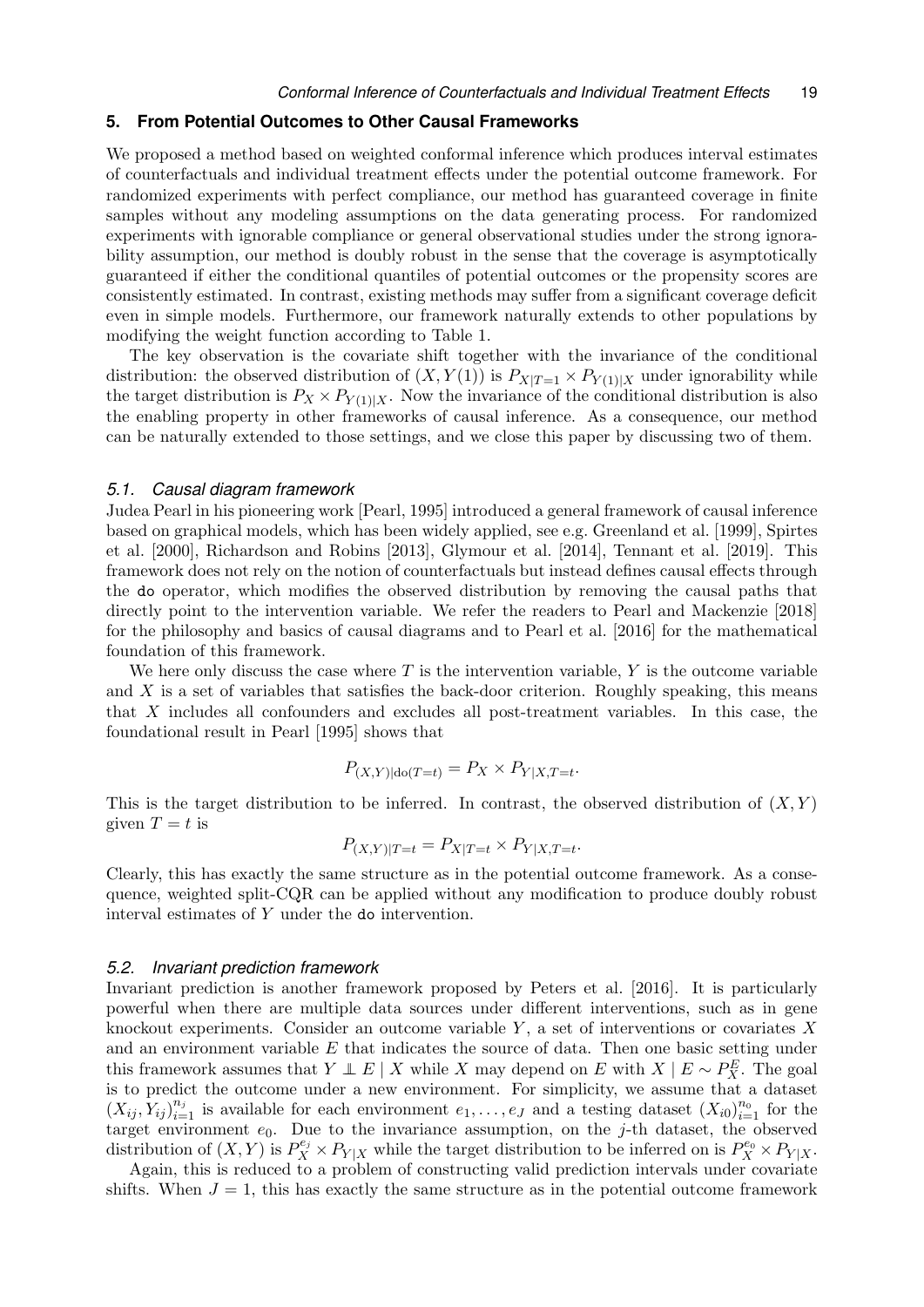## 5. From Potential Outcomes to Other Causal Frameworks

We proposed a method based on weighted conformal inference which produces interval estimates of counterfactuals and individual treatment effects under the potential outcome framework. For randomized experiments with perfect compliance, our method has guaranteed coverage in finite samples without any modeling assumptions on the data generating process. For randomized experiments with ignorable compliance or general observational studies under the strong ignorability assumption, our method is doubly robust in the sense that the coverage is asymptotically guaranteed if either the conditional quantiles of potential outcomes or the propensity scores are consistently estimated. In contrast, existing methods may suffer from a significant coverage deficit even in simple models. Furthermore, our framework naturally extends to other populations by modifying the weight function according to Table 1.

The key observation is the covariate shift together with the invariance of the conditional distribution: the observed distribution of $(X, Y(1))$ is $P_{X|T=1} \times P_{Y(1)|X}$ under ignorability while the target distribution is $P_X \times P_{Y(1)|X}$. Now the invariance of the conditional distribution is also the enabling property in other frameworks of causal inference. As a consequence, our method can be naturally extended to those settings, and we close this paper by discussing two of them.

### 5.1. Causal diagram framework

Judea Pearl in his pioneering work [Pearl, 1995] introduced a general framework of causal inference based on graphical models, which has been widely applied, see e.g. Greenland et al. [1999], Spirtes et al. [2000], Richardson and Robins [2013], Glymour et al. [2014], Tennant et al. [2019]. This framework does not rely on the notion of counterfactuals but instead defines causal effects through the do operator, which modifies the observed distribution by removing the causal paths that directly point to the intervention variable. We refer the readers to Pearl and Mackenzie [2018] for the philosophy and basics of causal diagrams and to Pearl et al. [2016] for the mathematical foundation of this framework.

We here only discuss the case where $T$ is the intervention variable, $Y$ is the outcome variable and $X$ is a set of variables that satisfies the back-door criterion. Roughly speaking, this means that $X$ includes all confounders and excludes all post-treatment variables. In this case, the foundational result in Pearl [1995] shows that

$$P_{(X,Y)|\mathrm{do}(T=t)} = P_X \times P_{Y|X,T=t}.$$

This is the target distribution to be inferred. In contrast, the observed distribution of $(X, Y)$ given $T = t$ is

$$P_{(X,Y)|T=t} = P_{X|T=t} \times P_{Y|X,T=t}.$$

Clearly, this has exactly the same structure as in the potential outcome framework. As a consequence, weighted split-CQR can be applied without any modification to produce doubly robust interval estimates of $Y$ under the do intervention.

### 5.2. Invariant prediction framework

Invariant prediction is another framework proposed by Peters et al. [2016]. It is particularly powerful when there are multiple data sources under different interventions, such as in gene knockout experiments. Consider an outcome variable $Y$, a set of interventions or covariates $X$ and an environment variable $E$ that indicates the source of data. Then one basic setting under this framework assumes that $Y \perp\!\!\!\perp E \mid X$ while $X$ may depend on $E$ with $X \mid E \sim P_X^E$. The goal is to predict the outcome under a new environment. For simplicity, we assume that a dataset $(X_{ij}, Y_{ij})_{i=1}^{n_j}$ is available for each environment $e_1, \ldots, e_J$ and a testing dataset $(X_{i0})_{i=1}^{n_0}$ for the target environment $e_0$. Due to the invariance assumption, on the $j$-th dataset, the observed distribution of $(X, Y)$ is $P_X^{e_j} \times P_{Y|X}$ while the target distribution to be inferred on is $P_X^{e_0} \times P_{Y|X}$.

Again, this is reduced to a problem of constructing valid prediction intervals under covariate shifts. When $J = 1$, this has exactly the same structure as in the potential outcome framework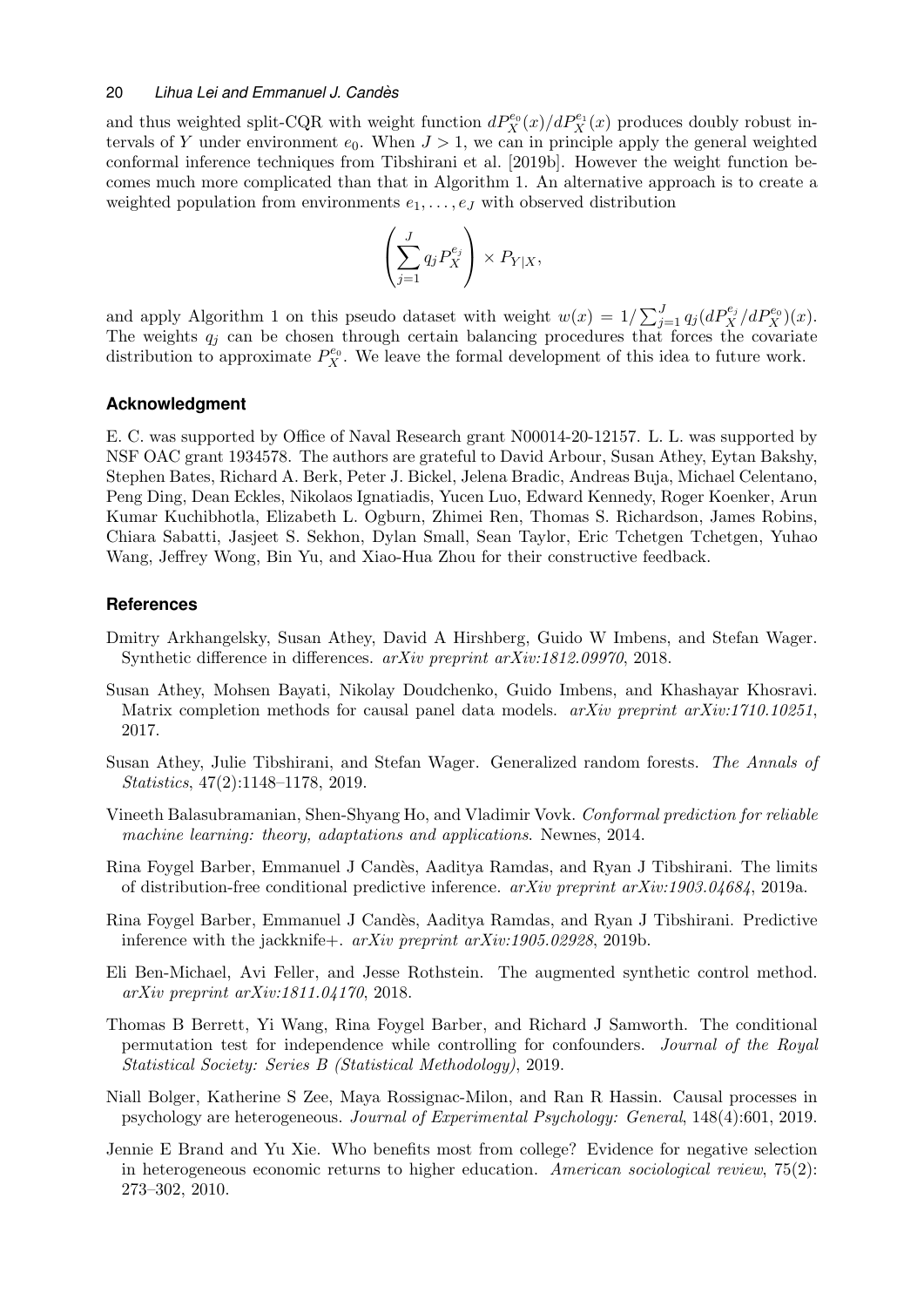and thus weighted split-CQR with weight function $dP_X^{e_0}(x)/dP_X^{e_1}(x)$ produces doubly robust intervals of $Y$ under environment $e_0$. When $J > 1$, we can in principle apply the general weighted conformal inference techniques from Tibshirani et al. [2019b]. However the weight function becomes much more complicated than that in Algorithm 1. An alternative approach is to create a weighted population from environments $e_1, \ldots, e_J$ with observed distribution

$$\left(\sum_{j=1}^{J} q_j P_X^{e_j}\right) \times P_{Y|X},$$

and apply Algorithm 1 on this pseudo dataset with weight $w(x) = 1/\sum_{j=1}^{J} q_j (dP_X^{e_j}/dP_X^{e_0})(x)$. The weights $q_j$ can be chosen through certain balancing procedures that forces the covariate distribution to approximate $P_X^{e_0}$. We leave the formal development of this idea to future work.

## Acknowledgment

E. C. was supported by Office of Naval Research grant N00014-20-12157. L. L. was supported by NSF OAC grant 1934578. The authors are grateful to David Arbour, Susan Athey, Eytan Bakshy, Stephen Bates, Richard A. Berk, Peter J. Bickel, Jelena Bradic, Andreas Buja, Michael Celentano, Peng Ding, Dean Eckles, Nikolaos Ignatiadis, Yucen Luo, Edward Kennedy, Roger Koenker, Arun Kumar Kuchibhotla, Elizabeth L. Ogburn, Zhimei Ren, Thomas S. Richardson, James Robins, Chiara Sabatti, Jasjeet S. Sekhon, Dylan Small, Sean Taylor, Eric Tchetgen Tchetgen, Yuhao Wang, Jeffrey Wong, Bin Yu, and Xiao-Hua Zhou for their constructive feedback.

## References

Dmitry Arkhangelsky, Susan Athey, David A Hirshberg, Guido W Imbens, and Stefan Wager. Synthetic difference in differences. *arXiv preprint arXiv:1812.09970*, 2018.

Susan Athey, Mohsen Bayati, Nikolay Doudchenko, Guido Imbens, and Khashayar Khosravi. Matrix completion methods for causal panel data models. *arXiv preprint arXiv:1710.10251*, 2017.

Susan Athey, Julie Tibshirani, and Stefan Wager. Generalized random forests. *The Annals of Statistics*, 47(2):1148–1178, 2019.

Vineeth Balasubramanian, Shen-Shyang Ho, and Vladimir Vovk. *Conformal prediction for reliable machine learning: theory, adaptations and applications*. Newnes, 2014.

Rina Foygel Barber, Emmanuel J Candès, Aaditya Ramdas, and Ryan J Tibshirani. The limits of distribution-free conditional predictive inference. *arXiv preprint arXiv:1903.04684*, 2019a.

Rina Foygel Barber, Emmanuel J Candès, Aaditya Ramdas, and Ryan J Tibshirani. Predictive inference with the jackknife+. *arXiv preprint arXiv:1905.02928*, 2019b.

Eli Ben-Michael, Avi Feller, and Jesse Rothstein. The augmented synthetic control method. *arXiv preprint arXiv:1811.04170*, 2018.

Thomas B Berrett, Yi Wang, Rina Foygel Barber, and Richard J Samworth. The conditional permutation test for independence while controlling for confounders. *Journal of the Royal Statistical Society: Series B (Statistical Methodology)*, 2019.

Niall Bolger, Katherine S Zee, Maya Rossignac-Milon, and Ran R Hassin. Causal processes in psychology are heterogeneous. *Journal of Experimental Psychology: General*, 148(4):601, 2019.

Jennie E Brand and Yu Xie. Who benefits most from college? Evidence for negative selection in heterogeneous economic returns to higher education. *American sociological review*, 75(2): 273–302, 2010.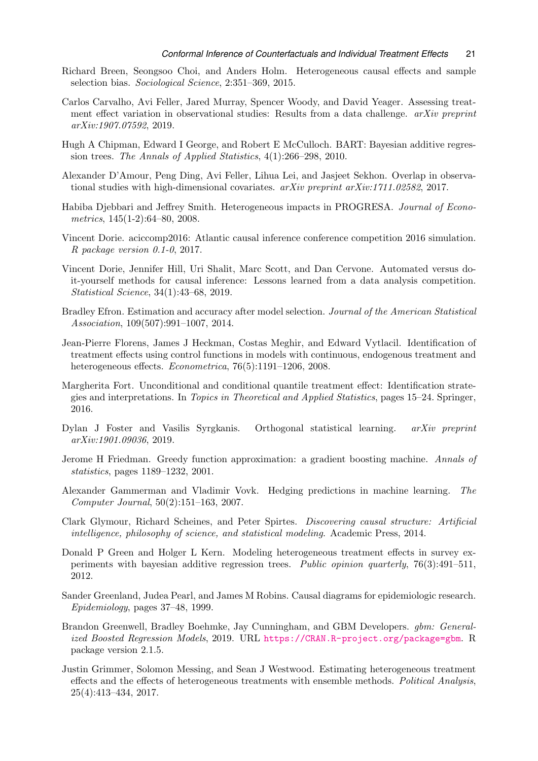Richard Breen, Seongsoo Choi, and Anders Holm. Heterogeneous causal effects and sample selection bias. *Sociological Science*, 2:351–369, 2015.

Carlos Carvalho, Avi Feller, Jared Murray, Spencer Woody, and David Yeager. Assessing treatment effect variation in observational studies: Results from a data challenge. *arXiv preprint arXiv:1907.07592*, 2019.

Hugh A Chipman, Edward I George, and Robert E McCulloch. BART: Bayesian additive regression trees. *The Annals of Applied Statistics*, 4(1):266–298, 2010.

Alexander D'Amour, Peng Ding, Avi Feller, Lihua Lei, and Jasjeet Sekhon. Overlap in observational studies with high-dimensional covariates. *arXiv preprint arXiv:1711.02582*, 2017.

Habiba Djebbari and Jeffrey Smith. Heterogeneous impacts in PROGRESA. *Journal of Econometrics*, 145(1-2):64–80, 2008.

Vincent Dorie. aciccomp2016: Atlantic causal inference conference competition 2016 simulation. *R package version 0.1-0*, 2017.

Vincent Dorie, Jennifer Hill, Uri Shalit, Marc Scott, and Dan Cervone. Automated versus do-it-yourself methods for causal inference: Lessons learned from a data analysis competition. *Statistical Science*, 34(1):43–68, 2019.

Bradley Efron. Estimation and accuracy after model selection. *Journal of the American Statistical Association*, 109(507):991–1007, 2014.

Jean-Pierre Florens, James J Heckman, Costas Meghir, and Edward Vytlacil. Identification of treatment effects using control functions in models with continuous, endogenous treatment and heterogeneous effects. *Econometrica*, 76(5):1191–1206, 2008.

Margherita Fort. Unconditional and conditional quantile treatment effect: Identification strategies and interpretations. In *Topics in Theoretical and Applied Statistics*, pages 15–24. Springer, 2016.

Dylan J Foster and Vasilis Syrgkanis. Orthogonal statistical learning. *arXiv preprint arXiv:1901.09036*, 2019.

Jerome H Friedman. Greedy function approximation: a gradient boosting machine. *Annals of statistics*, pages 1189–1232, 2001.

Alexander Gammerman and Vladimir Vovk. Hedging predictions in machine learning. *The Computer Journal*, 50(2):151–163, 2007.

Clark Glymour, Richard Scheines, and Peter Spirtes. *Discovering causal structure: Artificial intelligence, philosophy of science, and statistical modeling*. Academic Press, 2014.

Donald P Green and Holger L Kern. Modeling heterogeneous treatment effects in survey experiments with bayesian additive regression trees. *Public opinion quarterly*, 76(3):491–511, 2012.

Sander Greenland, Judea Pearl, and James M Robins. Causal diagrams for epidemiologic research. *Epidemiology*, pages 37–48, 1999.

Brandon Greenwell, Bradley Boehmke, Jay Cunningham, and GBM Developers. *gbm: Generalized Boosted Regression Models*, 2019. URL https://CRAN.R-project.org/package=gbm. R package version 2.1.5.

Justin Grimmer, Solomon Messing, and Sean J Westwood. Estimating heterogeneous treatment effects and the effects of heterogeneous treatments with ensemble methods. *Political Analysis*, 25(4):413–434, 2017.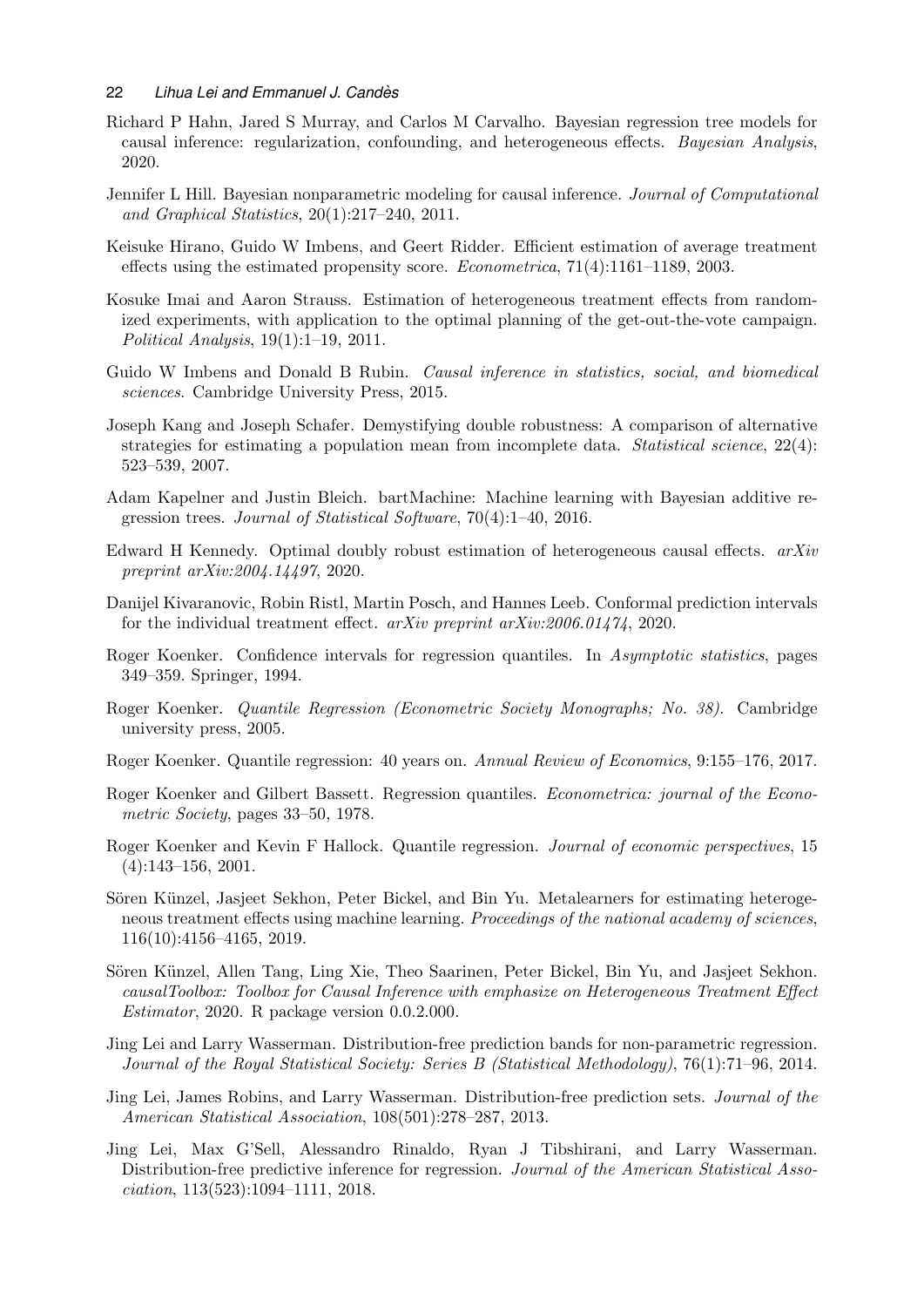Richard P Hahn, Jared S Murray, and Carlos M Carvalho. Bayesian regression tree models for causal inference: regularization, confounding, and heterogeneous effects. *Bayesian Analysis*, 2020.

Jennifer L Hill. Bayesian nonparametric modeling for causal inference. *Journal of Computational and Graphical Statistics*, 20(1):217–240, 2011.

Keisuke Hirano, Guido W Imbens, and Geert Ridder. Efficient estimation of average treatment effects using the estimated propensity score. *Econometrica*, 71(4):1161–1189, 2003.

Kosuke Imai and Aaron Strauss. Estimation of heterogeneous treatment effects from randomized experiments, with application to the optimal planning of the get-out-the-vote campaign. *Political Analysis*, 19(1):1–19, 2011.

Guido W Imbens and Donald B Rubin. *Causal inference in statistics, social, and biomedical sciences*. Cambridge University Press, 2015.

Joseph Kang and Joseph Schafer. Demystifying double robustness: A comparison of alternative strategies for estimating a population mean from incomplete data. *Statistical science*, 22(4): 523–539, 2007.

Adam Kapelner and Justin Bleich. bartMachine: Machine learning with Bayesian additive regression trees. *Journal of Statistical Software*, 70(4):1–40, 2016.

Edward H Kennedy. Optimal doubly robust estimation of heterogeneous causal effects. *arXiv preprint arXiv:2004.14497*, 2020.

Danijel Kivaranovic, Robin Ristl, Martin Posch, and Hannes Leeb. Conformal prediction intervals for the individual treatment effect. *arXiv preprint arXiv:2006.01474*, 2020.

Roger Koenker. Confidence intervals for regression quantiles. In *Asymptotic statistics*, pages 349–359. Springer, 1994.

Roger Koenker. *Quantile Regression (Econometric Society Monographs; No. 38)*. Cambridge university press, 2005.

Roger Koenker. Quantile regression: 40 years on. *Annual Review of Economics*, 9:155–176, 2017.

Roger Koenker and Gilbert Bassett. Regression quantiles. *Econometrica: journal of the Econometric Society*, pages 33–50, 1978.

Roger Koenker and Kevin F Hallock. Quantile regression. *Journal of economic perspectives*, 15 (4):143–156, 2001.

Sören Künzel, Jasjeet Sekhon, Peter Bickel, and Bin Yu. Metalearners for estimating heterogeneous treatment effects using machine learning. *Proceedings of the national academy of sciences*, 116(10):4156–4165, 2019.

Sören Künzel, Allen Tang, Ling Xie, Theo Saarinen, Peter Bickel, Bin Yu, and Jasjeet Sekhon. *causalToolbox: Toolbox for Causal Inference with emphasize on Heterogeneous Treatment Effect Estimator*, 2020. R package version 0.0.2.000.

Jing Lei and Larry Wasserman. Distribution-free prediction bands for non-parametric regression. *Journal of the Royal Statistical Society: Series B (Statistical Methodology)*, 76(1):71–96, 2014.

Jing Lei, James Robins, and Larry Wasserman. Distribution-free prediction sets. *Journal of the American Statistical Association*, 108(501):278–287, 2013.

Jing Lei, Max G'Sell, Alessandro Rinaldo, Ryan J Tibshirani, and Larry Wasserman. Distribution-free predictive inference for regression. *Journal of the American Statistical Association*, 113(523):1094–1111, 2018.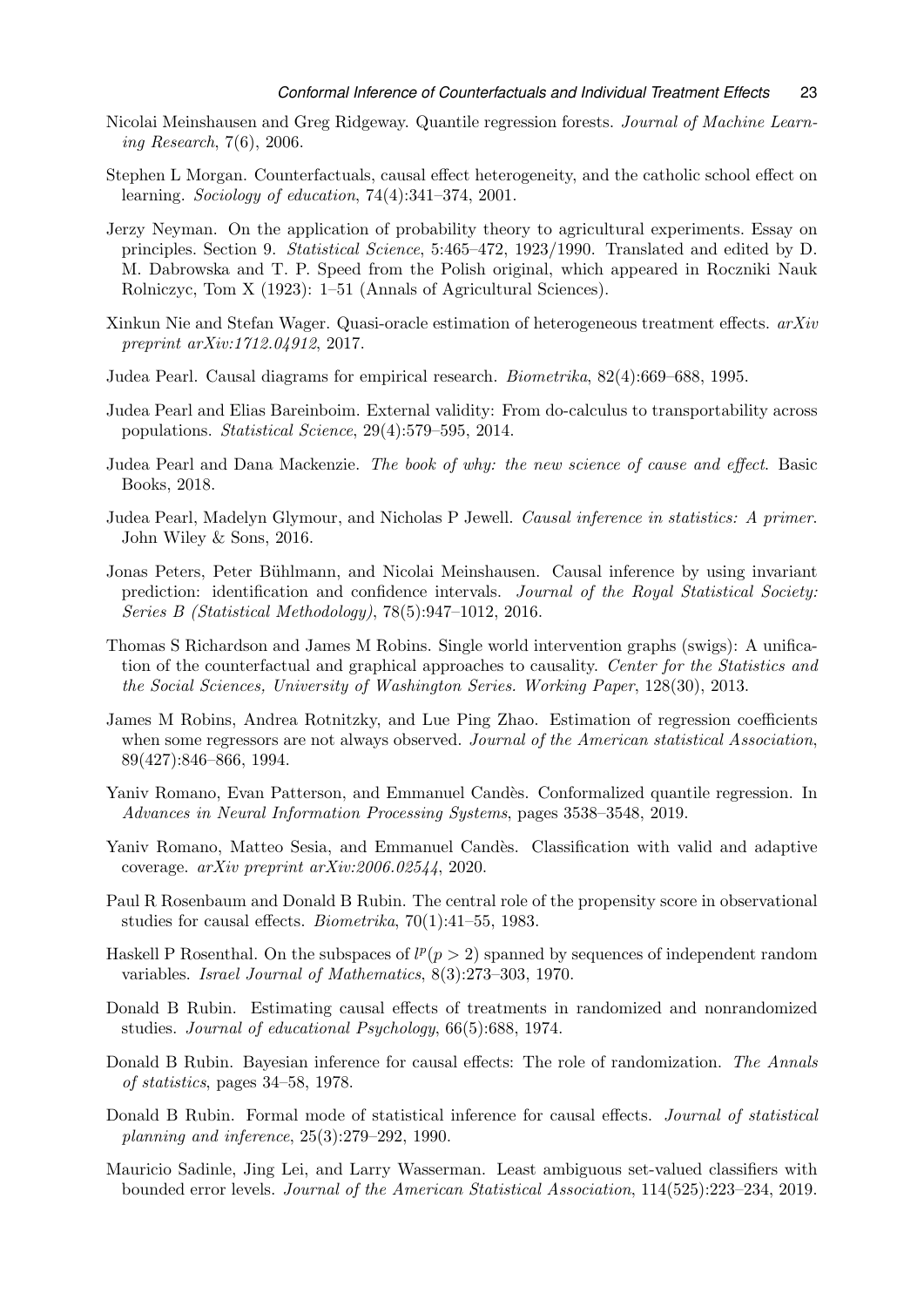Nicolai Meinshausen and Greg Ridgeway. Quantile regression forests. *Journal of Machine Learning Research*, 7(6), 2006.

Stephen L Morgan. Counterfactuals, causal effect heterogeneity, and the catholic school effect on learning. *Sociology of education*, 74(4):341–374, 2001.

Jerzy Neyman. On the application of probability theory to agricultural experiments. Essay on principles. Section 9. *Statistical Science*, 5:465–472, 1923/1990. Translated and edited by D. M. Dabrowska and T. P. Speed from the Polish original, which appeared in Roczniki Nauk Rolniczyc, Tom X (1923): 1–51 (Annals of Agricultural Sciences).

Xinkun Nie and Stefan Wager. Quasi-oracle estimation of heterogeneous treatment effects. *arXiv preprint arXiv:1712.04912*, 2017.

Judea Pearl. Causal diagrams for empirical research. *Biometrika*, 82(4):669–688, 1995.

Judea Pearl and Elias Bareinboim. External validity: From do-calculus to transportability across populations. *Statistical Science*, 29(4):579–595, 2014.

Judea Pearl and Dana Mackenzie. *The book of why: the new science of cause and effect*. Basic Books, 2018.

Judea Pearl, Madelyn Glymour, and Nicholas P Jewell. *Causal inference in statistics: A primer*. John Wiley & Sons, 2016.

Jonas Peters, Peter Bühlmann, and Nicolai Meinshausen. Causal inference by using invariant prediction: identification and confidence intervals. *Journal of the Royal Statistical Society: Series B (Statistical Methodology)*, 78(5):947–1012, 2016.

Thomas S Richardson and James M Robins. Single world intervention graphs (swigs): A unification of the counterfactual and graphical approaches to causality. *Center for the Statistics and the Social Sciences, University of Washington Series. Working Paper*, 128(30), 2013.

James M Robins, Andrea Rotnitzky, and Lue Ping Zhao. Estimation of regression coefficients when some regressors are not always observed. *Journal of the American statistical Association*, 89(427):846–866, 1994.

Yaniv Romano, Evan Patterson, and Emmanuel Candès. Conformalized quantile regression. In *Advances in Neural Information Processing Systems*, pages 3538–3548, 2019.

Yaniv Romano, Matteo Sesia, and Emmanuel Candès. Classification with valid and adaptive coverage. *arXiv preprint arXiv:2006.02544*, 2020.

Paul R Rosenbaum and Donald B Rubin. The central role of the propensity score in observational studies for causal effects. *Biometrika*, 70(1):41–55, 1983.

Haskell P Rosenthal. On the subspaces of $l^p (p > 2)$ spanned by sequences of independent random variables. *Israel Journal of Mathematics*, 8(3):273–303, 1970.

Donald B Rubin. Estimating causal effects of treatments in randomized and nonrandomized studies. *Journal of educational Psychology*, 66(5):688, 1974.

Donald B Rubin. Bayesian inference for causal effects: The role of randomization. *The Annals of statistics*, pages 34–58, 1978.

Donald B Rubin. Formal mode of statistical inference for causal effects. *Journal of statistical planning and inference*, 25(3):279–292, 1990.

Mauricio Sadinle, Jing Lei, and Larry Wasserman. Least ambiguous set-valued classifiers with bounded error levels. *Journal of the American Statistical Association*, 114(525):223–234, 2019.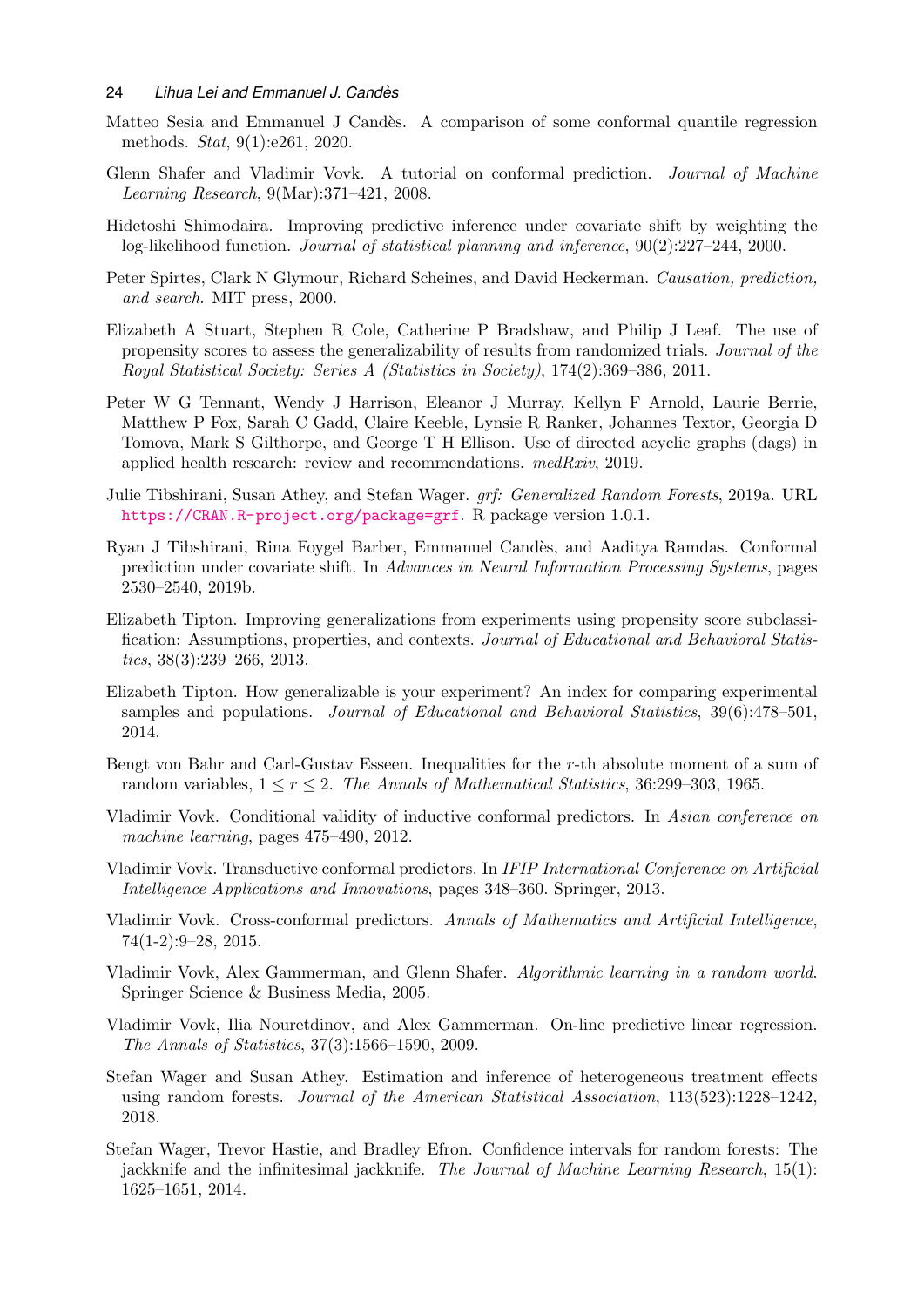Matteo Sesia and Emmanuel J Candès. A comparison of some conformal quantile regression methods. *Stat*, 9(1):e261, 2020.

Glenn Shafer and Vladimir Vovk. A tutorial on conformal prediction. *Journal of Machine Learning Research*, 9(Mar):371–421, 2008.

Hidetoshi Shimodaira. Improving predictive inference under covariate shift by weighting the log-likelihood function. *Journal of statistical planning and inference*, 90(2):227–244, 2000.

Peter Spirtes, Clark N Glymour, Richard Scheines, and David Heckerman. *Causation, prediction, and search*. MIT press, 2000.

Elizabeth A Stuart, Stephen R Cole, Catherine P Bradshaw, and Philip J Leaf. The use of propensity scores to assess the generalizability of results from randomized trials. *Journal of the Royal Statistical Society: Series A (Statistics in Society)*, 174(2):369–386, 2011.

Peter W G Tennant, Wendy J Harrison, Eleanor J Murray, Kellyn F Arnold, Laurie Berrie, Matthew P Fox, Sarah C Gadd, Claire Keeble, Lynsie R Ranker, Johannes Textor, Georgia D Tomova, Mark S Gilthorpe, and George T H Ellison. Use of directed acyclic graphs (dags) in applied health research: review and recommendations. *medRxiv*, 2019.

Julie Tibshirani, Susan Athey, and Stefan Wager. *grf: Generalized Random Forests*, 2019a. URL https://CRAN.R-project.org/package=grf. R package version 1.0.1.

Ryan J Tibshirani, Rina Foygel Barber, Emmanuel Candès, and Aaditya Ramdas. Conformal prediction under covariate shift. In *Advances in Neural Information Processing Systems*, pages 2530–2540, 2019b.

Elizabeth Tipton. Improving generalizations from experiments using propensity score subclassification: Assumptions, properties, and contexts. *Journal of Educational and Behavioral Statistics*, 38(3):239–266, 2013.

Elizabeth Tipton. How generalizable is your experiment? An index for comparing experimental samples and populations. *Journal of Educational and Behavioral Statistics*, 39(6):478–501, 2014.

Bengt von Bahr and Carl-Gustav Esseen. Inequalities for the $r$-th absolute moment of a sum of random variables, $1 \leq r \leq 2$. *The Annals of Mathematical Statistics*, 36:299–303, 1965.

Vladimir Vovk. Conditional validity of inductive conformal predictors. In *Asian conference on machine learning*, pages 475–490, 2012.

Vladimir Vovk. Transductive conformal predictors. In *IFIP International Conference on Artificial Intelligence Applications and Innovations*, pages 348–360. Springer, 2013.

Vladimir Vovk. Cross-conformal predictors. *Annals of Mathematics and Artificial Intelligence*, 74(1-2):9–28, 2015.

Vladimir Vovk, Alex Gammerman, and Glenn Shafer. *Algorithmic learning in a random world*. Springer Science & Business Media, 2005.

Vladimir Vovk, Ilia Nouretdinov, and Alex Gammerman. On-line predictive linear regression. *The Annals of Statistics*, 37(3):1566–1590, 2009.

Stefan Wager and Susan Athey. Estimation and inference of heterogeneous treatment effects using random forests. *Journal of the American Statistical Association*, 113(523):1228–1242, 2018.

Stefan Wager, Trevor Hastie, and Bradley Efron. Confidence intervals for random forests: The jackknife and the infinitesimal jackknife. *The Journal of Machine Learning Research*, 15(1): 1625–1651, 2014.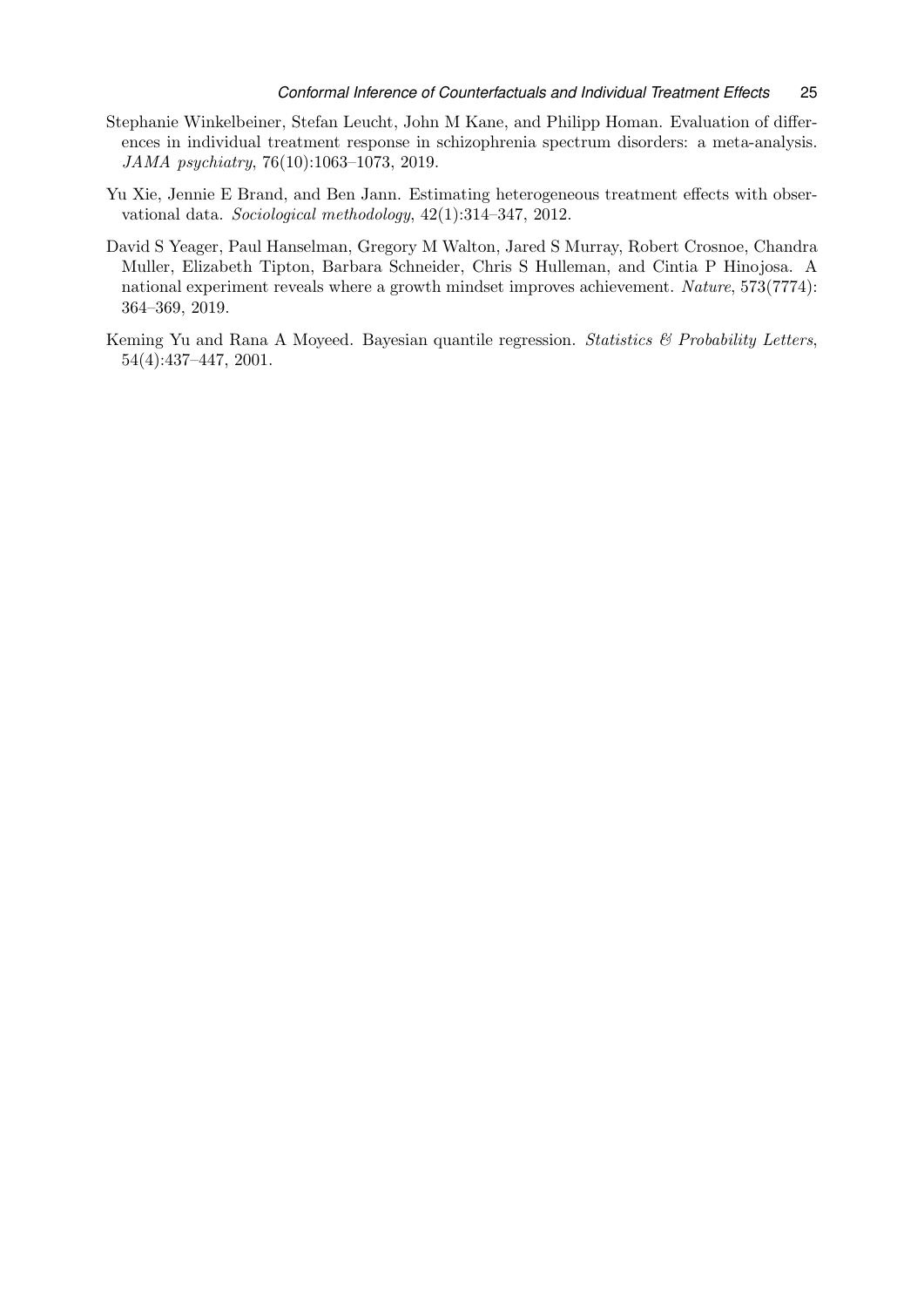Stephanie Winkelbeiner, Stefan Leucht, John M Kane, and Philipp Homan. Evaluation of differences in individual treatment response in schizophrenia spectrum disorders: a meta-analysis. *JAMA psychiatry*, 76(10):1063–1073, 2019.

Yu Xie, Jennie E Brand, and Ben Jann. Estimating heterogeneous treatment effects with observational data. *Sociological methodology*, 42(1):314–347, 2012.

David S Yeager, Paul Hanselman, Gregory M Walton, Jared S Murray, Robert Crosnoe, Chandra Muller, Elizabeth Tipton, Barbara Schneider, Chris S Hulleman, and Cintia P Hinojosa. A national experiment reveals where a growth mindset improves achievement. *Nature*, 573(7774): 364–369, 2019.

Keming Yu and Rana A Moyeed. Bayesian quantile regression. *Statistics & Probability Letters*, 54(4):437–447, 2001.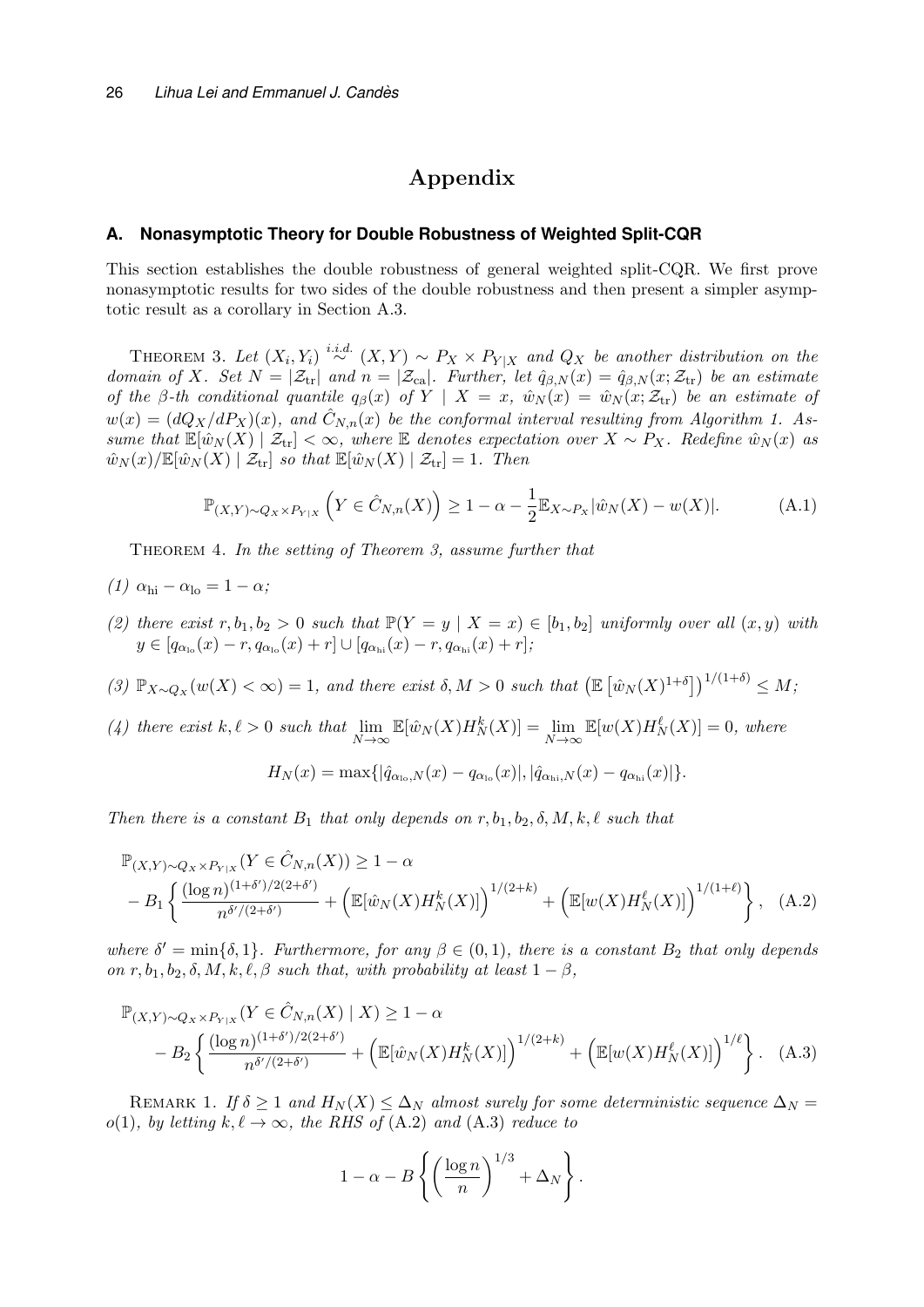# Appendix

## A. Nonasymptotic Theory for Double Robustness of Weighted Split-CQR

This section establishes the double robustness of general weighted split-CQR. We first prove nonasymptotic results for two sides of the double robustness and then present a simpler asymptotic result as a corollary in Section A.3.

THEOREM 3. *Let $(X_i, Y_i) \overset{i.i.d.}{\sim} (X, Y) \sim P_X \times P_{Y|X}$ and $Q_X$ be another distribution on the domain of $X$. Set $N = |\mathcal{Z}_{\mathrm{tr}}|$ and $n = |\mathcal{Z}_{\mathrm{ca}}|$. Further, let $\hat{q}_{\beta,N}(x) = \hat{q}_{\beta,N}(x; \mathcal{Z}_{\mathrm{tr}})$ be an estimate of the $\beta$-th conditional quantile $q_\beta(x)$ of $Y \mid X = x$, $\hat{w}_N(x) = \hat{w}_N(x; \mathcal{Z}_{\mathrm{tr}})$ be an estimate of $w(x) = (dQ_X/dP_X)(x)$, and $\hat{C}_{N,n}(x)$ be the conformal interval resulting from Algorithm 1. Assume that $\mathbb{E}[\hat{w}_N(X) \mid \mathcal{Z}_{\mathrm{tr}}] < \infty$, where $\mathbb{E}$ denotes expectation over $X \sim P_X$. Redefine $\hat{w}_N(x)$ as $\hat{w}_N(x)/\mathbb{E}[\hat{w}_N(X) \mid \mathcal{Z}_{\mathrm{tr}}]$ so that $\mathbb{E}[\hat{w}_N(X) \mid \mathcal{Z}_{\mathrm{tr}}] = 1$. Then*

$$\mathbb{P}_{(X,Y)\sim Q_X \times P_{Y|X}}\left(Y \in \hat{C}_{N,n}(X)\right) \geq 1 - \alpha - \frac{1}{2}\mathbb{E}_{X\sim P_X}|\hat{w}_N(X) - w(X)|. \tag{A.1}$$

THEOREM 4. *In the setting of Theorem 3, assume further that*

*(1) $\alpha_{\mathrm{hi}} - \alpha_{\mathrm{lo}} = 1 - \alpha$;*

*(2) there exist $r, b_1, b_2 > 0$ such that $\mathbb{P}(Y = y \mid X = x) \in [b_1, b_2]$ uniformly over all $(x, y)$ with $y \in [q_{\alpha_{\mathrm{lo}}}(x) - r, q_{\alpha_{\mathrm{lo}}}(x) + r] \cup [q_{\alpha_{\mathrm{hi}}}(x) - r, q_{\alpha_{\mathrm{hi}}}(x) + r]$;*

*(3) $\mathbb{P}_{X\sim Q_X}(w(X) < \infty) = 1$, and there exist $\delta, M > 0$ such that $\left(\mathbb{E}\left[\hat{w}_N(X)^{1+\delta}\right]\right)^{1/(1+\delta)} \leq M$;*

*(4) there exist $k, \ell > 0$ such that $\lim\limits_{N\to\infty} \mathbb{E}[\hat{w}_N(X) H_N^k(X)] = \lim\limits_{N\to\infty} \mathbb{E}[w(X) H_N^\ell(X)] = 0$, where*

$$H_N(x) = \max\{|\hat{q}_{\alpha_{\mathrm{lo}},N}(x) - q_{\alpha_{\mathrm{lo}}}(x)|, |\hat{q}_{\alpha_{\mathrm{hi}},N}(x) - q_{\alpha_{\mathrm{hi}}}(x)|\}.$$

*Then there is a constant $B_1$ that only depends on $r, b_1, b_2, \delta, M, k, \ell$ such that*

$$\begin{aligned}
&\mathbb{P}_{(X,Y)\sim Q_X \times P_{Y|X}}(Y \in \hat{C}_{N,n}(X)) \geq 1 - \alpha \\
&- B_1 \left\{ \frac{(\log n)^{(1+\delta')/2(2+\delta')}}{n^{\delta'/(2+\delta')}} + \left(\mathbb{E}[\hat{w}_N(X) H_N^k(X)]\right)^{1/(2+k)} + \left(\mathbb{E}[w(X) H_N^\ell(X)]\right)^{1/(1+\ell)} \right\},
\end{aligned} \tag{A.2}$$

*where $\delta' = \min\{\delta, 1\}$. Furthermore, for any $\beta \in (0, 1)$, there is a constant $B_2$ that only depends on $r, b_1, b_2, \delta, M, k, \ell, \beta$ such that, with probability at least $1 - \beta$,*

$$\begin{aligned}
&\mathbb{P}_{(X,Y)\sim Q_X \times P_{Y|X}}(Y \in \hat{C}_{N,n}(X) \mid X) \geq 1 - \alpha \\
&- B_2 \left\{ \frac{(\log n)^{(1+\delta')/2(2+\delta')}}{n^{\delta'/(2+\delta')}} + \left(\mathbb{E}[\hat{w}_N(X) H_N^k(X)]\right)^{1/(2+k)} + \left(\mathbb{E}[w(X) H_N^\ell(X)]\right)^{1/\ell} \right\}.
\end{aligned} \tag{A.3}$$

REMARK 1. *If $\delta \geq 1$ and $H_N(X) \leq \Delta_N$ almost surely for some deterministic sequence $\Delta_N = o(1)$, by letting $k, \ell \to \infty$, the RHS of (A.2) and (A.3) reduce to*

$$1 - \alpha - B\left\{ \left(\frac{\log n}{n}\right)^{1/3} + \Delta_N \right\}.$$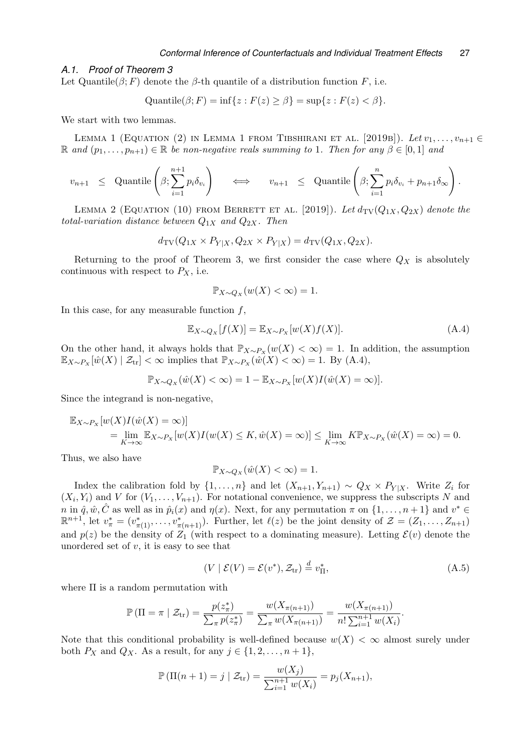### A.1. Proof of Theorem 3

Let $\text{Quantile}(\beta; F)$ denote the $\beta$-th quantile of a distribution function $F$, i.e.

$$\text{Quantile}(\beta; F) = \inf\{z : F(z) \geq \beta\} = \sup\{z : F(z) < \beta\}.$$

We start with two lemmas.

Lemma 1 (Equation (2) in Lemma 1 from Tibshirani et al. [2019b]). *Let $v_1, \ldots, v_{n+1} \in \mathbb{R}$ and $(p_1, \ldots, p_{n+1}) \in \mathbb{R}$ be non-negative reals summing to 1. Then for any $\beta \in [0, 1]$ and*

$$v_{n+1} \quad \leq \quad \text{Quantile}\left(\beta; \sum_{i=1}^{n+1} p_i \delta_{v_i}\right) \qquad \Longleftrightarrow \qquad v_{n+1} \quad \leq \quad \text{Quantile}\left(\beta; \sum_{i=1}^{n} p_i \delta_{v_i} + p_{n+1}\delta_{\infty}\right).$$

Lemma 2 (Equation (10) from Berrett et al. [2019]). *Let $d_{\text{TV}}(Q_{1X}, Q_{2X})$ denote the total-variation distance between $Q_{1X}$ and $Q_{2X}$. Then*

$$d_{\text{TV}}(Q_{1X} \times P_{Y|X}, Q_{2X} \times P_{Y|X}) = d_{\text{TV}}(Q_{1X}, Q_{2X}).$$

Returning to the proof of Theorem 3, we first consider the case where $Q_X$ is absolutely continuous with respect to $P_X$, i.e.

$$\mathbb{P}_{X \sim Q_X}(w(X) < \infty) = 1.$$

In this case, for any measurable function $f$,

$$\mathbb{E}_{X \sim Q_X}[f(X)] = \mathbb{E}_{X \sim P_X}[w(X) f(X)]. \tag{A.4}$$

On the other hand, it always holds that $\mathbb{P}_{X \sim P_X}(w(X) < \infty) = 1$. In addition, the assumption $\mathbb{E}_{X \sim P_X}[\hat{w}(X) \mid \mathcal{Z}_{\text{tr}}] < \infty$ implies that $\mathbb{P}_{X \sim P_X}(\hat{w}(X) < \infty) = 1$. By (A.4),

$$\mathbb{P}_{X \sim Q_X}(\hat{w}(X) < \infty) = 1 - \mathbb{E}_{X \sim P_X}[w(X) I(\hat{w}(X) = \infty)].$$

Since the integrand is non-negative,

$$\begin{aligned}
&\mathbb{E}_{X \sim P_X}[w(X) I(\hat{w}(X) = \infty)] \\
&\quad = \lim_{K \to \infty} \mathbb{E}_{X \sim P_X}[w(X) I(w(X) \leq K, \hat{w}(X) = \infty)] \leq \lim_{K \to \infty} K \mathbb{P}_{X \sim P_X}(\hat{w}(X) = \infty) = 0.
\end{aligned}$$

Thus, we also have

$$\mathbb{P}_{X \sim Q_X}(\hat{w}(X) < \infty) = 1.$$

Index the calibration fold by $\{1, \ldots, n\}$ and let $(X_{n+1}, Y_{n+1}) \sim Q_X \times P_{Y|X}$. Write $Z_i$ for $(X_i, Y_i)$ and $V$ for $(V_1, \ldots, V_{n+1})$. For notational convenience, we suppress the subscripts $N$ and $n$ in $\hat{q}, \hat{w}, \hat{C}$ as well as in $\hat{p}_i(x)$ and $\eta(x)$. Next, for any permutation $\pi$ on $\{1, \ldots, n+1\}$ and $v^* \in \mathbb{R}^{n+1}$, let $v^*_\pi = (v^*_{\pi(1)}, \ldots, v^*_{\pi(n+1)})$. Further, let $\ell(z)$ be the joint density of $\mathcal{Z} = (Z_1, \ldots, Z_{n+1})$ and $p(z)$ be the density of $Z_1$ (with respect to a dominating measure). Letting $\mathcal{E}(v)$ denote the unordered set of $v$, it is easy to see that

$$(V \mid \mathcal{E}(V) = \mathcal{E}(v^*), \mathcal{Z}_{\text{tr}}) \stackrel{d}{=} v^*_\Pi, \tag{A.5}$$

where $\Pi$ is a random permutation with

$$\mathbb{P}(\Pi = \pi \mid \mathcal{Z}_{\text{tr}}) = \frac{p(z^*_\pi)}{\sum_\pi p(z^*_\pi)} = \frac{w(X_{\pi(n+1)})}{\sum_\pi w(X_{\pi(n+1)})} = \frac{w(X_{\pi(n+1)})}{n! \sum_{i=1}^{n+1} w(X_i)}.$$

Note that this conditional probability is well-defined because $w(X) < \infty$ almost surely under both $P_X$ and $Q_X$. As a result, for any $j \in \{1, 2, \ldots, n+1\}$,

$$\mathbb{P}(\Pi(n+1) = j \mid \mathcal{Z}_{\text{tr}}) = \frac{w(X_j)}{\sum_{i=1}^{n+1} w(X_i)} = p_j(X_{n+1}),$$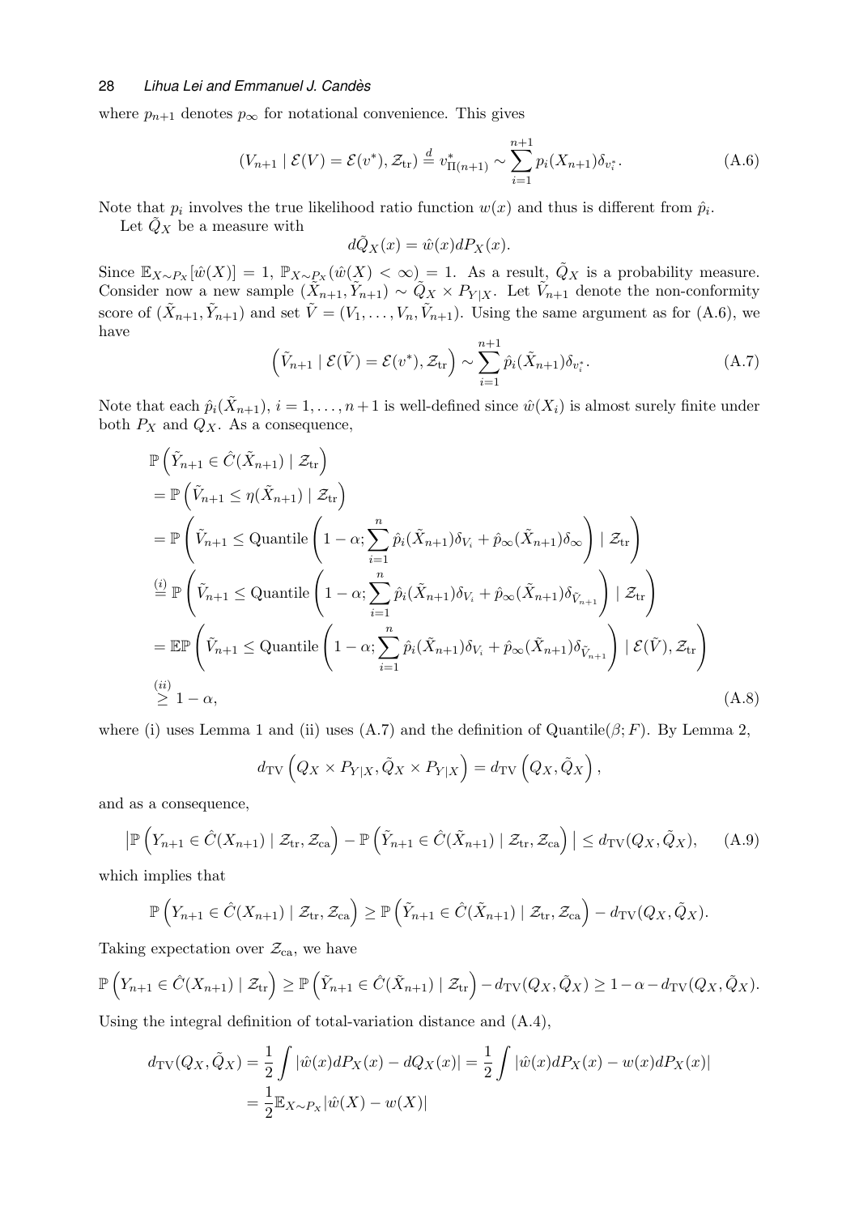where $p_{n+1}$ denotes $p_\infty$ for notational convenience. This gives

$$(V_{n+1} \mid \mathcal{E}(V) = \mathcal{E}(v^*), \mathcal{Z}_{\mathrm{tr}}) \stackrel{d}{=} v^*_{\Pi(n+1)} \sim \sum_{i=1}^{n+1} p_i(X_{n+1})\delta_{v_i^*}. \tag{A.6}$$

Note that $p_i$ involves the true likelihood ratio function $w(x)$ and thus is different from $\hat{p}_i$.

Let $\tilde{Q}_X$ be a measure with

$$d\tilde{Q}_X(x) = \hat{w}(x)dP_X(x).$$

Since $\mathbb{E}_{X\sim P_X}[\hat{w}(X)] = 1$, $\mathbb{P}_{X\sim P_X}(\hat{w}(X) < \infty) = 1$. As a result, $\tilde{Q}_X$ is a probability measure. Consider now a new sample $(\tilde{X}_{n+1}, \tilde{Y}_{n+1}) \sim \tilde{Q}_X \times P_{Y|X}$. Let $\tilde{V}_{n+1}$ denote the non-conformity score of $(\tilde{X}_{n+1}, \tilde{Y}_{n+1})$ and set $\tilde{V} = (V_1, \ldots, V_n, \tilde{V}_{n+1})$. Using the same argument as for (A.6), we have

$$\left(\tilde{V}_{n+1} \mid \mathcal{E}(\tilde{V}) = \mathcal{E}(v^*), \mathcal{Z}_{\mathrm{tr}}\right) \sim \sum_{i=1}^{n+1} \hat{p}_i(\tilde{X}_{n+1})\delta_{v_i^*}. \tag{A.7}$$

Note that each $\hat{p}_i(\tilde{X}_{n+1})$, $i = 1, \ldots, n+1$ is well-defined since $\hat{w}(X_i)$ is almost surely finite under both $P_X$ and $Q_X$. As a consequence,

$$\begin{aligned}
&\mathbb{P}\left(\tilde{Y}_{n+1} \in \hat{C}(\tilde{X}_{n+1}) \mid \mathcal{Z}_{\mathrm{tr}}\right) \\
&= \mathbb{P}\left(\tilde{V}_{n+1} \le \eta(\tilde{X}_{n+1}) \mid \mathcal{Z}_{\mathrm{tr}}\right) \\
&= \mathbb{P}\left(\tilde{V}_{n+1} \le \mathrm{Quantile}\left(1-\alpha; \sum_{i=1}^n \hat{p}_i(\tilde{X}_{n+1})\delta_{V_i} + \hat{p}_\infty(\tilde{X}_{n+1})\delta_\infty\right) \mid \mathcal{Z}_{\mathrm{tr}}\right) \\
&\stackrel{(i)}{=} \mathbb{P}\left(\tilde{V}_{n+1} \le \mathrm{Quantile}\left(1-\alpha; \sum_{i=1}^n \hat{p}_i(\tilde{X}_{n+1})\delta_{V_i} + \hat{p}_\infty(\tilde{X}_{n+1})\delta_{\tilde{V}_{n+1}}\right) \mid \mathcal{Z}_{\mathrm{tr}}\right) \\
&= \mathbb{E}\mathbb{P}\left(\tilde{V}_{n+1} \le \mathrm{Quantile}\left(1-\alpha; \sum_{i=1}^n \hat{p}_i(\tilde{X}_{n+1})\delta_{V_i} + \hat{p}_\infty(\tilde{X}_{n+1})\delta_{\tilde{V}_{n+1}}\right) \mid \mathcal{E}(\tilde{V}), \mathcal{Z}_{\mathrm{tr}}\right) \\
&\stackrel{(ii)}{\ge} 1 - \alpha,
\end{aligned} \tag{A.8}$$

where (i) uses Lemma 1 and (ii) uses (A.7) and the definition of $\mathrm{Quantile}(\beta; F)$. By Lemma 2,

$$d_{\mathrm{TV}}\left(Q_X \times P_{Y|X}, \tilde{Q}_X \times P_{Y|X}\right) = d_{\mathrm{TV}}\left(Q_X, \tilde{Q}_X\right),$$

and as a consequence,

$$\left|\mathbb{P}\left(Y_{n+1} \in \hat{C}(X_{n+1}) \mid \mathcal{Z}_{\mathrm{tr}}, \mathcal{Z}_{\mathrm{ca}}\right) - \mathbb{P}\left(\tilde{Y}_{n+1} \in \hat{C}(\tilde{X}_{n+1}) \mid \mathcal{Z}_{\mathrm{tr}}, \mathcal{Z}_{\mathrm{ca}}\right)\right| \le d_{\mathrm{TV}}(Q_X, \tilde{Q}_X), \tag{A.9}$$

which implies that

$$\mathbb{P}\left(Y_{n+1} \in \hat{C}(X_{n+1}) \mid \mathcal{Z}_{\mathrm{tr}}, \mathcal{Z}_{\mathrm{ca}}\right) \ge \mathbb{P}\left(\tilde{Y}_{n+1} \in \hat{C}(\tilde{X}_{n+1}) \mid \mathcal{Z}_{\mathrm{tr}}, \mathcal{Z}_{\mathrm{ca}}\right) - d_{\mathrm{TV}}(Q_X, \tilde{Q}_X).$$

Taking expectation over $\mathcal{Z}_{\mathrm{ca}}$, we have

$$\mathbb{P}\left(Y_{n+1} \in \hat{C}(X_{n+1}) \mid \mathcal{Z}_{\mathrm{tr}}\right) \ge \mathbb{P}\left(\tilde{Y}_{n+1} \in \hat{C}(\tilde{X}_{n+1}) \mid \mathcal{Z}_{\mathrm{tr}}\right) - d_{\mathrm{TV}}(Q_X, \tilde{Q}_X) \ge 1 - \alpha - d_{\mathrm{TV}}(Q_X, \tilde{Q}_X).$$

Using the integral definition of total-variation distance and (A.4),

$$\begin{aligned}
d_{\mathrm{TV}}(Q_X, \tilde{Q}_X) &= \frac{1}{2}\int |\hat{w}(x)dP_X(x) - dQ_X(x)| = \frac{1}{2}\int |\hat{w}(x)dP_X(x) - w(x)dP_X(x)| \\
&= \frac{1}{2}\mathbb{E}_{X\sim P_X}|\hat{w}(X) - w(X)|
\end{aligned}$$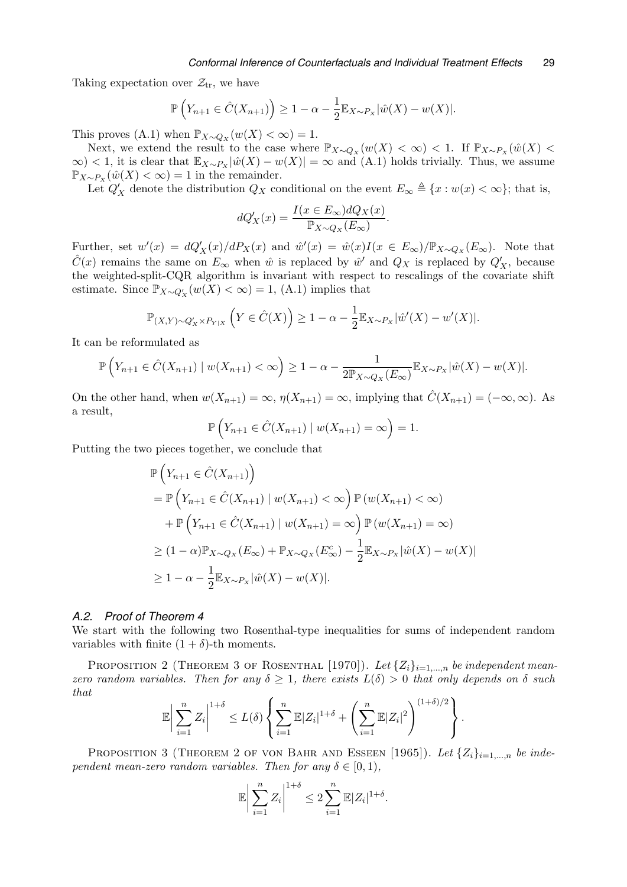Taking expectation over $\mathcal{Z}_{\mathrm{tr}}$, we have

$$\mathbb{P}\left(Y_{n+1} \in \hat{C}(X_{n+1})\right) \geq 1 - \alpha - \frac{1}{2}\mathbb{E}_{X \sim P_X}|\hat{w}(X) - w(X)|.$$

This proves (A.1) when $\mathbb{P}_{X \sim Q_X}(w(X) < \infty) = 1$.

Next, we extend the result to the case where $\mathbb{P}_{X \sim Q_X}(w(X) < \infty) < 1$. If $\mathbb{P}_{X \sim P_X}(\hat{w}(X) < \infty) < 1$, it is clear that $\mathbb{E}_{X \sim P_X}|\hat{w}(X) - w(X)| = \infty$ and (A.1) holds trivially. Thus, we assume $\mathbb{P}_{X \sim P_X}(\hat{w}(X) < \infty) = 1$ in the remainder.

Let $Q'_X$ denote the distribution $Q_X$ conditional on the event $E_\infty \triangleq \{x : w(x) < \infty\}$; that is,

$$dQ'_X(x) = \frac{I(x \in E_\infty) dQ_X(x)}{\mathbb{P}_{X \sim Q_X}(E_\infty)}.$$

Further, set $w'(x) = dQ'_X(x)/dP_X(x)$ and $\hat{w}'(x) = \hat{w}(x)I(x \in E_\infty)/\mathbb{P}_{X \sim Q_X}(E_\infty)$. Note that $\hat{C}(x)$ remains the same on $E_\infty$ when $\hat{w}$ is replaced by $\hat{w}'$ and $Q_X$ is replaced by $Q'_X$, because the weighted-split-CQR algorithm is invariant with respect to rescalings of the covariate shift estimate. Since $\mathbb{P}_{X \sim Q'_X}(w(X) < \infty) = 1$, (A.1) implies that

$$\mathbb{P}_{(X,Y) \sim Q'_X \times P_{Y|X}}\left(Y \in \hat{C}(X)\right) \geq 1 - \alpha - \frac{1}{2}\mathbb{E}_{X \sim P_X}|\hat{w}'(X) - w'(X)|.$$

It can be reformulated as

$$\mathbb{P}\left(Y_{n+1} \in \hat{C}(X_{n+1}) \mid w(X_{n+1}) < \infty\right) \geq 1 - \alpha - \frac{1}{2\mathbb{P}_{X \sim Q_X}(E_\infty)}\mathbb{E}_{X \sim P_X}|\hat{w}(X) - w(X)|.$$

On the other hand, when $w(X_{n+1}) = \infty$, $\eta(X_{n+1}) = \infty$, implying that $\hat{C}(X_{n+1}) = (-\infty, \infty)$. As a result,

$$\mathbb{P}\left(Y_{n+1} \in \hat{C}(X_{n+1}) \mid w(X_{n+1}) = \infty\right) = 1.$$

Putting the two pieces together, we conclude that

$$\begin{aligned}
&\mathbb{P}\left(Y_{n+1} \in \hat{C}(X_{n+1})\right) \\
&= \mathbb{P}\left(Y_{n+1} \in \hat{C}(X_{n+1}) \mid w(X_{n+1}) < \infty\right)\mathbb{P}\left(w(X_{n+1}) < \infty\right) \\
&\quad + \mathbb{P}\left(Y_{n+1} \in \hat{C}(X_{n+1}) \mid w(X_{n+1}) = \infty\right)\mathbb{P}\left(w(X_{n+1}) = \infty\right) \\
&\geq (1 - \alpha)\mathbb{P}_{X \sim Q_X}(E_\infty) + \mathbb{P}_{X \sim Q_X}(E_\infty^c) - \frac{1}{2}\mathbb{E}_{X \sim P_X}|\hat{w}(X) - w(X)| \\
&\geq 1 - \alpha - \frac{1}{2}\mathbb{E}_{X \sim P_X}|\hat{w}(X) - w(X)|.
\end{aligned}$$

### *A.2. Proof of Theorem 4*

We start with the following two Rosenthal-type inequalities for sums of independent random variables with finite $(1+\delta)$-th moments.

Proposition 2 (Theorem 3 of Rosenthal [1970]). *Let $\{Z_i\}_{i=1,\ldots,n}$ be independent mean-zero random variables. Then for any $\delta \geq 1$, there exists $L(\delta) > 0$ that only depends on $\delta$ such that*

$$\mathbb{E}\left|\sum_{i=1}^n Z_i\right|^{1+\delta} \leq L(\delta)\left\{\sum_{i=1}^n \mathbb{E}|Z_i|^{1+\delta} + \left(\sum_{i=1}^n \mathbb{E}|Z_i|^2\right)^{(1+\delta)/2}\right\}.$$

Proposition 3 (Theorem 2 of von Bahr and Esseen [1965]). *Let $\{Z_i\}_{i=1,\ldots,n}$ be independent mean-zero random variables. Then for any $\delta \in [0, 1)$,*

$$\mathbb{E}\left|\sum_{i=1}^n Z_i\right|^{1+\delta} \leq 2\sum_{i=1}^n \mathbb{E}|Z_i|^{1+\delta}.$$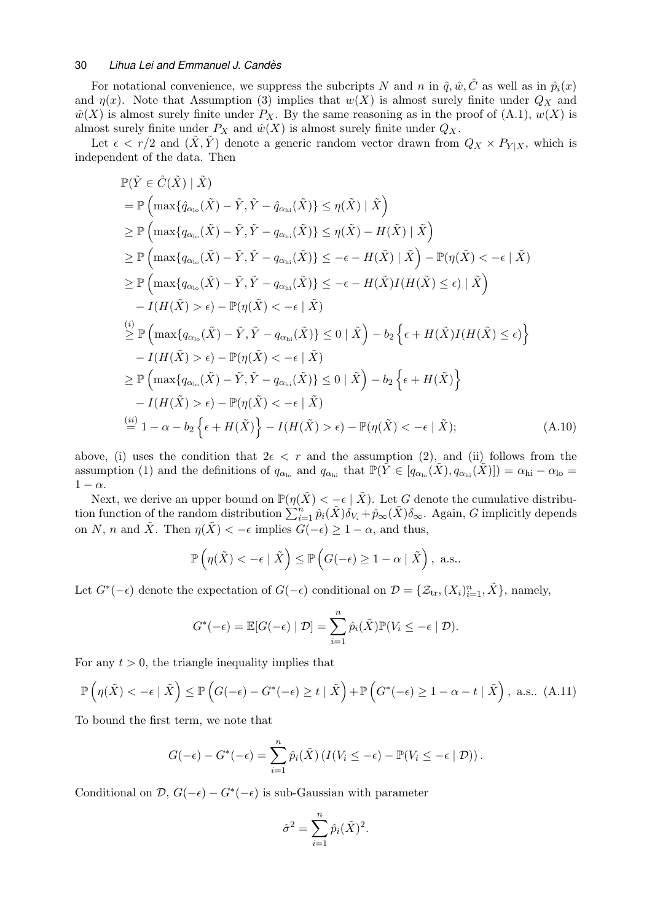For notational convenience, we suppress the subcripts $N$ and $n$ in $\hat{q}, \hat{w}, \hat{C}$ as well as in $\hat{p}_i(x)$ and $\eta(x)$. Note that Assumption (3) implies that $w(X)$ is almost surely finite under $Q_X$ and $\hat{w}(X)$ is almost surely finite under $P_X$. By the same reasoning as in the proof of (A.1), $w(X)$ is almost surely finite under $P_X$ and $\hat{w}(X)$ is almost surely finite under $Q_X$.

Let $\epsilon < r/2$ and $(\tilde{X}, \tilde{Y})$ denote a generic random vector drawn from $Q_X \times P_{Y|X}$, which is independent of the data. Then

$$
\begin{aligned}
&\mathbb{P}(\tilde{Y} \in \hat{C}(\tilde{X}) \mid \tilde{X}) \\
&= \mathbb{P}\left(\max\{\hat{q}_{\alpha_{\mathrm{lo}}}(\tilde{X}) - \tilde{Y}, \tilde{Y} - \hat{q}_{\alpha_{\mathrm{hi}}}(\tilde{X})\} \le \eta(\tilde{X}) \mid \tilde{X}\right) \\
&\ge \mathbb{P}\left(\max\{q_{\alpha_{\mathrm{lo}}}(\tilde{X}) - \tilde{Y}, \tilde{Y} - q_{\alpha_{\mathrm{hi}}}(\tilde{X})\} \le \eta(\tilde{X}) - H(\tilde{X}) \mid \tilde{X}\right) \\
&\ge \mathbb{P}\left(\max\{q_{\alpha_{\mathrm{lo}}}(\tilde{X}) - \tilde{Y}, \tilde{Y} - q_{\alpha_{\mathrm{hi}}}(\tilde{X})\} \le -\epsilon - H(\tilde{X}) \mid \tilde{X}\right) - \mathbb{P}(\eta(\tilde{X}) < -\epsilon \mid \tilde{X}) \\
&\ge \mathbb{P}\left(\max\{q_{\alpha_{\mathrm{lo}}}(\tilde{X}) - \tilde{Y}, \tilde{Y} - q_{\alpha_{\mathrm{hi}}}(\tilde{X})\} \le -\epsilon - H(\tilde{X})I(H(\tilde{X}) \le \epsilon) \mid \tilde{X}\right) \\
&\quad - I(H(\tilde{X}) > \epsilon) - \mathbb{P}(\eta(\tilde{X}) < -\epsilon \mid \tilde{X}) \\
&\overset{(i)}{\ge} \mathbb{P}\left(\max\{q_{\alpha_{\mathrm{lo}}}(\tilde{X}) - \tilde{Y}, \tilde{Y} - q_{\alpha_{\mathrm{hi}}}(\tilde{X})\} \le 0 \mid \tilde{X}\right) - b_2\left\{\epsilon + H(\tilde{X})I(H(\tilde{X}) \le \epsilon)\right\} \\
&\quad - I(H(\tilde{X}) > \epsilon) - \mathbb{P}(\eta(\tilde{X}) < -\epsilon \mid \tilde{X}) \\
&\ge \mathbb{P}\left(\max\{q_{\alpha_{\mathrm{lo}}}(\tilde{X}) - \tilde{Y}, \tilde{Y} - q_{\alpha_{\mathrm{hi}}}(\tilde{X})\} \le 0 \mid \tilde{X}\right) - b_2\left\{\epsilon + H(\tilde{X})\right\} \\
&\quad - I(H(\tilde{X}) > \epsilon) - \mathbb{P}(\eta(\tilde{X}) < -\epsilon \mid \tilde{X}) \\
&\overset{(ii)}{=} 1 - \alpha - b_2\left\{\epsilon + H(\tilde{X})\right\} - I(H(\tilde{X}) > \epsilon) - \mathbb{P}(\eta(\tilde{X}) < -\epsilon \mid \tilde{X});
\end{aligned}
\tag{A.10}
$$

above, (i) uses the condition that $2\epsilon < r$ and the assumption (2), and (ii) follows from the assumption (1) and the definitions of $q_{\alpha_{\mathrm{lo}}}$ and $q_{\alpha_{\mathrm{hi}}}$ that $\mathbb{P}(\tilde{Y} \in [q_{\alpha_{\mathrm{lo}}}(\tilde{X}), q_{\alpha_{\mathrm{hi}}}(\tilde{X})]) = \alpha_{\mathrm{hi}} - \alpha_{\mathrm{lo}} = 1 - \alpha$.

Next, we derive an upper bound on $\mathbb{P}(\eta(\tilde{X}) < -\epsilon \mid \tilde{X})$. Let $G$ denote the cumulative distribution function of the random distribution $\sum_{i=1}^n \hat{p}_i(\tilde{X})\delta_{V_i} + \hat{p}_\infty(\tilde{X})\delta_\infty$. Again, $G$ implicitly depends on $N$, $n$ and $\tilde{X}$. Then $\eta(\tilde{X}) < -\epsilon$ implies $G(-\epsilon) \ge 1 - \alpha$, and thus,

$$
\mathbb{P}\left(\eta(\tilde{X}) < -\epsilon \mid \tilde{X}\right) \le \mathbb{P}\left(G(-\epsilon) \ge 1 - \alpha \mid \tilde{X}\right), \text{ a.s..}
$$

Let $G^*(-\epsilon)$ denote the expectation of $G(-\epsilon)$ conditional on $\mathcal{D} = \{\mathcal{Z}_{\mathrm{tr}}, (X_i)_{i=1}^n, \tilde{X}\}$, namely,

$$
G^*(-\epsilon) = \mathbb{E}[G(-\epsilon) \mid \mathcal{D}] = \sum_{i=1}^n \hat{p}_i(\tilde{X})\mathbb{P}(V_i \le -\epsilon \mid \mathcal{D}).
$$

For any $t > 0$, the triangle inequality implies that

$$
\mathbb{P}\left(\eta(\tilde{X}) < -\epsilon \mid \tilde{X}\right) \le \mathbb{P}\left(G(-\epsilon) - G^*(-\epsilon) \ge t \mid \tilde{X}\right) + \mathbb{P}\left(G^*(-\epsilon) \ge 1 - \alpha - t \mid \tilde{X}\right), \text{ a.s..} \tag{A.11}
$$

To bound the first term, we note that

$$
G(-\epsilon) - G^*(-\epsilon) = \sum_{i=1}^n \hat{p}_i(\tilde{X})\left(I(V_i \le -\epsilon) - \mathbb{P}(V_i \le -\epsilon \mid \mathcal{D})\right).
$$

Conditional on $\mathcal{D}$, $G(-\epsilon) - G^*(-\epsilon)$ is sub-Gaussian with parameter

$$
\hat{\sigma}^2 = \sum_{i=1}^n \hat{p}_i(\tilde{X})^2.
$$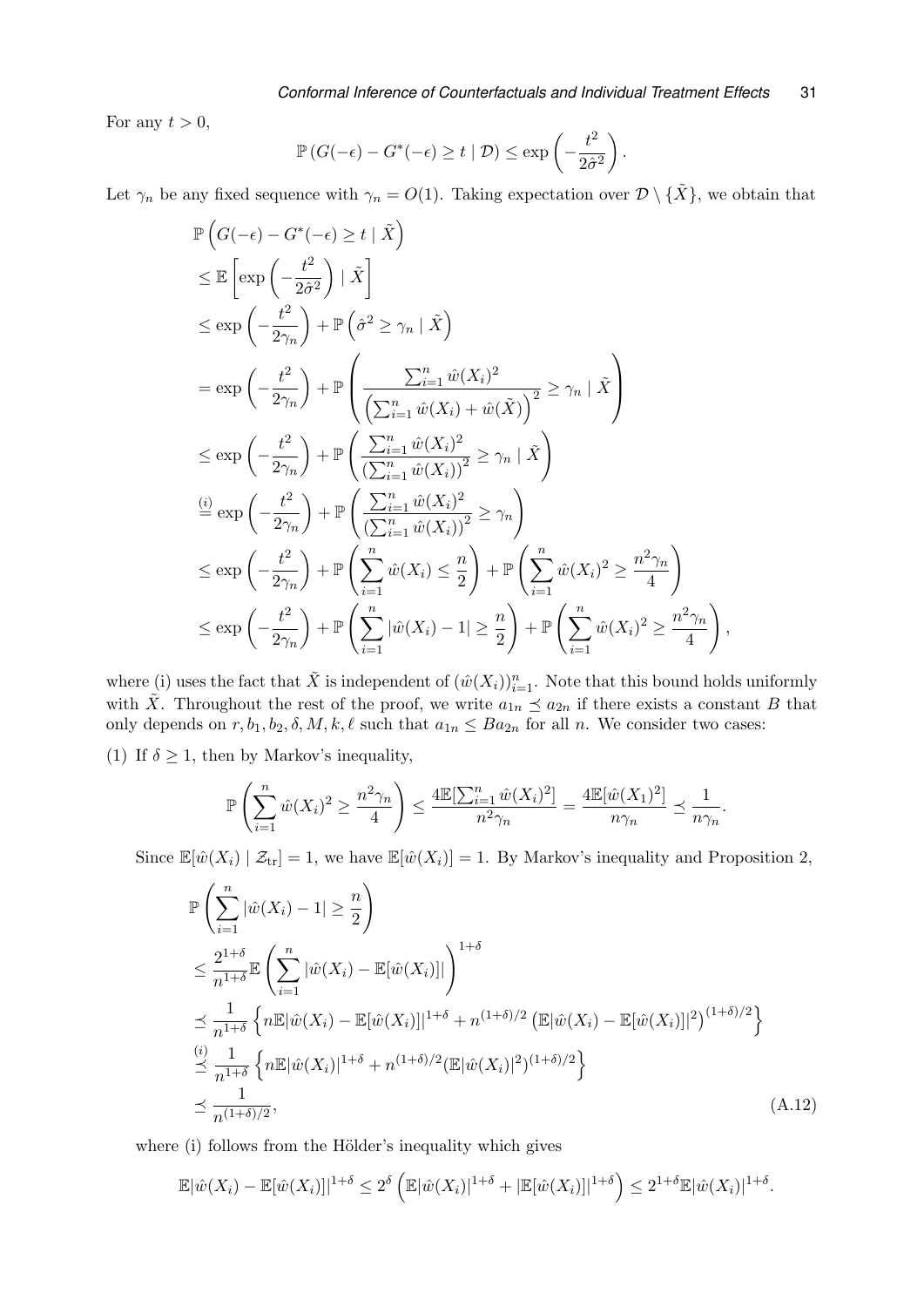For any $t > 0$,

$$\mathbb{P}\left(G(-\epsilon) - G^*(-\epsilon) \geq t \mid \mathcal{D}\right) \leq \exp\left(-\frac{t^2}{2\hat{\sigma}^2}\right).$$

Let $\gamma_n$ be any fixed sequence with $\gamma_n = O(1)$. Taking expectation over $\mathcal{D} \setminus \{\tilde{X}\}$, we obtain that

$$\begin{aligned}
&\mathbb{P}\left(G(-\epsilon) - G^*(-\epsilon) \geq t \mid \tilde{X}\right) \\
&\leq \mathbb{E}\left[\exp\left(-\frac{t^2}{2\hat{\sigma}^2}\right) \mid \tilde{X}\right] \\
&\leq \exp\left(-\frac{t^2}{2\gamma_n}\right) + \mathbb{P}\left(\hat{\sigma}^2 \geq \gamma_n \mid \tilde{X}\right) \\
&= \exp\left(-\frac{t^2}{2\gamma_n}\right) + \mathbb{P}\left(\frac{\sum_{i=1}^n \hat{w}(X_i)^2}{\left(\sum_{i=1}^n \hat{w}(X_i) + \hat{w}(\tilde{X})\right)^2} \geq \gamma_n \mid \tilde{X}\right) \\
&\leq \exp\left(-\frac{t^2}{2\gamma_n}\right) + \mathbb{P}\left(\frac{\sum_{i=1}^n \hat{w}(X_i)^2}{\left(\sum_{i=1}^n \hat{w}(X_i)\right)^2} \geq \gamma_n \mid \tilde{X}\right) \\
&\overset{(i)}{=} \exp\left(-\frac{t^2}{2\gamma_n}\right) + \mathbb{P}\left(\frac{\sum_{i=1}^n \hat{w}(X_i)^2}{\left(\sum_{i=1}^n \hat{w}(X_i)\right)^2} \geq \gamma_n\right) \\
&\leq \exp\left(-\frac{t^2}{2\gamma_n}\right) + \mathbb{P}\left(\sum_{i=1}^n \hat{w}(X_i) \leq \frac{n}{2}\right) + \mathbb{P}\left(\sum_{i=1}^n \hat{w}(X_i)^2 \geq \frac{n^2\gamma_n}{4}\right) \\
&\leq \exp\left(-\frac{t^2}{2\gamma_n}\right) + \mathbb{P}\left(\sum_{i=1}^n |\hat{w}(X_i) - 1| \geq \frac{n}{2}\right) + \mathbb{P}\left(\sum_{i=1}^n \hat{w}(X_i)^2 \geq \frac{n^2\gamma_n}{4}\right),
\end{aligned}$$

where (i) uses the fact that $\tilde{X}$ is independent of $(\hat{w}(X_i))_{i=1}^n$. Note that this bound holds uniformly with $\tilde{X}$. Throughout the rest of the proof, we write $a_{1n} \preceq a_{2n}$ if there exists a constant $B$ that only depends on $r, b_1, b_2, \delta, M, k, \ell$ such that $a_{1n} \leq B a_{2n}$ for all $n$. We consider two cases:

(1) If $\delta \geq 1$, then by Markov's inequality,

$$\mathbb{P}\left(\sum_{i=1}^n \hat{w}(X_i)^2 \geq \frac{n^2\gamma_n}{4}\right) \leq \frac{4\mathbb{E}[\sum_{i=1}^n \hat{w}(X_i)^2]}{n^2\gamma_n} = \frac{4\mathbb{E}[\hat{w}(X_1)^2]}{n\gamma_n} \preceq \frac{1}{n\gamma_n}.$$

Since $\mathbb{E}[\hat{w}(X_i) \mid \mathcal{Z}_{\mathrm{tr}}] = 1$, we have $\mathbb{E}[\hat{w}(X_i)] = 1$. By Markov's inequality and Proposition 2,

$$\begin{aligned}
&\mathbb{P}\left(\sum_{i=1}^n |\hat{w}(X_i) - 1| \geq \frac{n}{2}\right) \\
&\leq \frac{2^{1+\delta}}{n^{1+\delta}} \mathbb{E}\left(\sum_{i=1}^n |\hat{w}(X_i) - \mathbb{E}[\hat{w}(X_i)]|\right)^{1+\delta} \\
&\preceq \frac{1}{n^{1+\delta}}\left\{n\mathbb{E}|\hat{w}(X_i) - \mathbb{E}[\hat{w}(X_i)]|^{1+\delta} + n^{(1+\delta)/2}\left(\mathbb{E}|\hat{w}(X_i) - \mathbb{E}[\hat{w}(X_i)]|^2\right)^{(1+\delta)/2}\right\} \\
&\overset{(i)}{\preceq} \frac{1}{n^{1+\delta}}\left\{n\mathbb{E}|\hat{w}(X_i)|^{1+\delta} + n^{(1+\delta)/2}(\mathbb{E}|\hat{w}(X_i)|^2)^{(1+\delta)/2}\right\} \\
&\preceq \frac{1}{n^{(1+\delta)/2}}, \qquad\qquad (A.12)
\end{aligned}$$

where (i) follows from the Hölder's inequality which gives

$$\mathbb{E}|\hat{w}(X_i) - \mathbb{E}[\hat{w}(X_i)]|^{1+\delta} \leq 2^\delta\left(\mathbb{E}|\hat{w}(X_i)|^{1+\delta} + |\mathbb{E}[\hat{w}(X_i)]|^{1+\delta}\right) \leq 2^{1+\delta}\mathbb{E}|\hat{w}(X_i)|^{1+\delta}.$$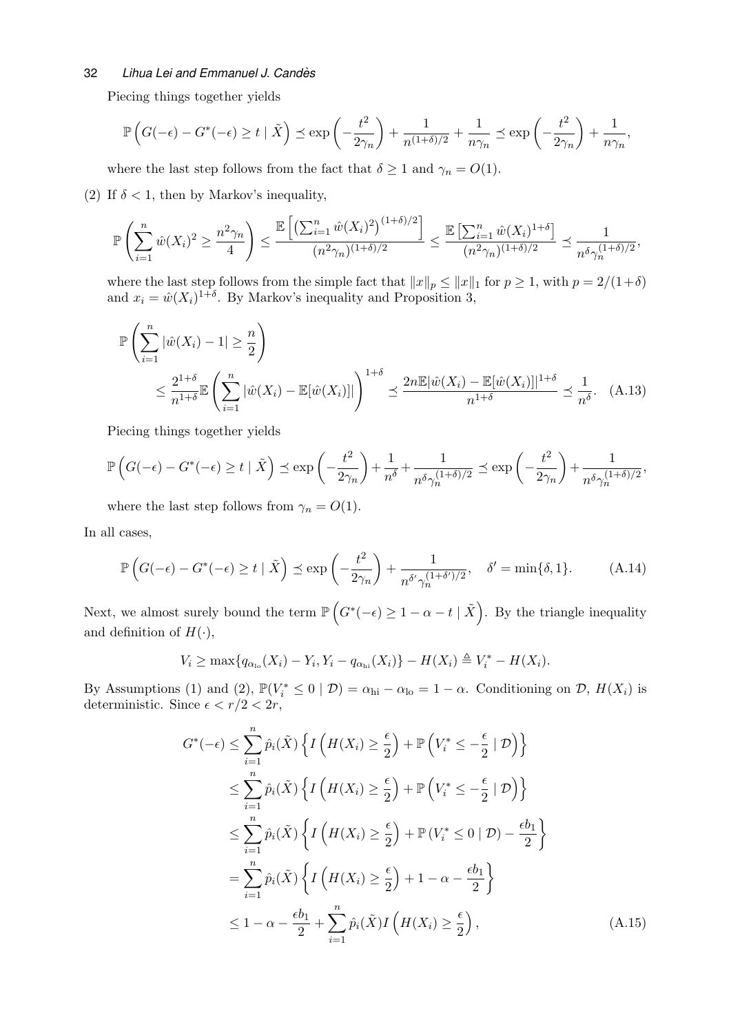Piecing things together yields

$$\mathbb{P}\left(G(-\epsilon) - G^*(-\epsilon) \geq t \mid \tilde{X}\right) \preceq \exp\left(-\frac{t^2}{2\gamma_n}\right) + \frac{1}{n^{(1+\delta)/2}} + \frac{1}{n\gamma_n} \preceq \exp\left(-\frac{t^2}{2\gamma_n}\right) + \frac{1}{n\gamma_n},$$

where the last step follows from the fact that $\delta \geq 1$ and $\gamma_n = O(1)$.

(2) If $\delta < 1$, then by Markov's inequality,

$$\mathbb{P}\left(\sum_{i=1}^n \hat{w}(X_i)^2 \geq \frac{n^2\gamma_n}{4}\right) \leq \frac{\mathbb{E}\left[\left(\sum_{i=1}^n \hat{w}(X_i)^2\right)^{(1+\delta)/2}\right]}{(n^2\gamma_n)^{(1+\delta)/2}} \leq \frac{\mathbb{E}\left[\sum_{i=1}^n \hat{w}(X_i)^{1+\delta}\right]}{(n^2\gamma_n)^{(1+\delta)/2}} \preceq \frac{1}{n^\delta \gamma_n^{(1+\delta)/2}},$$

where the last step follows from the simple fact that $\|x\|_p \leq \|x\|_1$ for $p \geq 1$, with $p = 2/(1+\delta)$ and $x_i = \hat{w}(X_i)^{1+\delta}$. By Markov's inequality and Proposition 3,

$$\mathbb{P}\left(\sum_{i=1}^n |\hat{w}(X_i) - 1| \geq \frac{n}{2}\right)$$
$$\leq \frac{2^{1+\delta}}{n^{1+\delta}}\mathbb{E}\left(\sum_{i=1}^n |\hat{w}(X_i) - \mathbb{E}[\hat{w}(X_i)]|\right)^{1+\delta} \preceq \frac{2n\mathbb{E}|\hat{w}(X_i) - \mathbb{E}[\hat{w}(X_i)]|^{1+\delta}}{n^{1+\delta}} \preceq \frac{1}{n^\delta}. \quad \text{(A.13)}$$

Piecing things together yields

$$\mathbb{P}\left(G(-\epsilon) - G^*(-\epsilon) \geq t \mid \tilde{X}\right) \preceq \exp\left(-\frac{t^2}{2\gamma_n}\right) + \frac{1}{n^\delta} + \frac{1}{n^\delta \gamma_n^{(1+\delta)/2}} \preceq \exp\left(-\frac{t^2}{2\gamma_n}\right) + \frac{1}{n^\delta \gamma_n^{(1+\delta)/2}},$$

where the last step follows from $\gamma_n = O(1)$.

In all cases,

$$\mathbb{P}\left(G(-\epsilon) - G^*(-\epsilon) \geq t \mid \tilde{X}\right) \preceq \exp\left(-\frac{t^2}{2\gamma_n}\right) + \frac{1}{n^{\delta'} \gamma_n^{(1+\delta')/2}}, \quad \delta' = \min\{\delta, 1\}. \quad \text{(A.14)}$$

Next, we almost surely bound the term $\mathbb{P}\left(G^*(-\epsilon) \geq 1 - \alpha - t \mid \tilde{X}\right)$. By the triangle inequality and definition of $H(\cdot)$,

$$V_i \geq \max\{q_{\alpha_{\text{lo}}}(X_i) - Y_i, Y_i - q_{\alpha_{\text{hi}}}(X_i)\} - H(X_i) \triangleq V_i^* - H(X_i).$$

By Assumptions (1) and (2), $\mathbb{P}(V_i^* \leq 0 \mid \mathcal{D}) = \alpha_{\text{hi}} - \alpha_{\text{lo}} = 1 - \alpha$. Conditioning on $\mathcal{D}$, $H(X_i)$ is deterministic. Since $\epsilon < r/2 < 2r$,

$$\begin{aligned}
G^*(-\epsilon) &\leq \sum_{i=1}^n \hat{p}_i(\tilde{X})\left\{I\left(H(X_i) \geq \frac{\epsilon}{2}\right) + \mathbb{P}\left(V_i^* \leq -\frac{\epsilon}{2} \mid \mathcal{D}\right)\right\} \\
&\leq \sum_{i=1}^n \hat{p}_i(\tilde{X})\left\{I\left(H(X_i) \geq \frac{\epsilon}{2}\right) + \mathbb{P}\left(V_i^* \leq -\frac{\epsilon}{2} \mid \mathcal{D}\right)\right\} \\
&\leq \sum_{i=1}^n \hat{p}_i(\tilde{X})\left\{I\left(H(X_i) \geq \frac{\epsilon}{2}\right) + \mathbb{P}\left(V_i^* \leq 0 \mid \mathcal{D}\right) - \frac{\epsilon b_1}{2}\right\} \\
&= \sum_{i=1}^n \hat{p}_i(\tilde{X})\left\{I\left(H(X_i) \geq \frac{\epsilon}{2}\right) + 1 - \alpha - \frac{\epsilon b_1}{2}\right\} \\
&\leq 1 - \alpha - \frac{\epsilon b_1}{2} + \sum_{i=1}^n \hat{p}_i(\tilde{X}) I\left(H(X_i) \geq \frac{\epsilon}{2}\right),
\end{aligned} \quad \text{(A.15)}$$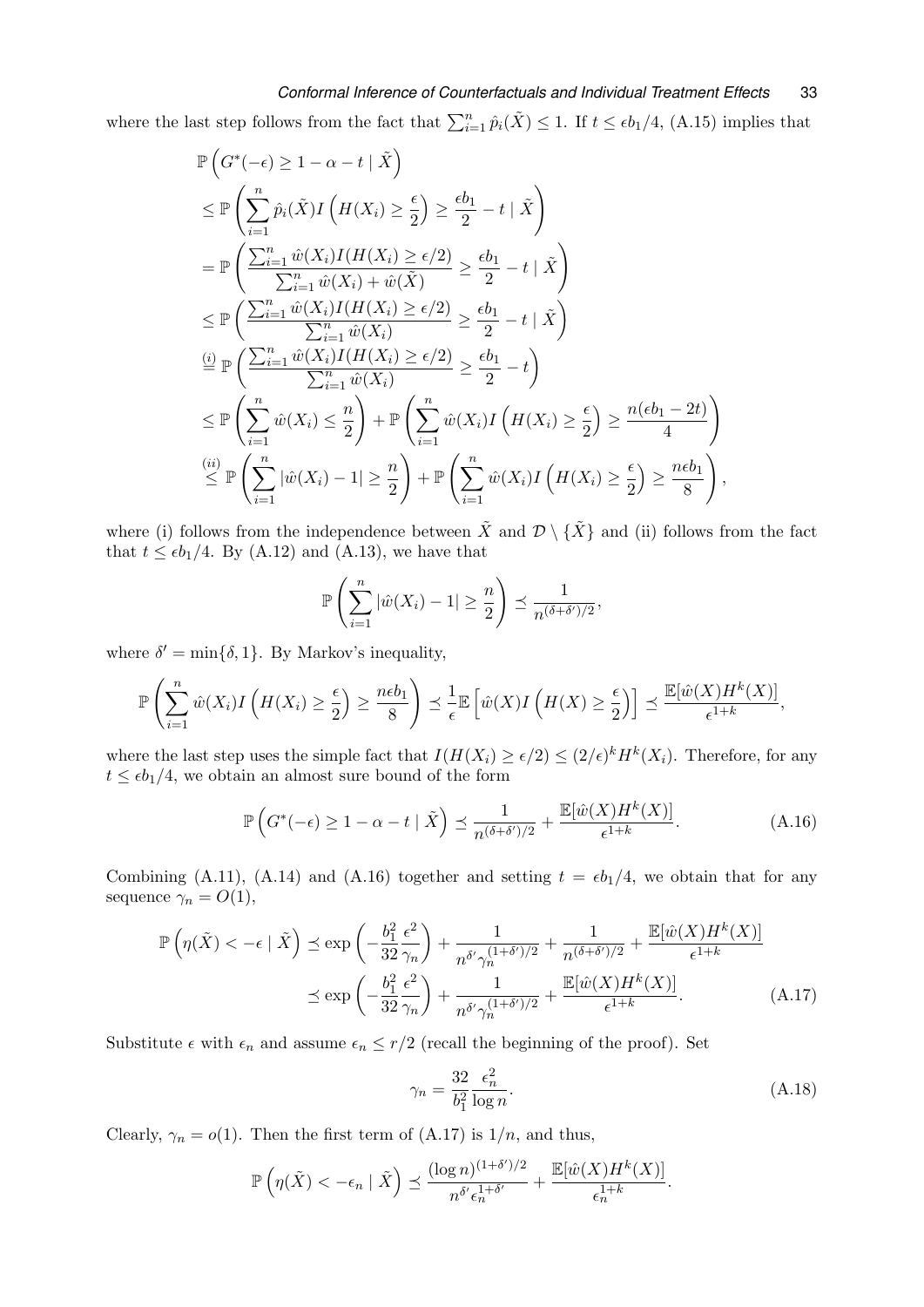where the last step follows from the fact that $\sum_{i=1}^n \hat{p}_i(\tilde{X}) \le 1$. If $t \le \epsilon b_1/4$, (A.15) implies that

$$
\begin{aligned}
&\mathbb{P}\left(G^*(-\epsilon) \ge 1-\alpha-t \mid \tilde{X}\right) \\
&\le \mathbb{P}\left(\sum_{i=1}^n \hat{p}_i(\tilde{X}) I\left(H(X_i) \ge \frac{\epsilon}{2}\right) \ge \frac{\epsilon b_1}{2} - t \mid \tilde{X}\right) \\
&= \mathbb{P}\left(\frac{\sum_{i=1}^n \hat{w}(X_i) I(H(X_i) \ge \epsilon/2)}{\sum_{i=1}^n \hat{w}(X_i) + \hat{w}(\tilde{X})} \ge \frac{\epsilon b_1}{2} - t \mid \tilde{X}\right) \\
&\le \mathbb{P}\left(\frac{\sum_{i=1}^n \hat{w}(X_i) I(H(X_i) \ge \epsilon/2)}{\sum_{i=1}^n \hat{w}(X_i)} \ge \frac{\epsilon b_1}{2} - t \mid \tilde{X}\right) \\
&\overset{(i)}{=} \mathbb{P}\left(\frac{\sum_{i=1}^n \hat{w}(X_i) I(H(X_i) \ge \epsilon/2)}{\sum_{i=1}^n \hat{w}(X_i)} \ge \frac{\epsilon b_1}{2} - t\right) \\
&\le \mathbb{P}\left(\sum_{i=1}^n \hat{w}(X_i) \le \frac{n}{2}\right) + \mathbb{P}\left(\sum_{i=1}^n \hat{w}(X_i) I\left(H(X_i) \ge \frac{\epsilon}{2}\right) \ge \frac{n(\epsilon b_1 - 2t)}{4}\right) \\
&\overset{(ii)}{\le} \mathbb{P}\left(\sum_{i=1}^n |\hat{w}(X_i) - 1| \ge \frac{n}{2}\right) + \mathbb{P}\left(\sum_{i=1}^n \hat{w}(X_i) I\left(H(X_i) \ge \frac{\epsilon}{2}\right) \ge \frac{n\epsilon b_1}{8}\right),
\end{aligned}
$$

where (i) follows from the independence between $\tilde{X}$ and $\mathcal{D} \setminus \{\tilde{X}\}$ and (ii) follows from the fact that $t \le \epsilon b_1/4$. By (A.12) and (A.13), we have that

$$
\mathbb{P}\left(\sum_{i=1}^n |\hat{w}(X_i) - 1| \ge \frac{n}{2}\right) \preceq \frac{1}{n^{(\delta+\delta')/2}},
$$

where $\delta' = \min\{\delta, 1\}$. By Markov's inequality,

$$
\mathbb{P}\left(\sum_{i=1}^n \hat{w}(X_i) I\left(H(X_i) \ge \frac{\epsilon}{2}\right) \ge \frac{n\epsilon b_1}{8}\right) \preceq \frac{1}{\epsilon}\mathbb{E}\left[\hat{w}(X) I\left(H(X) \ge \frac{\epsilon}{2}\right)\right] \preceq \frac{\mathbb{E}[\hat{w}(X)H^k(X)]}{\epsilon^{1+k}},
$$

where the last step uses the simple fact that $I(H(X_i) \ge \epsilon/2) \le (2/\epsilon)^k H^k(X_i)$. Therefore, for any $t \le \epsilon b_1/4$, we obtain an almost sure bound of the form

$$
\mathbb{P}\left(G^*(-\epsilon) \ge 1-\alpha-t \mid \tilde{X}\right) \preceq \frac{1}{n^{(\delta+\delta')/2}} + \frac{\mathbb{E}[\hat{w}(X)H^k(X)]}{\epsilon^{1+k}}. \tag{A.16}
$$

Combining (A.11), (A.14) and (A.16) together and setting $t = \epsilon b_1/4$, we obtain that for any sequence $\gamma_n = O(1)$,

$$
\begin{aligned}
\mathbb{P}\left(\eta(\tilde{X}) < -\epsilon \mid \tilde{X}\right) &\preceq \exp\left(-\frac{b_1^2}{32}\frac{\epsilon^2}{\gamma_n}\right) + \frac{1}{n^{\delta'}\gamma_n^{(1+\delta')/2}} + \frac{1}{n^{(\delta+\delta')/2}} + \frac{\mathbb{E}[\hat{w}(X)H^k(X)]}{\epsilon^{1+k}} \\
&\preceq \exp\left(-\frac{b_1^2}{32}\frac{\epsilon^2}{\gamma_n}\right) + \frac{1}{n^{\delta'}\gamma_n^{(1+\delta')/2}} + \frac{\mathbb{E}[\hat{w}(X)H^k(X)]}{\epsilon^{1+k}}.
\end{aligned} \tag{A.17}
$$

Substitute $\epsilon$ with $\epsilon_n$ and assume $\epsilon_n \le r/2$ (recall the beginning of the proof). Set

$$
\gamma_n = \frac{32}{b_1^2}\frac{\epsilon_n^2}{\log n}. \tag{A.18}
$$

Clearly, $\gamma_n = o(1)$. Then the first term of (A.17) is $1/n$, and thus,

$$
\mathbb{P}\left(\eta(\tilde{X}) < -\epsilon_n \mid \tilde{X}\right) \preceq \frac{(\log n)^{(1+\delta')/2}}{n^{\delta'}\epsilon_n^{1+\delta'}} + \frac{\mathbb{E}[\hat{w}(X)H^k(X)]}{\epsilon_n^{1+k}}.
$$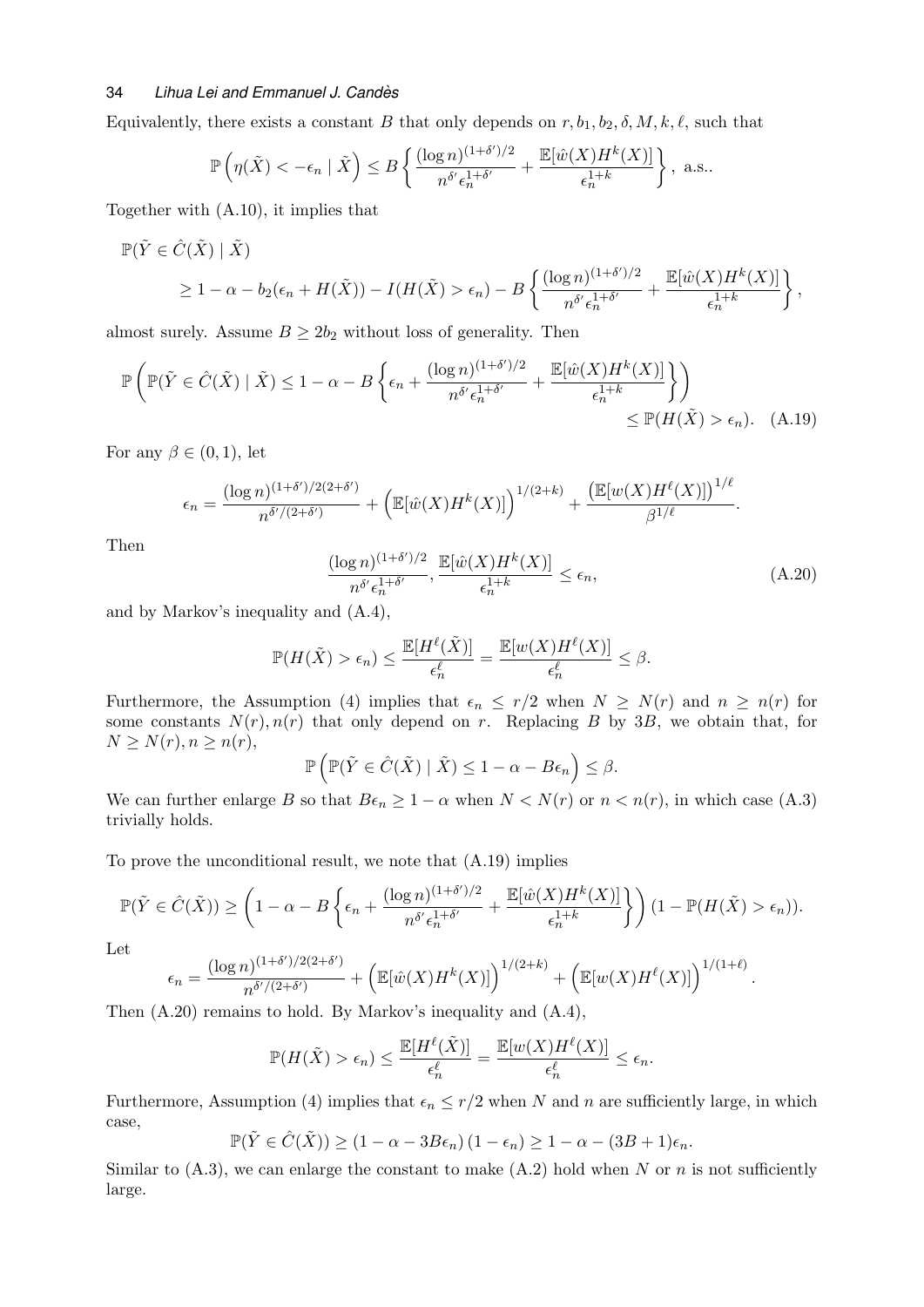Equivalently, there exists a constant $B$ that only depends on $r, b_1, b_2, \delta, M, k, \ell$, such that

$$\mathbb{P}\left(\eta(\tilde{X}) < -\epsilon_n \mid \tilde{X}\right) \leq B\left\{\frac{(\log n)^{(1+\delta')/2}}{n^{\delta'}\epsilon_n^{1+\delta'}} + \frac{\mathbb{E}[\hat{w}(X)H^k(X)]}{\epsilon_n^{1+k}}\right\}, \text{ a.s..}$$

Together with (A.10), it implies that

$$\begin{aligned}
&\mathbb{P}(\tilde{Y} \in \hat{C}(\tilde{X}) \mid \tilde{X}) \\
&\quad \geq 1 - \alpha - b_2(\epsilon_n + H(\tilde{X})) - I(H(\tilde{X}) > \epsilon_n) - B\left\{\frac{(\log n)^{(1+\delta')/2}}{n^{\delta'}\epsilon_n^{1+\delta'}} + \frac{\mathbb{E}[\hat{w}(X)H^k(X)]}{\epsilon_n^{1+k}}\right\},
\end{aligned}$$

almost surely. Assume $B \geq 2b_2$ without loss of generality. Then

$$\mathbb{P}\left(\mathbb{P}(\tilde{Y} \in \hat{C}(\tilde{X}) \mid \tilde{X}) \leq 1 - \alpha - B\left\{\epsilon_n + \frac{(\log n)^{(1+\delta')/2}}{n^{\delta'}\epsilon_n^{1+\delta'}} + \frac{\mathbb{E}[\hat{w}(X)H^k(X)]}{\epsilon_n^{1+k}}\right\}\right) \leq \mathbb{P}(H(\tilde{X}) > \epsilon_n). \quad \text{(A.19)}$$

For any $\beta \in (0, 1)$, let

$$\epsilon_n = \frac{(\log n)^{(1+\delta')/2(2+\delta')}}{n^{\delta'/(2+\delta')}} + \left(\mathbb{E}[\hat{w}(X)H^k(X)]\right)^{1/(2+k)} + \frac{\left(\mathbb{E}[w(X)H^\ell(X)]\right)^{1/\ell}}{\beta^{1/\ell}}.$$

Then

$$\frac{(\log n)^{(1+\delta')/2}}{n^{\delta'}\epsilon_n^{1+\delta'}}, \frac{\mathbb{E}[\hat{w}(X)H^k(X)]}{\epsilon_n^{1+k}} \leq \epsilon_n, \quad \text{(A.20)}$$

and by Markov's inequality and (A.4),

$$\mathbb{P}(H(\tilde{X}) > \epsilon_n) \leq \frac{\mathbb{E}[H^\ell(\tilde{X})]}{\epsilon_n^\ell} = \frac{\mathbb{E}[w(X)H^\ell(X)]}{\epsilon_n^\ell} \leq \beta.$$

Furthermore, the Assumption (4) implies that $\epsilon_n \leq r/2$ when $N \geq N(r)$ and $n \geq n(r)$ for some constants $N(r), n(r)$ that only depend on $r$. Replacing $B$ by $3B$, we obtain that, for $N \geq N(r), n \geq n(r)$,

$$\mathbb{P}\left(\mathbb{P}(\tilde{Y} \in \hat{C}(\tilde{X}) \mid \tilde{X}) \leq 1 - \alpha - B\epsilon_n\right) \leq \beta.$$

We can further enlarge $B$ so that $B\epsilon_n \geq 1 - \alpha$ when $N < N(r)$ or $n < n(r)$, in which case (A.3) trivially holds.

To prove the unconditional result, we note that (A.19) implies

$$\mathbb{P}(\tilde{Y} \in \hat{C}(\tilde{X})) \geq \left(1 - \alpha - B\left\{\epsilon_n + \frac{(\log n)^{(1+\delta')/2}}{n^{\delta'}\epsilon_n^{1+\delta'}} + \frac{\mathbb{E}[\hat{w}(X)H^k(X)]}{\epsilon_n^{1+k}}\right\}\right)(1 - \mathbb{P}(H(\tilde{X}) > \epsilon_n)).$$

Let

$$\epsilon_n = \frac{(\log n)^{(1+\delta')/2(2+\delta')}}{n^{\delta'/(2+\delta')}} + \left(\mathbb{E}[\hat{w}(X)H^k(X)]\right)^{1/(2+k)} + \left(\mathbb{E}[w(X)H^\ell(X)]\right)^{1/(1+\ell)}.$$

Then (A.20) remains to hold. By Markov's inequality and (A.4),

$$\mathbb{P}(H(\tilde{X}) > \epsilon_n) \leq \frac{\mathbb{E}[H^\ell(\tilde{X})]}{\epsilon_n^\ell} = \frac{\mathbb{E}[w(X)H^\ell(X)]}{\epsilon_n^\ell} \leq \epsilon_n.$$

Furthermore, Assumption (4) implies that $\epsilon_n \leq r/2$ when $N$ and $n$ are sufficiently large, in which case,

$$\mathbb{P}(\tilde{Y} \in \hat{C}(\tilde{X})) \geq (1 - \alpha - 3B\epsilon_n)(1 - \epsilon_n) \geq 1 - \alpha - (3B + 1)\epsilon_n.$$

Similar to (A.3), we can enlarge the constant to make (A.2) hold when $N$ or $n$ is not sufficiently large.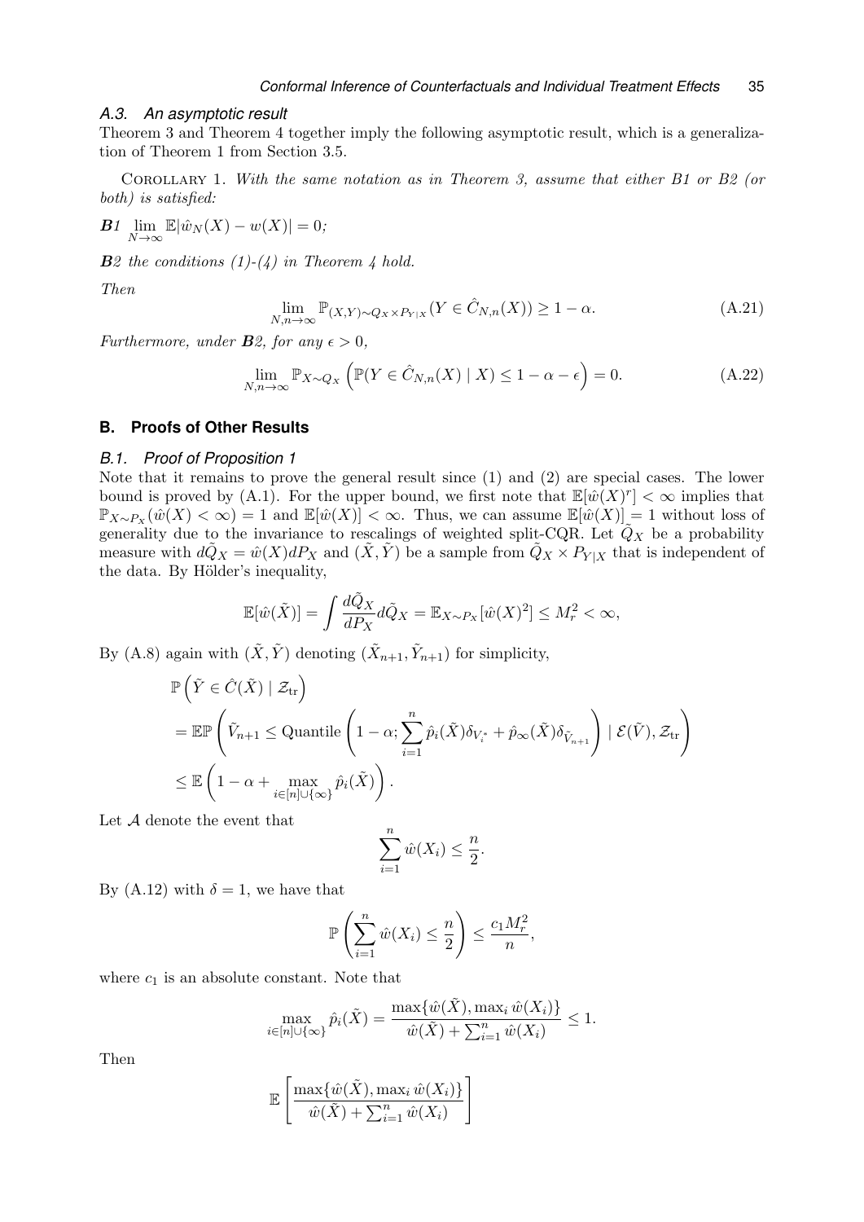### A.3. An asymptotic result

Theorem 3 and Theorem 4 together imply the following asymptotic result, which is a generalization of Theorem 1 from Section 3.5.

Corollary 1. *With the same notation as in Theorem 3, assume that either B1 or B2 (or both) is satisfied:*

***B1*** $\lim_{N\to\infty} \mathbb{E}|\hat{w}_N(X) - w(X)| = 0$*;*

***B2*** *the conditions (1)-(4) in Theorem 4 hold.*

*Then*

$$\lim_{N,n\to\infty} \mathbb{P}_{(X,Y)\sim Q_X \times P_{Y|X}}(Y \in \hat{C}_{N,n}(X)) \geq 1-\alpha. \tag{A.21}$$

*Furthermore, under **B2**, for any $\epsilon > 0$,*

$$\lim_{N,n\to\infty} \mathbb{P}_{X\sim Q_X}\left(\mathbb{P}(Y \in \hat{C}_{N,n}(X) \mid X) \leq 1-\alpha-\epsilon\right) = 0. \tag{A.22}$$

## B. Proofs of Other Results

### B.1. Proof of Proposition 1

Note that it remains to prove the general result since (1) and (2) are special cases. The lower bound is proved by (A.1). For the upper bound, we first note that $\mathbb{E}[\hat{w}(X)^r] < \infty$ implies that $\mathbb{P}_{X\sim P_X}(\hat{w}(X) < \infty) = 1$ and $\mathbb{E}[\hat{w}(X)] < \infty$. Thus, we can assume $\mathbb{E}[\hat{w}(X)] = 1$ without loss of generality due to the invariance to rescalings of weighted split-CQR. Let $\tilde{Q}_X$ be a probability measure with $d\tilde{Q}_X = \hat{w}(X)dP_X$ and $(\tilde{X}, \tilde{Y})$ be a sample from $\tilde{Q}_X \times P_{Y|X}$ that is independent of the data. By Hölder's inequality,

$$\mathbb{E}[\hat{w}(\tilde{X})] = \int \frac{d\tilde{Q}_X}{dP_X} d\tilde{Q}_X = \mathbb{E}_{X\sim P_X}[\hat{w}(X)^2] \leq M_r^2 < \infty,$$

By (A.8) again with $(\tilde{X}, \tilde{Y})$ denoting $(\tilde{X}_{n+1}, \tilde{Y}_{n+1})$ for simplicity,

$$\begin{aligned}
&\mathbb{P}\left(\tilde{Y} \in \hat{C}(\tilde{X}) \mid \mathcal{Z}_{\text{tr}}\right) \\
&= \mathbb{E}\mathbb{P}\left(\tilde{V}_{n+1} \leq \text{Quantile}\left(1-\alpha; \sum_{i=1}^n \hat{p}_i(\tilde{X})\delta_{V_i^*} + \hat{p}_\infty(\tilde{X})\delta_{\tilde{V}_{n+1}}\right) \mid \mathcal{E}(\tilde{V}), \mathcal{Z}_{\text{tr}}\right) \\
&\leq \mathbb{E}\left(1-\alpha + \max_{i\in[n]\cup\{\infty\}} \hat{p}_i(\tilde{X})\right).
\end{aligned}$$

Let $\mathcal{A}$ denote the event that

$$\sum_{i=1}^n \hat{w}(X_i) \leq \frac{n}{2}.$$

By (A.12) with $\delta = 1$, we have that

$$\mathbb{P}\left(\sum_{i=1}^n \hat{w}(X_i) \leq \frac{n}{2}\right) \leq \frac{c_1 M_r^2}{n},$$

where $c_1$ is an absolute constant. Note that

$$\max_{i\in[n]\cup\{\infty\}} \hat{p}_i(\tilde{X}) = \frac{\max\{\hat{w}(\tilde{X}), \max_i \hat{w}(X_i)\}}{\hat{w}(\tilde{X}) + \sum_{i=1}^n \hat{w}(X_i)} \leq 1.$$

Then

$$\mathbb{E}\left[\frac{\max\{\hat{w}(\tilde{X}), \max_i \hat{w}(X_i)\}}{\hat{w}(\tilde{X}) + \sum_{i=1}^n \hat{w}(X_i)}\right]$$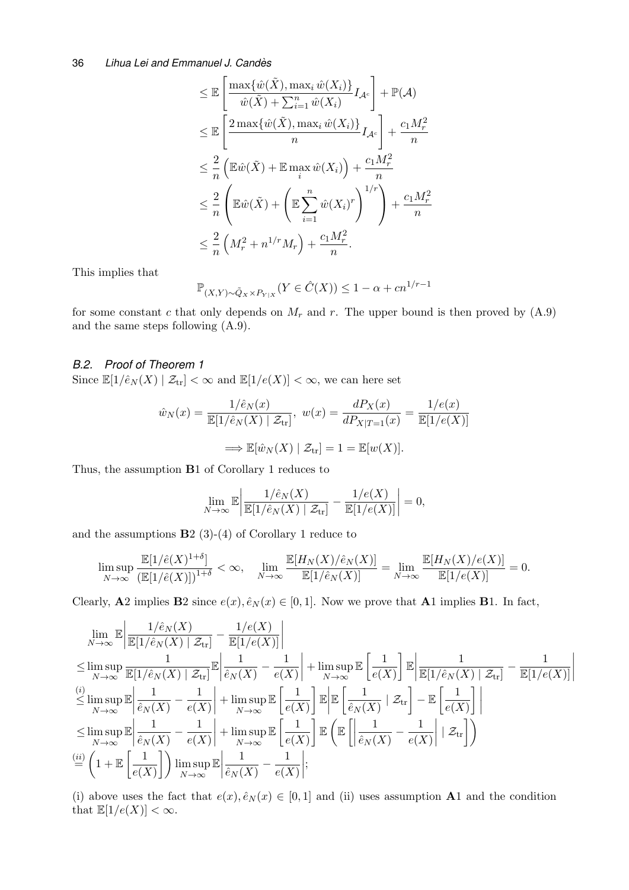$$
\begin{aligned}
&\leq \mathbb{E}\left[\frac{\max\{\hat{w}(\tilde{X}), \max_i \hat{w}(X_i)\}}{\hat{w}(\tilde{X}) + \sum_{i=1}^n \hat{w}(X_i)} I_{\mathcal{A}^c}\right] + \mathbb{P}(\mathcal{A}) \\
&\leq \mathbb{E}\left[\frac{2\max\{\hat{w}(\tilde{X}), \max_i \hat{w}(X_i)\}}{n} I_{\mathcal{A}^c}\right] + \frac{c_1 M_r^2}{n} \\
&\leq \frac{2}{n}\left(\mathbb{E}\hat{w}(\tilde{X}) + \mathbb{E}\max_i \hat{w}(X_i)\right) + \frac{c_1 M_r^2}{n} \\
&\leq \frac{2}{n}\left(\mathbb{E}\hat{w}(\tilde{X}) + \left(\mathbb{E}\sum_{i=1}^n \hat{w}(X_i)^r\right)^{1/r}\right) + \frac{c_1 M_r^2}{n} \\
&\leq \frac{2}{n}\left(M_r^2 + n^{1/r} M_r\right) + \frac{c_1 M_r^2}{n}.
\end{aligned}
$$

This implies that

$$
\mathbb{P}_{(X,Y)\sim \tilde{Q}_X \times P_{Y|X}}(Y \in \hat{C}(X)) \leq 1 - \alpha + c n^{1/r - 1}
$$

for some constant $c$ that only depends on $M_r$ and $r$. The upper bound is then proved by (A.9) and the same steps following (A.9).

### *B.2. Proof of Theorem 1*

Since $\mathbb{E}[1/\hat{e}_N(X) \mid \mathcal{Z}_{\mathrm{tr}}] < \infty$ and $\mathbb{E}[1/e(X)] < \infty$, we can here set

$$
\hat{w}_N(x) = \frac{1/\hat{e}_N(x)}{\mathbb{E}[1/\hat{e}_N(X) \mid \mathcal{Z}_{\mathrm{tr}}]}, \; w(x) = \frac{dP_X(x)}{dP_{X|T=1}(x)} = \frac{1/e(x)}{\mathbb{E}[1/e(X)]}
$$

$$
\Longrightarrow \mathbb{E}[\hat{w}_N(X) \mid \mathcal{Z}_{\mathrm{tr}}] = 1 = \mathbb{E}[w(X)].
$$

Thus, the assumption **B**1 of Corollary 1 reduces to

$$
\lim_{N\to\infty} \mathbb{E}\left|\frac{1/\hat{e}_N(X)}{\mathbb{E}[1/\hat{e}_N(X) \mid \mathcal{Z}_{\mathrm{tr}}]} - \frac{1/e(X)}{\mathbb{E}[1/e(X)]}\right| = 0,
$$

and the assumptions **B**2 (3)-(4) of Corollary 1 reduce to

$$
\limsup_{N\to\infty} \frac{\mathbb{E}[1/\hat{e}(X)^{1+\delta}]}{(\mathbb{E}[1/\hat{e}(X)])^{1+\delta}} < \infty, \quad \lim_{N\to\infty} \frac{\mathbb{E}[H_N(X)/\hat{e}_N(X)]}{\mathbb{E}[1/\hat{e}_N(X)]} = \lim_{N\to\infty} \frac{\mathbb{E}[H_N(X)/e(X)]}{\mathbb{E}[1/e(X)]} = 0.
$$

Clearly, **A**2 implies **B**2 since $e(x), \hat{e}_N(x) \in [0,1]$. Now we prove that **A**1 implies **B**1. In fact,

$$
\begin{aligned}
&\lim_{N\to\infty} \mathbb{E}\left|\frac{1/\hat{e}_N(X)}{\mathbb{E}[1/\hat{e}_N(X) \mid \mathcal{Z}_{\mathrm{tr}}]} - \frac{1/e(X)}{\mathbb{E}[1/e(X)]}\right| \\
&\leq \limsup_{N\to\infty} \frac{1}{\mathbb{E}[1/\hat{e}_N(X) \mid \mathcal{Z}_{\mathrm{tr}}]} \mathbb{E}\left|\frac{1}{\hat{e}_N(X)} - \frac{1}{e(X)}\right| + \limsup_{N\to\infty} \mathbb{E}\left[\frac{1}{e(X)}\right] \mathbb{E}\left|\frac{1}{\mathbb{E}[1/\hat{e}_N(X) \mid \mathcal{Z}_{\mathrm{tr}}]} - \frac{1}{\mathbb{E}[1/e(X)]}\right| \\
&\overset{(i)}{\leq} \limsup_{N\to\infty} \mathbb{E}\left|\frac{1}{\hat{e}_N(X)} - \frac{1}{e(X)}\right| + \limsup_{N\to\infty} \mathbb{E}\left[\frac{1}{e(X)}\right] \mathbb{E}\left|\mathbb{E}\left[\frac{1}{\hat{e}_N(X)} \mid \mathcal{Z}_{\mathrm{tr}}\right] - \mathbb{E}\left[\frac{1}{e(X)}\right]\right| \\
&\leq \limsup_{N\to\infty} \mathbb{E}\left|\frac{1}{\hat{e}_N(X)} - \frac{1}{e(X)}\right| + \limsup_{N\to\infty} \mathbb{E}\left[\frac{1}{e(X)}\right] \mathbb{E}\left(\mathbb{E}\left[\left|\frac{1}{\hat{e}_N(X)} - \frac{1}{e(X)}\right| \mid \mathcal{Z}_{\mathrm{tr}}\right]\right) \\
&\overset{(ii)}{=} \left(1 + \mathbb{E}\left[\frac{1}{e(X)}\right]\right) \limsup_{N\to\infty} \mathbb{E}\left|\frac{1}{\hat{e}_N(X)} - \frac{1}{e(X)}\right|;
\end{aligned}
$$

(i) above uses the fact that $e(x), \hat{e}_N(x) \in [0,1]$ and (ii) uses assumption **A**1 and the condition that $\mathbb{E}[1/e(X)] < \infty$.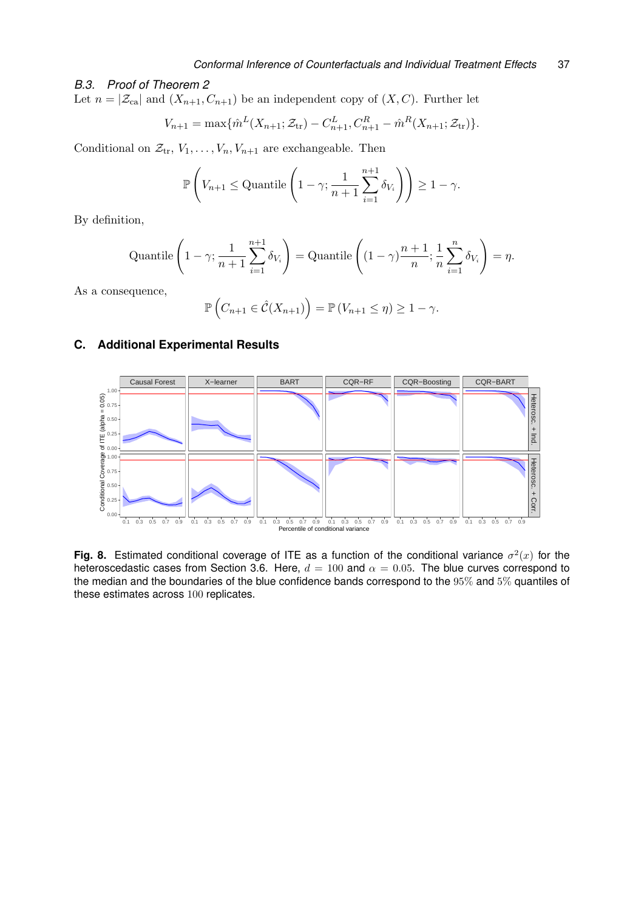### B.3. Proof of Theorem 2

Let $n = |\mathcal{Z}_{\text{ca}}|$ and $(X_{n+1}, C_{n+1})$ be an independent copy of $(X, C)$. Further let

$$V_{n+1} = \max\{\hat{m}^L(X_{n+1}; \mathcal{Z}_{\text{tr}}) - C_{n+1}^L, C_{n+1}^R - \hat{m}^R(X_{n+1}; \mathcal{Z}_{\text{tr}})\}.$$

Conditional on $\mathcal{Z}_{\text{tr}}$, $V_1, \ldots, V_n, V_{n+1}$ are exchangeable. Then

$$\mathbb{P}\left(V_{n+1} \le \text{Quantile}\left(1 - \gamma; \frac{1}{n+1}\sum_{i=1}^{n+1} \delta_{V_i}\right)\right) \ge 1 - \gamma.$$

By definition,

$$\text{Quantile}\left(1 - \gamma; \frac{1}{n+1}\sum_{i=1}^{n+1} \delta_{V_i}\right) = \text{Quantile}\left((1 - \gamma)\frac{n+1}{n}; \frac{1}{n}\sum_{i=1}^{n} \delta_{V_i}\right) = \eta.$$

As a consequence,

$$\mathbb{P}\left(C_{n+1} \in \hat{\mathcal{C}}(X_{n+1})\right) = \mathbb{P}\left(V_{n+1} \le \eta\right) \ge 1 - \gamma.$$

## C. Additional Experimental Results

**Fig. 8.** Estimated conditional coverage of ITE as a function of the conditional variance $\sigma^2(x)$ for the heteroscedastic cases from Section 3.6. Here, $d = 100$ and $\alpha = 0.05$. The blue curves correspond to the median and the boundaries of the blue confidence bands correspond to the $95\%$ and $5\%$ quantiles of these estimates across $100$ replicates.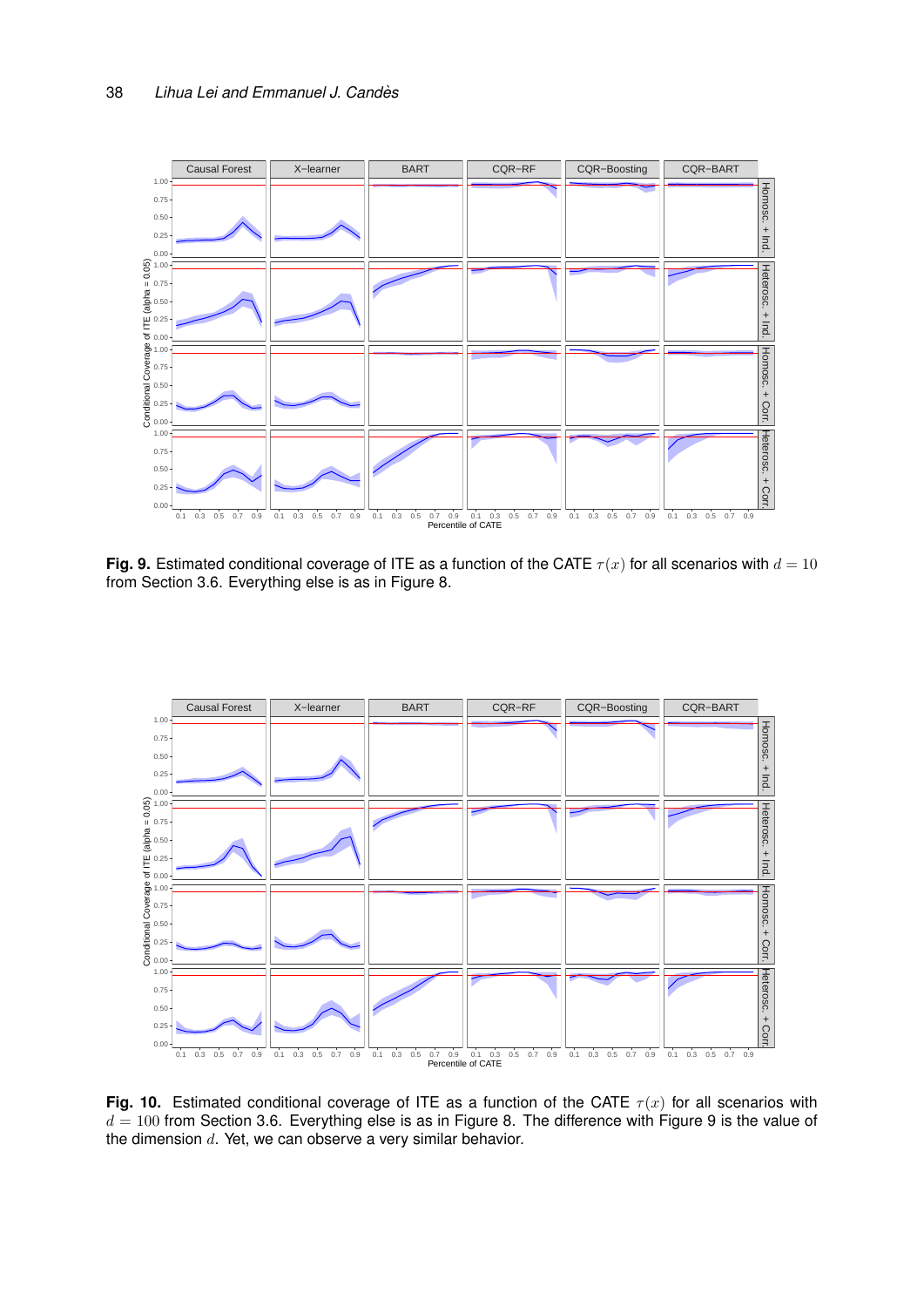Causal Forest

X−learner

BART

CQR−RF

CQR−Boosting

CQR−BART

Conditional Coverage of ITE (alpha = 0.05)

1.00
0.75
0.50
0.25
0.00

Homosc. + Ind.

Heterosc. + Ind.

Homosc. + Corr.

Heterosc. + Corr.

0.1 0.3 0.5 0.7 0.9

Percentile of CATE

**Fig. 9.** Estimated conditional coverage of ITE as a function of the CATE $\tau(x)$ for all scenarios with $d = 10$ from Section 3.6. Everything else is as in Figure 8.

Causal Forest

X−learner

BART

CQR−RF

CQR−Boosting

CQR−BART

Conditional Coverage of ITE (alpha = 0.05)

1.00
0.75
0.50
0.25
0.00

Homosc. + Ind.

Heterosc. + Ind.

Homosc. + Corr.

Heterosc. + Corr.

0.1 0.3 0.5 0.7 0.9

Percentile of CATE

**Fig. 10.** Estimated conditional coverage of ITE as a function of the CATE $\tau(x)$ for all scenarios with $d = 100$ from Section 3.6. Everything else is as in Figure 8. The difference with Figure 9 is the value of the dimension $d$. Yet, we can observe a very similar behavior.